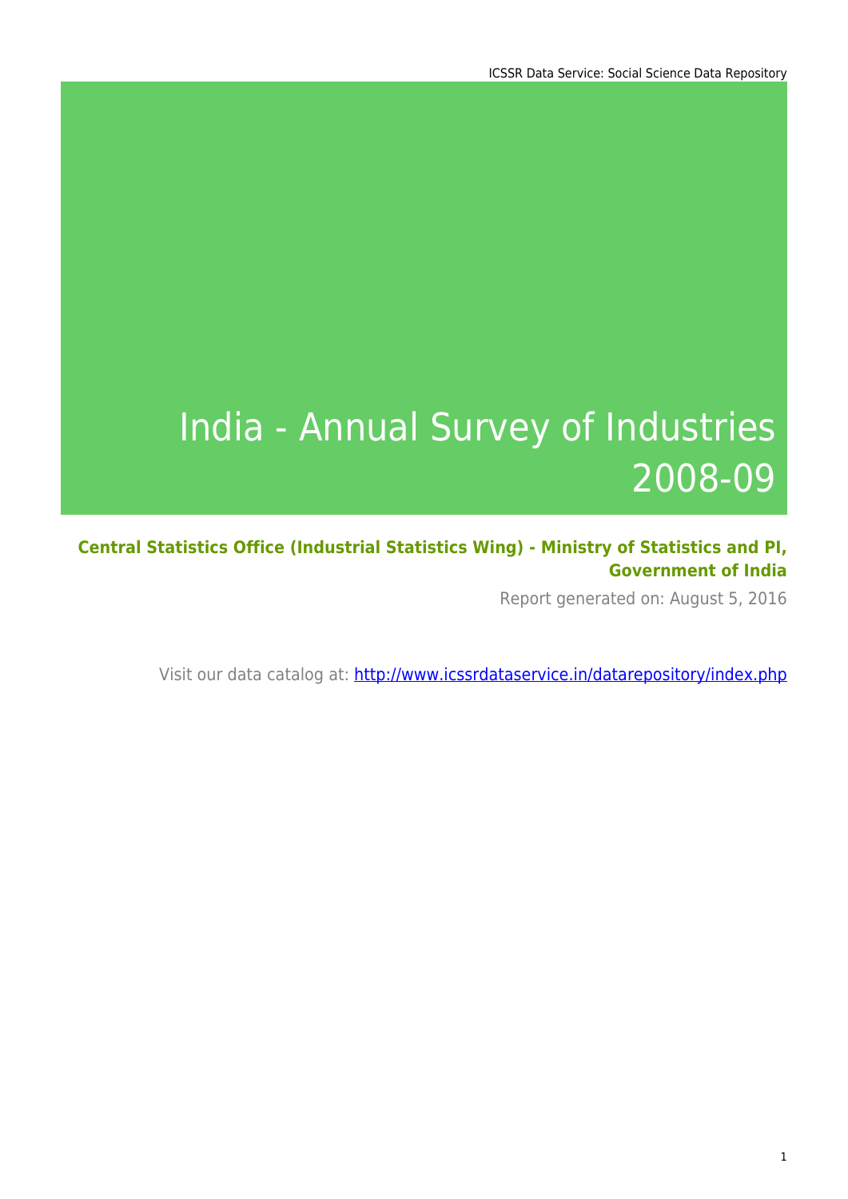# India - Annual Survey of Industries 2008-09

**Central Statistics Office (Industrial Statistics Wing) - Ministry of Statistics and PI, Government of India**

Report generated on: August 5, 2016

Visit our data catalog at: http://www.icssrdataservice.in/datarepository/index.php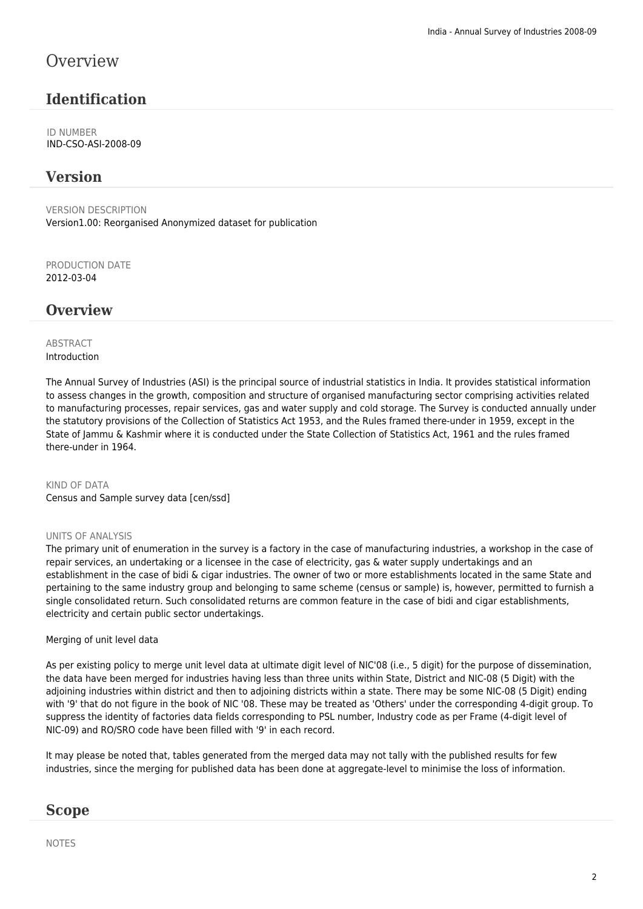# Overview

## Identification

ID NUMBER
IND-CSO-ASI-2008-09

## Version

VERSION DESCRIPTION
Version1.00: Reorganised Anonymized dataset for publication

PRODUCTION DATE
2012-03-04

## Overview

ABSTRACT
Introduction

The Annual Survey of Industries (ASI) is the principal source of industrial statistics in India. It provides statistical information to assess changes in the growth, composition and structure of organised manufacturing sector comprising activities related to manufacturing processes, repair services, gas and water supply and cold storage. The Survey is conducted annually under the statutory provisions of the Collection of Statistics Act 1953, and the Rules framed there-under in 1959, except in the State of Jammu & Kashmir where it is conducted under the State Collection of Statistics Act, 1961 and the rules framed there-under in 1964.

KIND OF DATA
Census and Sample survey data [cen/ssd]

UNITS OF ANALYSIS
The primary unit of enumeration in the survey is a factory in the case of manufacturing industries, a workshop in the case of repair services, an undertaking or a licensee in the case of electricity, gas & water supply undertakings and an establishment in the case of bidi & cigar industries. The owner of two or more establishments located in the same State and pertaining to the same industry group and belonging to same scheme (census or sample) is, however, permitted to furnish a single consolidated return. Such consolidated returns are common feature in the case of bidi and cigar establishments, electricity and certain public sector undertakings.

Merging of unit level data

As per existing policy to merge unit level data at ultimate digit level of NIC'08 (i.e., 5 digit) for the purpose of dissemination, the data have been merged for industries having less than three units within State, District and NIC-08 (5 Digit) with the adjoining industries within district and then to adjoining districts within a state. There may be some NIC-08 (5 Digit) ending with '9' that do not figure in the book of NIC '08. These may be treated as 'Others' under the corresponding 4-digit group. To suppress the identity of factories data fields corresponding to PSL number, Industry code as per Frame (4-digit level of NIC-09) and RO/SRO code have been filled with '9' in each record.

It may please be noted that, tables generated from the merged data may not tally with the published results for few industries, since the merging for published data has been done at aggregate-level to minimise the loss of information.

## Scope

NOTES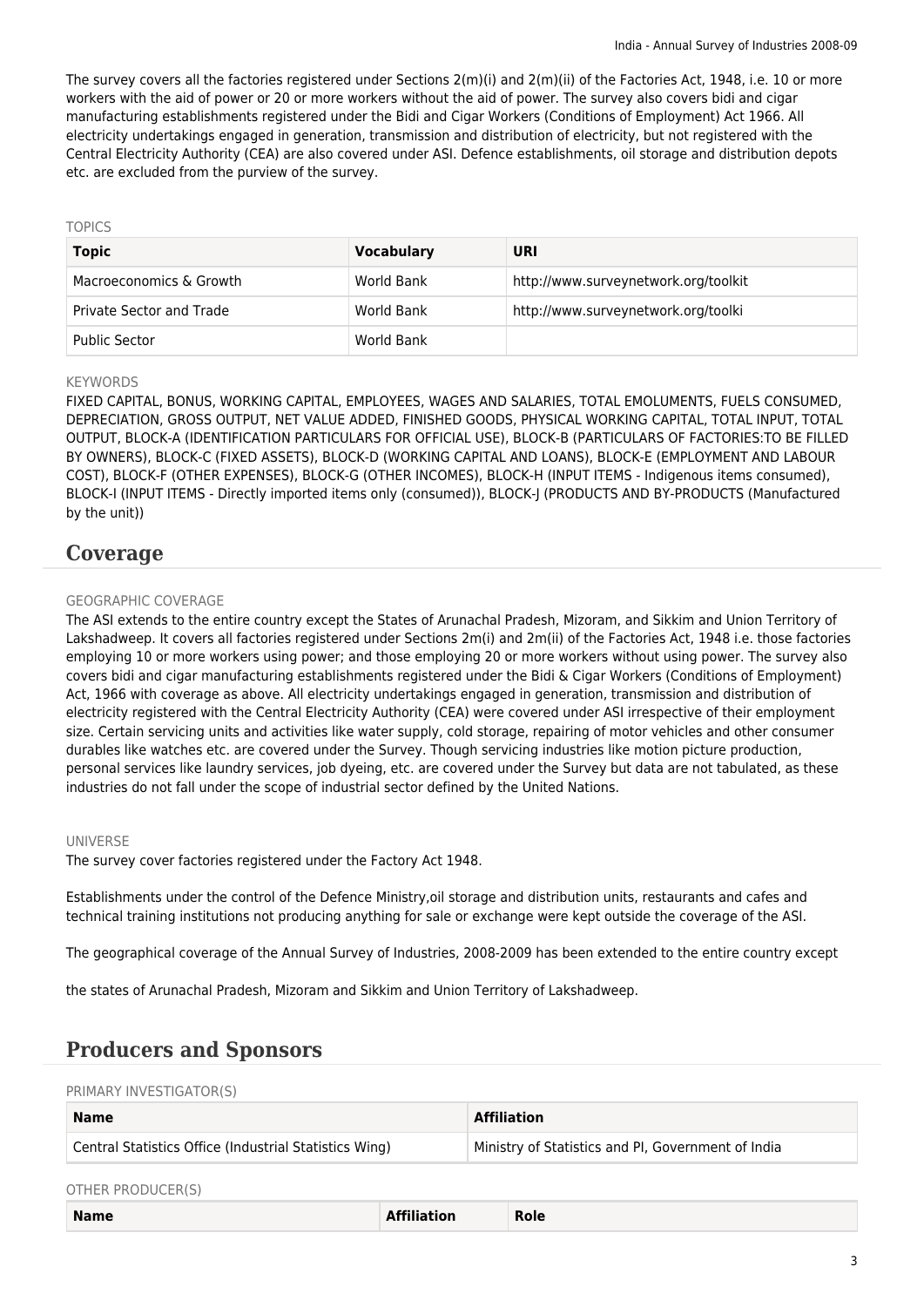The survey covers all the factories registered under Sections 2(m)(i) and 2(m)(ii) of the Factories Act, 1948, i.e. 10 or more workers with the aid of power or 20 or more workers without the aid of power. The survey also covers bidi and cigar manufacturing establishments registered under the Bidi and Cigar Workers (Conditions of Employment) Act 1966. All electricity undertakings engaged in generation, transmission and distribution of electricity, but not registered with the Central Electricity Authority (CEA) are also covered under ASI. Defence establishments, oil storage and distribution depots etc. are excluded from the purview of the survey.

TOPICS

| Topic | Vocabulary | URI |
| --- | --- | --- |
| Macroeconomics & Growth | World Bank | http://www.surveynetwork.org/toolkit |
| Private Sector and Trade | World Bank | http://www.surveynetwork.org/toolki |
| Public Sector | World Bank | |

KEYWORDS

FIXED CAPITAL, BONUS, WORKING CAPITAL, EMPLOYEES, WAGES AND SALARIES, TOTAL EMOLUMENTS, FUELS CONSUMED, DEPRECIATION, GROSS OUTPUT, NET VALUE ADDED, FINISHED GOODS, PHYSICAL WORKING CAPITAL, TOTAL INPUT, TOTAL OUTPUT, BLOCK-A (IDENTIFICATION PARTICULARS FOR OFFICIAL USE), BLOCK-B (PARTICULARS OF FACTORIES:TO BE FILLED BY OWNERS), BLOCK-C (FIXED ASSETS), BLOCK-D (WORKING CAPITAL AND LOANS), BLOCK-E (EMPLOYMENT AND LABOUR COST), BLOCK-F (OTHER EXPENSES), BLOCK-G (OTHER INCOMES), BLOCK-H (INPUT ITEMS - Indigenous items consumed), BLOCK-I (INPUT ITEMS - Directly imported items only (consumed)), BLOCK-J (PRODUCTS AND BY-PRODUCTS (Manufactured by the unit))

## Coverage

GEOGRAPHIC COVERAGE

The ASI extends to the entire country except the States of Arunachal Pradesh, Mizoram, and Sikkim and Union Territory of Lakshadweep. It covers all factories registered under Sections 2m(i) and 2m(ii) of the Factories Act, 1948 i.e. those factories employing 10 or more workers using power; and those employing 20 or more workers without using power. The survey also covers bidi and cigar manufacturing establishments registered under the Bidi & Cigar Workers (Conditions of Employment) Act, 1966 with coverage as above. All electricity undertakings engaged in generation, transmission and distribution of electricity registered with the Central Electricity Authority (CEA) were covered under ASI irrespective of their employment size. Certain servicing units and activities like water supply, cold storage, repairing of motor vehicles and other consumer durables like watches etc. are covered under the Survey. Though servicing industries like motion picture production, personal services like laundry services, job dyeing, etc. are covered under the Survey but data are not tabulated, as these industries do not fall under the scope of industrial sector defined by the United Nations.

UNIVERSE

The survey cover factories registered under the Factory Act 1948.

Establishments under the control of the Defence Ministry,oil storage and distribution units, restaurants and cafes and technical training institutions not producing anything for sale or exchange were kept outside the coverage of the ASI.

The geographical coverage of the Annual Survey of Industries, 2008-2009 has been extended to the entire country except

the states of Arunachal Pradesh, Mizoram and Sikkim and Union Territory of Lakshadweep.

## Producers and Sponsors

PRIMARY INVESTIGATOR(S)

| Name | Affiliation |
| --- | --- |
| Central Statistics Office (Industrial Statistics Wing) | Ministry of Statistics and PI, Government of India |

OTHER PRODUCER(S)

| Name | Affiliation | Role |
| --- | --- | --- |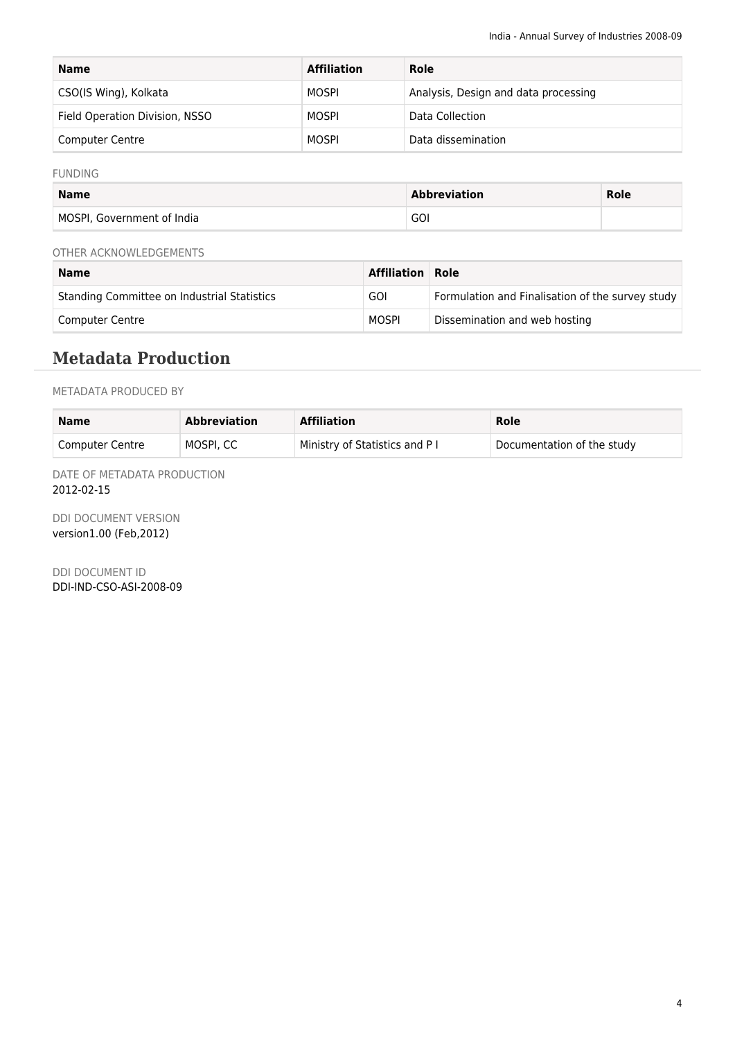| Name | Affiliation | Role |
|---|---|---|
| CSO(IS Wing), Kolkata | MOSPI | Analysis, Design and data processing |
| Field Operation Division, NSSO | MOSPI | Data Collection |
| Computer Centre | MOSPI | Data dissemination |

FUNDING

| Name | Abbreviation | Role |
|---|---|---|
| MOSPI, Government of India | GOI | |

OTHER ACKNOWLEDGEMENTS

| Name | Affiliation | Role |
|---|---|---|
| Standing Committee on Industrial Statistics | GOI | Formulation and Finalisation of the survey study |
| Computer Centre | MOSPI | Dissemination and web hosting |

## Metadata Production

METADATA PRODUCED BY

| Name | Abbreviation | Affiliation | Role |
|---|---|---|---|
| Computer Centre | MOSPI, CC | Ministry of Statistics and P I | Documentation of the study |

DATE OF METADATA PRODUCTION
2012-02-15

DDI DOCUMENT VERSION
version1.00 (Feb,2012)

DDI DOCUMENT ID
DDI-IND-CSO-ASI-2008-09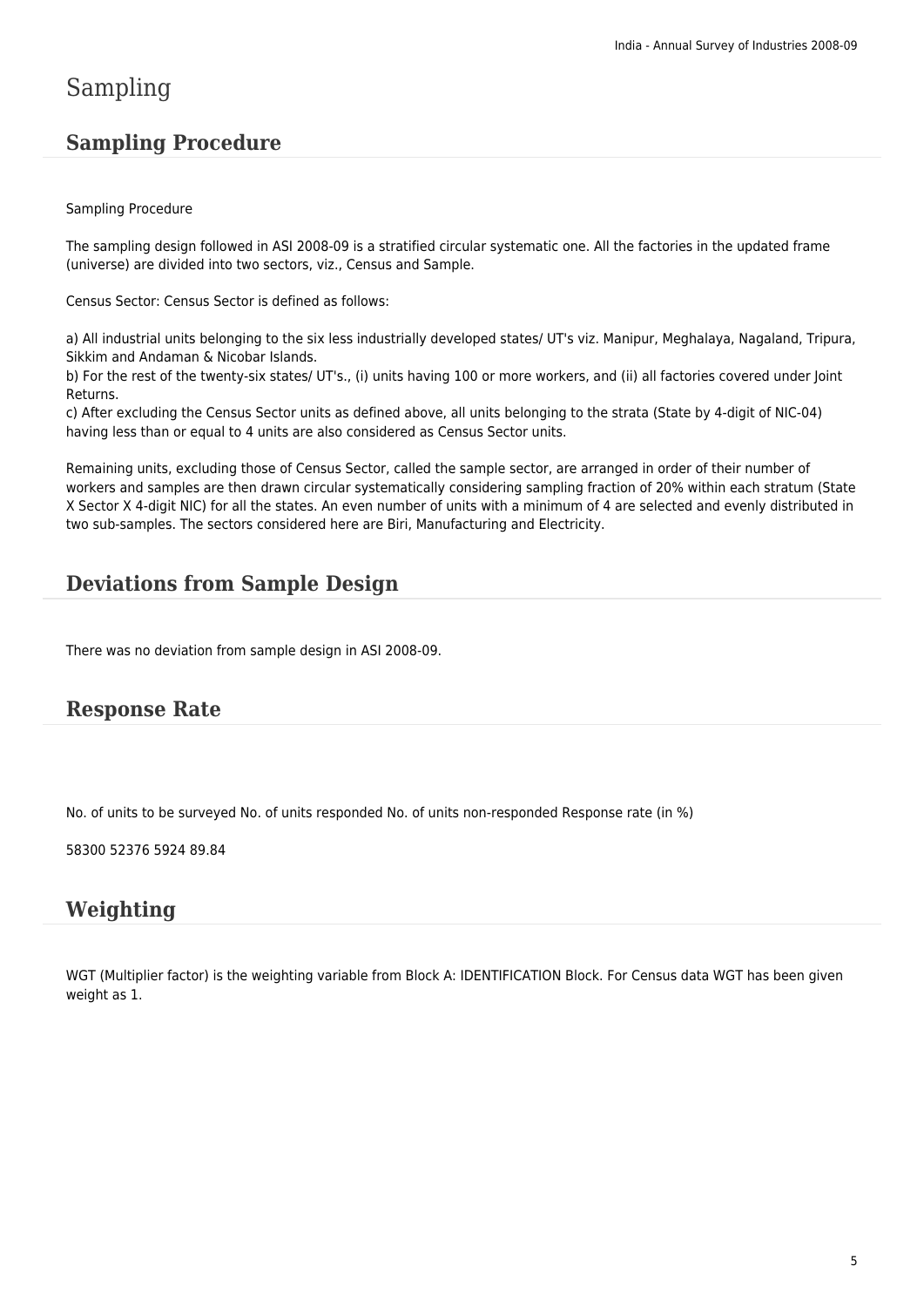# Sampling

## Sampling Procedure

Sampling Procedure

The sampling design followed in ASI 2008-09 is a stratified circular systematic one. All the factories in the updated frame (universe) are divided into two sectors, viz., Census and Sample.

Census Sector: Census Sector is defined as follows:

a) All industrial units belonging to the six less industrially developed states/ UT's viz. Manipur, Meghalaya, Nagaland, Tripura, Sikkim and Andaman & Nicobar Islands.
b) For the rest of the twenty-six states/ UT's., (i) units having 100 or more workers, and (ii) all factories covered under Joint Returns.
c) After excluding the Census Sector units as defined above, all units belonging to the strata (State by 4-digit of NIC-04) having less than or equal to 4 units are also considered as Census Sector units.

Remaining units, excluding those of Census Sector, called the sample sector, are arranged in order of their number of workers and samples are then drawn circular systematically considering sampling fraction of 20% within each stratum (State X Sector X 4-digit NIC) for all the states. An even number of units with a minimum of 4 are selected and evenly distributed in two sub-samples. The sectors considered here are Biri, Manufacturing and Electricity.

## Deviations from Sample Design

There was no deviation from sample design in ASI 2008-09.

## Response Rate

| No. of units to be surveyed | No. of units responded | No. of units non-responded | Response rate (in %) |
|---|---|---|---|
| 58300 | 52376 | 5924 | 89.84 |

## Weighting

WGT (Multiplier factor) is the weighting variable from Block A: IDENTIFICATION Block. For Census data WGT has been given weight as 1.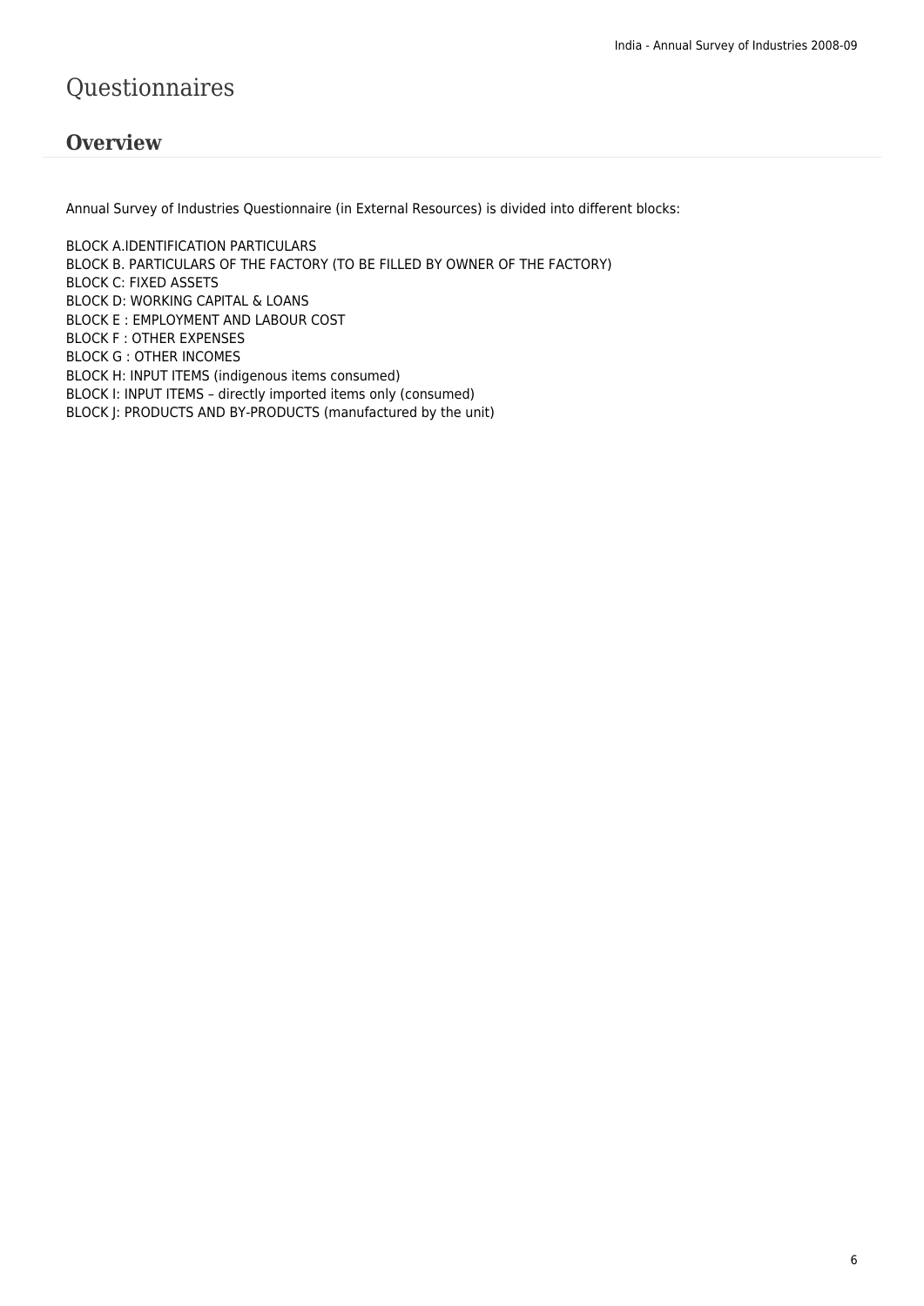# Questionnaires

## Overview

Annual Survey of Industries Questionnaire (in External Resources) is divided into different blocks:

BLOCK A.IDENTIFICATION PARTICULARS
BLOCK B. PARTICULARS OF THE FACTORY (TO BE FILLED BY OWNER OF THE FACTORY)
BLOCK C: FIXED ASSETS
BLOCK D: WORKING CAPITAL & LOANS
BLOCK E : EMPLOYMENT AND LABOUR COST
BLOCK F : OTHER EXPENSES
BLOCK G : OTHER INCOMES
BLOCK H: INPUT ITEMS (indigenous items consumed)
BLOCK I: INPUT ITEMS – directly imported items only (consumed)
BLOCK J: PRODUCTS AND BY-PRODUCTS (manufactured by the unit)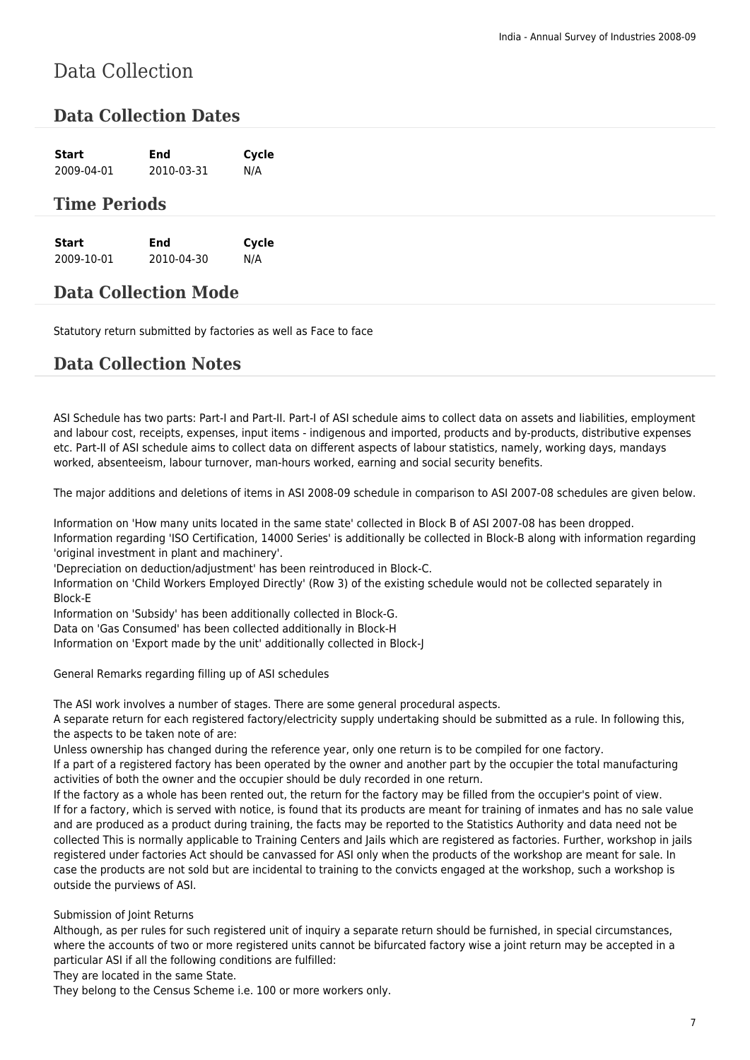# Data Collection

## Data Collection Dates

| Start | End | Cycle |
|---|---|---|
| 2009-04-01 | 2010-03-31 | N/A |

## Time Periods

| Start | End | Cycle |
|---|---|---|
| 2009-10-01 | 2010-04-30 | N/A |

## Data Collection Mode

Statutory return submitted by factories as well as Face to face

## Data Collection Notes

ASI Schedule has two parts: Part-I and Part-II. Part-I of ASI schedule aims to collect data on assets and liabilities, employment and labour cost, receipts, expenses, input items - indigenous and imported, products and by-products, distributive expenses etc. Part-II of ASI schedule aims to collect data on different aspects of labour statistics, namely, working days, mandays worked, absenteeism, labour turnover, man-hours worked, earning and social security benefits.

The major additions and deletions of items in ASI 2008-09 schedule in comparison to ASI 2007-08 schedules are given below.

Information on 'How many units located in the same state' collected in Block B of ASI 2007-08 has been dropped.
Information regarding 'ISO Certification, 14000 Series' is additionally be collected in Block-B along with information regarding 'original investment in plant and machinery'.
'Depreciation on deduction/adjustment' has been reintroduced in Block-C.
Information on 'Child Workers Employed Directly' (Row 3) of the existing schedule would not be collected separately in Block-E
Information on 'Subsidy' has been additionally collected in Block-G.
Data on 'Gas Consumed' has been collected additionally in Block-H
Information on 'Export made by the unit' additionally collected in Block-J

General Remarks regarding filling up of ASI schedules

The ASI work involves a number of stages. There are some general procedural aspects.
A separate return for each registered factory/electricity supply undertaking should be submitted as a rule. In following this, the aspects to be taken note of are:
Unless ownership has changed during the reference year, only one return is to be compiled for one factory.
If a part of a registered factory has been operated by the owner and another part by the occupier the total manufacturing activities of both the owner and the occupier should be duly recorded in one return.
If the factory as a whole has been rented out, the return for the factory may be filled from the occupier's point of view.
If for a factory, which is served with notice, is found that its products are meant for training of inmates and has no sale value and are produced as a product during training, the facts may be reported to the Statistics Authority and data need not be collected This is normally applicable to Training Centers and Jails which are registered as factories. Further, workshop in jails registered under factories Act should be canvassed for ASI only when the products of the workshop are meant for sale. In case the products are not sold but are incidental to training to the convicts engaged at the workshop, such a workshop is outside the purviews of ASI.

Submission of Joint Returns
Although, as per rules for such registered unit of inquiry a separate return should be furnished, in special circumstances, where the accounts of two or more registered units cannot be bifurcated factory wise a joint return may be accepted in a particular ASI if all the following conditions are fulfilled:
They are located in the same State.
They belong to the Census Scheme i.e. 100 or more workers only.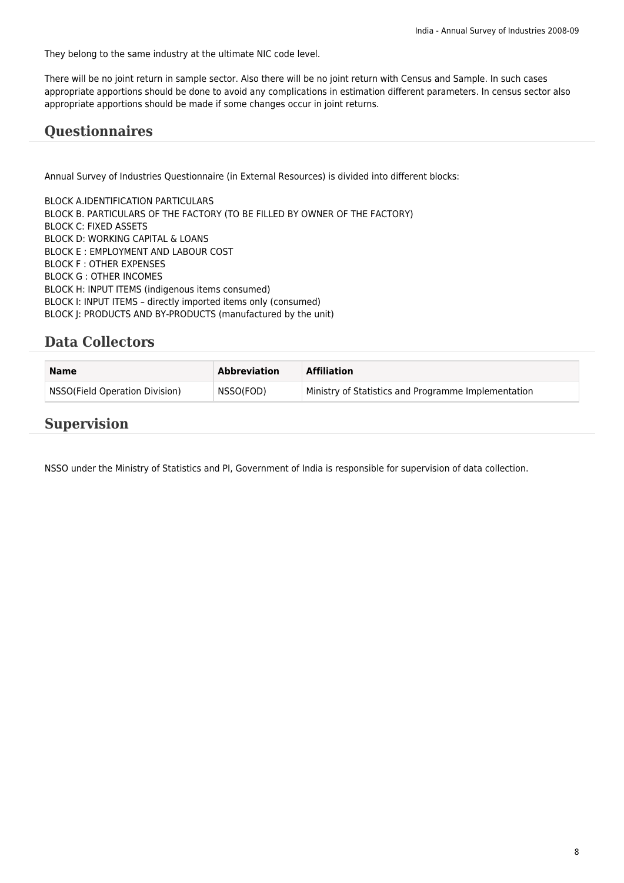They belong to the same industry at the ultimate NIC code level.

There will be no joint return in sample sector. Also there will be no joint return with Census and Sample. In such cases appropriate apportions should be done to avoid any complications in estimation different parameters. In census sector also appropriate apportions should be made if some changes occur in joint returns.

## Questionnaires

Annual Survey of Industries Questionnaire (in External Resources) is divided into different blocks:

BLOCK A.IDENTIFICATION PARTICULARS
BLOCK B. PARTICULARS OF THE FACTORY (TO BE FILLED BY OWNER OF THE FACTORY)
BLOCK C: FIXED ASSETS
BLOCK D: WORKING CAPITAL & LOANS
BLOCK E : EMPLOYMENT AND LABOUR COST
BLOCK F : OTHER EXPENSES
BLOCK G : OTHER INCOMES
BLOCK H: INPUT ITEMS (indigenous items consumed)
BLOCK I: INPUT ITEMS – directly imported items only (consumed)
BLOCK J: PRODUCTS AND BY-PRODUCTS (manufactured by the unit)

## Data Collectors

| Name | Abbreviation | Affiliation |
| --- | --- | --- |
| NSSO(Field Operation Division) | NSSO(FOD) | Ministry of Statistics and Programme Implementation |

## Supervision

NSSO under the Ministry of Statistics and PI, Government of India is responsible for supervision of data collection.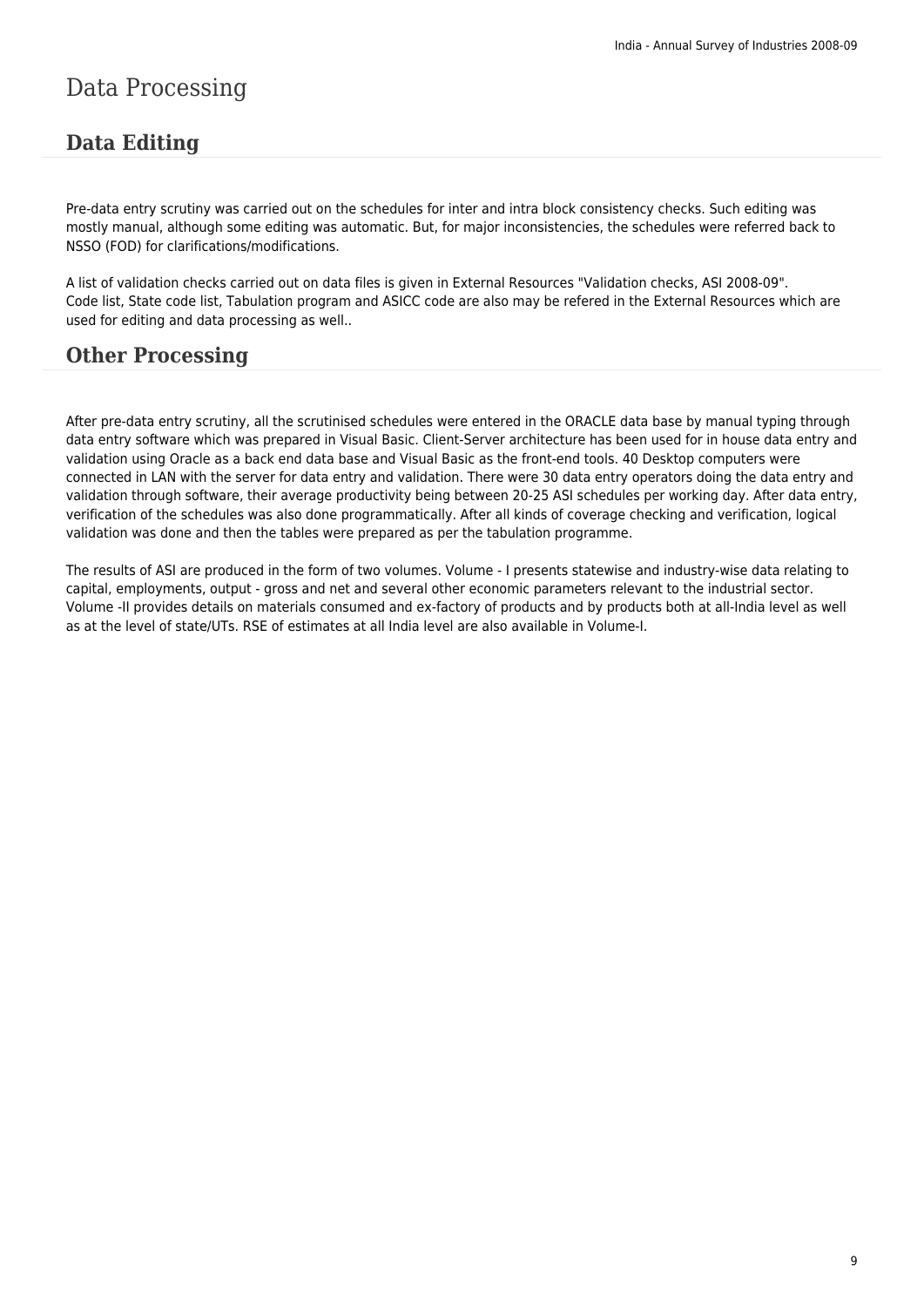# Data Processing

## Data Editing

Pre-data entry scrutiny was carried out on the schedules for inter and intra block consistency checks. Such editing was mostly manual, although some editing was automatic. But, for major inconsistencies, the schedules were referred back to NSSO (FOD) for clarifications/modifications.

A list of validation checks carried out on data files is given in External Resources "Validation checks, ASI 2008-09". Code list, State code list, Tabulation program and ASICC code are also may be refered in the External Resources which are used for editing and data processing as well..

## Other Processing

After pre-data entry scrutiny, all the scrutinised schedules were entered in the ORACLE data base by manual typing through data entry software which was prepared in Visual Basic. Client-Server architecture has been used for in house data entry and validation using Oracle as a back end data base and Visual Basic as the front-end tools. 40 Desktop computers were connected in LAN with the server for data entry and validation. There were 30 data entry operators doing the data entry and validation through software, their average productivity being between 20-25 ASI schedules per working day. After data entry, verification of the schedules was also done programmatically. After all kinds of coverage checking and verification, logical validation was done and then the tables were prepared as per the tabulation programme.

The results of ASI are produced in the form of two volumes. Volume - I presents statewise and industry-wise data relating to capital, employments, output - gross and net and several other economic parameters relevant to the industrial sector. Volume -II provides details on materials consumed and ex-factory of products and by products both at all-India level as well as at the level of state/UTs. RSE of estimates at all India level are also available in Volume-I.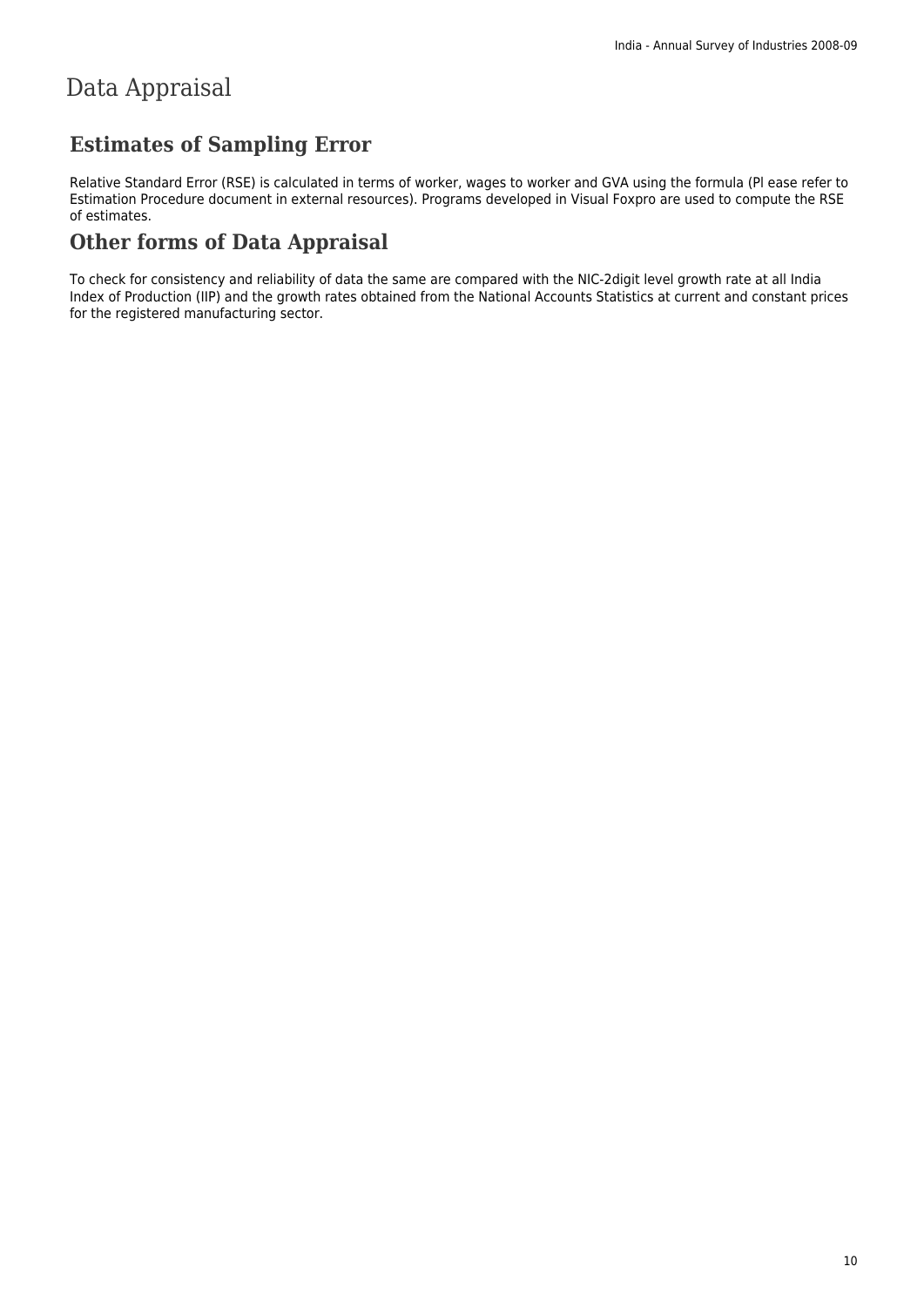# Data Appraisal

## Estimates of Sampling Error

Relative Standard Error (RSE) is calculated in terms of worker, wages to worker and GVA using the formula (Pl ease refer to Estimation Procedure document in external resources). Programs developed in Visual Foxpro are used to compute the RSE of estimates.

## Other forms of Data Appraisal

To check for consistency and reliability of data the same are compared with the NIC-2digit level growth rate at all India Index of Production (IIP) and the growth rates obtained from the National Accounts Statistics at current and constant prices for the registered manufacturing sector.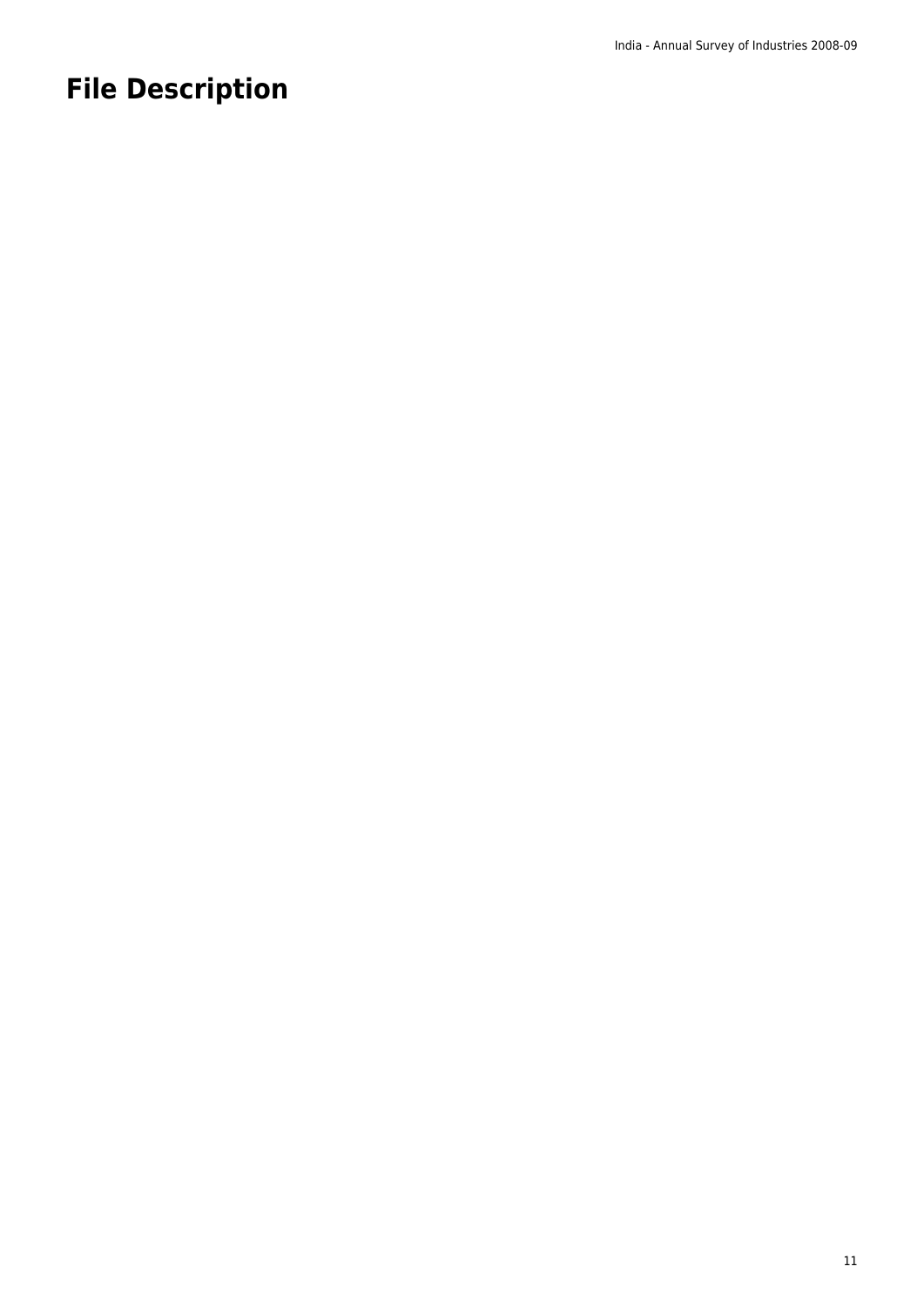# File Description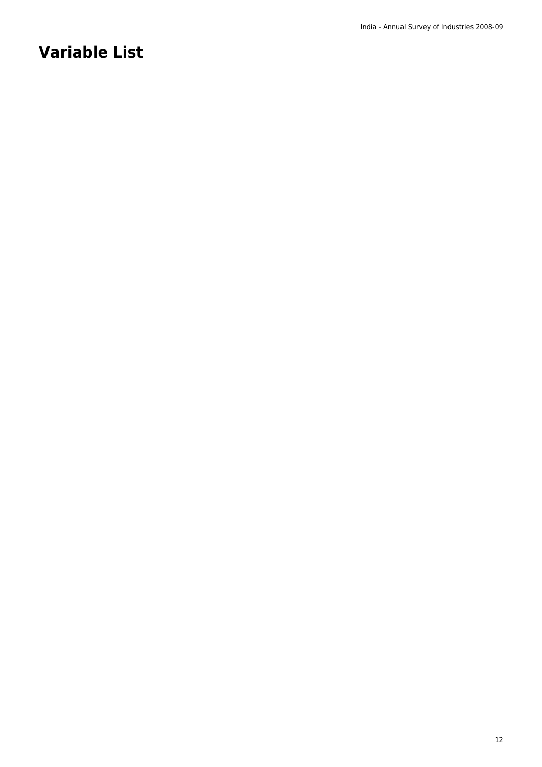# Variable List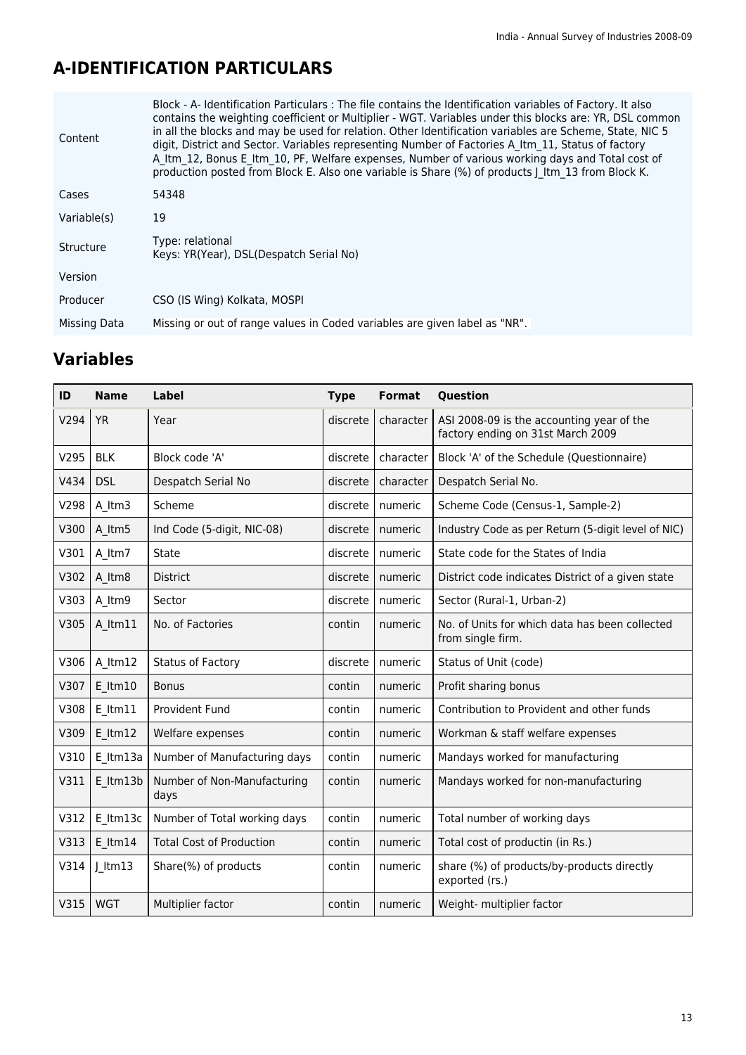# A-IDENTIFICATION PARTICULARS

| | |
|---|---|
| Content | Block - A- Identification Particulars : The file contains the Identification variables of Factory. It also contains the weighting coefficient or Multiplier - WGT. Variables under this blocks are: YR, DSL common in all the blocks and may be used for relation. Other Identification variables are Scheme, State, NIC 5 digit, District and Sector. Variables representing Number of Factories A_Itm_11, Status of factory A_Itm_12, Bonus E_Itm_10, PF, Welfare expenses, Number of various working days and Total cost of production posted from Block E. Also one variable is Share (%) of products J_Itm_13 from Block K. |
| Cases | 54348 |
| Variable(s) | 19 |
| Structure | Type: relational<br>Keys: YR(Year), DSL(Despatch Serial No) |
| Version | |
| Producer | CSO (IS Wing) Kolkata, MOSPI |
| Missing Data | Missing or out of range values in Coded variables are given label as "NR". |

## Variables

| ID | Name | Label | Type | Format | Question |
|---|---|---|---|---|---|
| V294 | YR | Year | discrete | character | ASI 2008-09 is the accounting year of the factory ending on 31st March 2009 |
| V295 | BLK | Block code 'A' | discrete | character | Block 'A' of the Schedule (Questionnaire) |
| V434 | DSL | Despatch Serial No | discrete | character | Despatch Serial No. |
| V298 | A_Itm3 | Scheme | discrete | numeric | Scheme Code (Census-1, Sample-2) |
| V300 | A_Itm5 | Ind Code (5-digit, NIC-08) | discrete | numeric | Industry Code as per Return (5-digit level of NIC) |
| V301 | A_Itm7 | State | discrete | numeric | State code for the States of India |
| V302 | A_Itm8 | District | discrete | numeric | District code indicates District of a given state |
| V303 | A_Itm9 | Sector | discrete | numeric | Sector (Rural-1, Urban-2) |
| V305 | A_Itm11 | No. of Factories | contin | numeric | No. of Units for which data has been collected from single firm. |
| V306 | A_Itm12 | Status of Factory | discrete | numeric | Status of Unit (code) |
| V307 | E_Itm10 | Bonus | contin | numeric | Profit sharing bonus |
| V308 | E_Itm11 | Provident Fund | contin | numeric | Contribution to Provident and other funds |
| V309 | E_Itm12 | Welfare expenses | contin | numeric | Workman & staff welfare expenses |
| V310 | E_Itm13a | Number of Manufacturing days | contin | numeric | Mandays worked for manufacturing |
| V311 | E_Itm13b | Number of Non-Manufacturing days | contin | numeric | Mandays worked for non-manufacturing |
| V312 | E_Itm13c | Number of Total working days | contin | numeric | Total number of working days |
| V313 | E_Itm14 | Total Cost of Production | contin | numeric | Total cost of productin (in Rs.) |
| V314 | J_Itm13 | Share(%) of products | contin | numeric | share (%) of products/by-products directly exported (rs.) |
| V315 | WGT | Multiplier factor | contin | numeric | Weight- multiplier factor |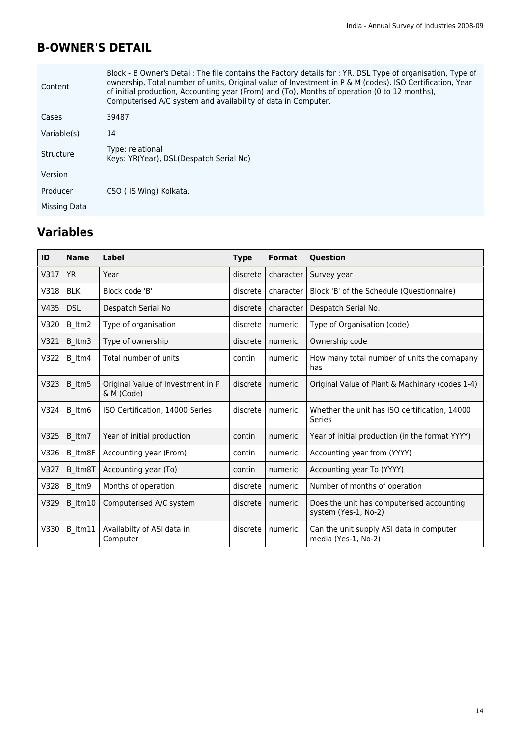## B-OWNER'S DETAIL

| | |
|---|---|
| Content | Block - B Owner's Detai : The file contains the Factory details for : YR, DSL Type of organisation, Type of ownership, Total number of units, Original value of Investment in P & M (codes), ISO Certification, Year of initial production, Accounting year (From) and (To), Months of operation (0 to 12 months), Computerised A/C system and availability of data in Computer. |
| Cases | 39487 |
| Variable(s) | 14 |
| Structure | Type: relational<br>Keys: YR(Year), DSL(Despatch Serial No) |
| Version | |
| Producer | CSO ( IS Wing) Kolkata. |
| Missing Data | |

## Variables

| ID | Name | Label | Type | Format | Question |
|---|---|---|---|---|---|
| V317 | YR | Year | discrete | character | Survey year |
| V318 | BLK | Block code 'B' | discrete | character | Block 'B' of the Schedule (Questionnaire) |
| V435 | DSL | Despatch Serial No | discrete | character | Despatch Serial No. |
| V320 | B_Itm2 | Type of organisation | discrete | numeric | Type of Organisation (code) |
| V321 | B_Itm3 | Type of ownership | discrete | numeric | Ownership code |
| V322 | B_Itm4 | Total number of units | contin | numeric | How many total number of units the comapany has |
| V323 | B_Itm5 | Original Value of Investment in P & M (Code) | discrete | numeric | Original Value of Plant & Machinary (codes 1-4) |
| V324 | B_Itm6 | ISO Certification, 14000 Series | discrete | numeric | Whether the unit has ISO certification, 14000 Series |
| V325 | B_Itm7 | Year of initial production | contin | numeric | Year of initial production (in the format YYYY) |
| V326 | B_Itm8F | Accounting year (From) | contin | numeric | Accounting year from (YYYY) |
| V327 | B_Itm8T | Accounting year (To) | contin | numeric | Accounting year To (YYYY) |
| V328 | B_Itm9 | Months of operation | discrete | numeric | Number of months of operation |
| V329 | B_Itm10 | Computerised A/C system | discrete | numeric | Does the unit has computerised accounting system (Yes-1, No-2) |
| V330 | B_Itm11 | Availabilty of ASI data in Computer | discrete | numeric | Can the unit supply ASI data in computer media (Yes-1, No-2) |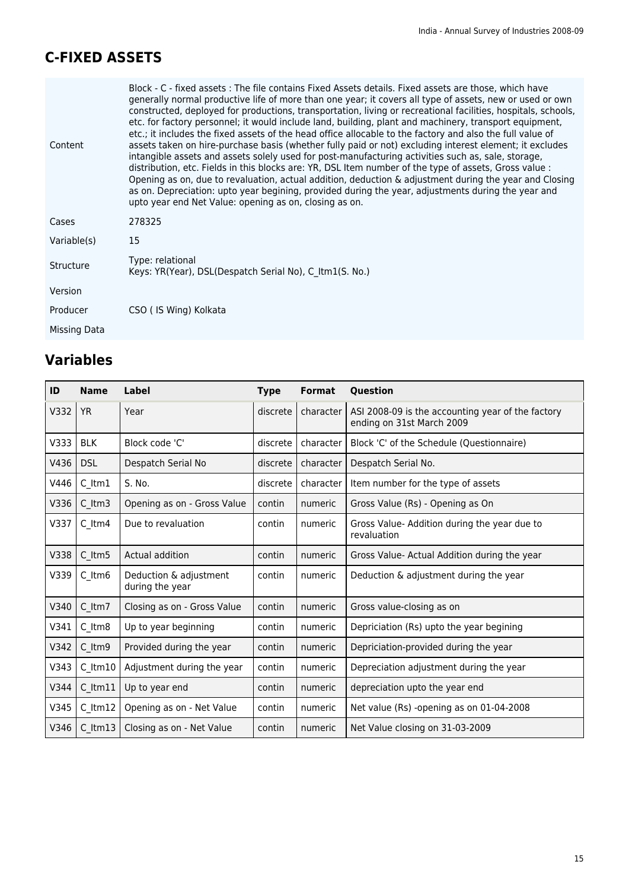# C-FIXED ASSETS

| | |
|---|---|
| Content | Block - C - fixed assets : The file contains Fixed Assets details. Fixed assets are those, which have generally normal productive life of more than one year; it covers all type of assets, new or used or own constructed, deployed for productions, transportation, living or recreational facilities, hospitals, schools, etc. for factory personnel; it would include land, building, plant and machinery, transport equipment, etc.; it includes the fixed assets of the head office allocable to the factory and also the full value of assets taken on hire-purchase basis (whether fully paid or not) excluding interest element; it excludes intangible assets and assets solely used for post-manufacturing activities such as, sale, storage, distribution, etc. Fields in this blocks are: YR, DSL Item number of the type of assets, Gross value : Opening as on, due to revaluation, actual addition, deduction & adjustment during the year and Closing as on. Depreciation: upto year begining, provided during the year, adjustments during the year and upto year end Net Value: opening as on, closing as on. |
| Cases | 278325 |
| Variable(s) | 15 |
| Structure | Type: relational<br>Keys: YR(Year), DSL(Despatch Serial No), C_Itm1(S. No.) |
| Version | |
| Producer | CSO ( IS Wing) Kolkata |
| Missing Data | |

## Variables

| ID | Name | Label | Type | Format | Question |
|---|---|---|---|---|---|
| V332 | YR | Year | discrete | character | ASI 2008-09 is the accounting year of the factory ending on 31st March 2009 |
| V333 | BLK | Block code 'C' | discrete | character | Block 'C' of the Schedule (Questionnaire) |
| V436 | DSL | Despatch Serial No | discrete | character | Despatch Serial No. |
| V446 | C_Itm1 | S. No. | discrete | character | Item number for the type of assets |
| V336 | C_Itm3 | Opening as on - Gross Value | contin | numeric | Gross Value (Rs) - Opening as On |
| V337 | C_Itm4 | Due to revaluation | contin | numeric | Gross Value- Addition during the year due to revaluation |
| V338 | C_Itm5 | Actual addition | contin | numeric | Gross Value- Actual Addition during the year |
| V339 | C_Itm6 | Deduction & adjustment during the year | contin | numeric | Deduction & adjustment during the year |
| V340 | C_Itm7 | Closing as on - Gross Value | contin | numeric | Gross value-closing as on |
| V341 | C_Itm8 | Up to year beginning | contin | numeric | Depriciation (Rs) upto the year begining |
| V342 | C_Itm9 | Provided during the year | contin | numeric | Depriciation-provided during the year |
| V343 | C_Itm10 | Adjustment during the year | contin | numeric | Depreciation adjustment during the year |
| V344 | C_Itm11 | Up to year end | contin | numeric | depreciation upto the year end |
| V345 | C_Itm12 | Opening as on - Net Value | contin | numeric | Net value (Rs) -opening as on 01-04-2008 |
| V346 | C_Itm13 | Closing as on - Net Value | contin | numeric | Net Value closing on 31-03-2009 |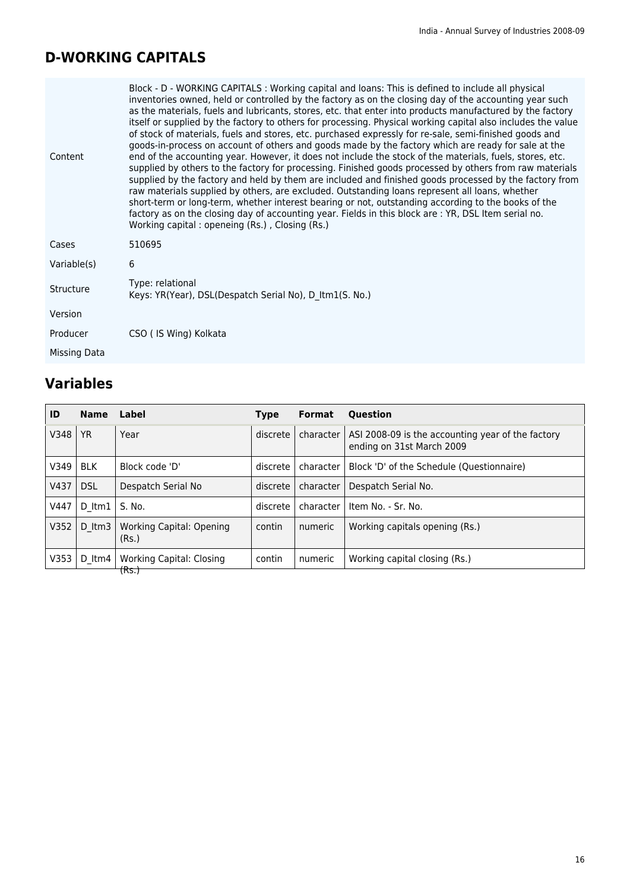## D-WORKING CAPITALS

| | |
|---|---|
| Content | Block - D - WORKING CAPITALS : Working capital and loans: This is defined to include all physical inventories owned, held or controlled by the factory as on the closing day of the accounting year such as the materials, fuels and lubricants, stores, etc. that enter into products manufactured by the factory itself or supplied by the factory to others for processing. Physical working capital also includes the value of stock of materials, fuels and stores, etc. purchased expressly for re-sale, semi-finished goods and goods-in-process on account of others and goods made by the factory which are ready for sale at the end of the accounting year. However, it does not include the stock of the materials, fuels, stores, etc. supplied by others to the factory for processing. Finished goods processed by others from raw materials supplied by the factory and held by them are included and finished goods processed by the factory from raw materials supplied by others, are excluded. Outstanding loans represent all loans, whether short-term or long-term, whether interest bearing or not, outstanding according to the books of the factory as on the closing day of accounting year. Fields in this block are : YR, DSL Item serial no. Working capital : openeing (Rs.) , Closing (Rs.) |
| Cases | 510695 |
| Variable(s) | 6 |
| Structure | Type: relational<br>Keys: YR(Year), DSL(Despatch Serial No), D_Itm1(S. No.) |
| Version | |
| Producer | CSO ( IS Wing) Kolkata |
| Missing Data | |

## Variables

| ID | Name | Label | Type | Format | Question |
|---|---|---|---|---|---|
| V348 | YR | Year | discrete | character | ASI 2008-09 is the accounting year of the factory ending on 31st March 2009 |
| V349 | BLK | Block code 'D' | discrete | character | Block 'D' of the Schedule (Questionnaire) |
| V437 | DSL | Despatch Serial No | discrete | character | Despatch Serial No. |
| V447 | D_Itm1 | S. No. | discrete | character | Item No. - Sr. No. |
| V352 | D_Itm3 | Working Capital: Opening (Rs.) | contin | numeric | Working capitals opening (Rs.) |
| V353 | D_Itm4 | Working Capital: Closing (Rs.) | contin | numeric | Working capital closing (Rs.) |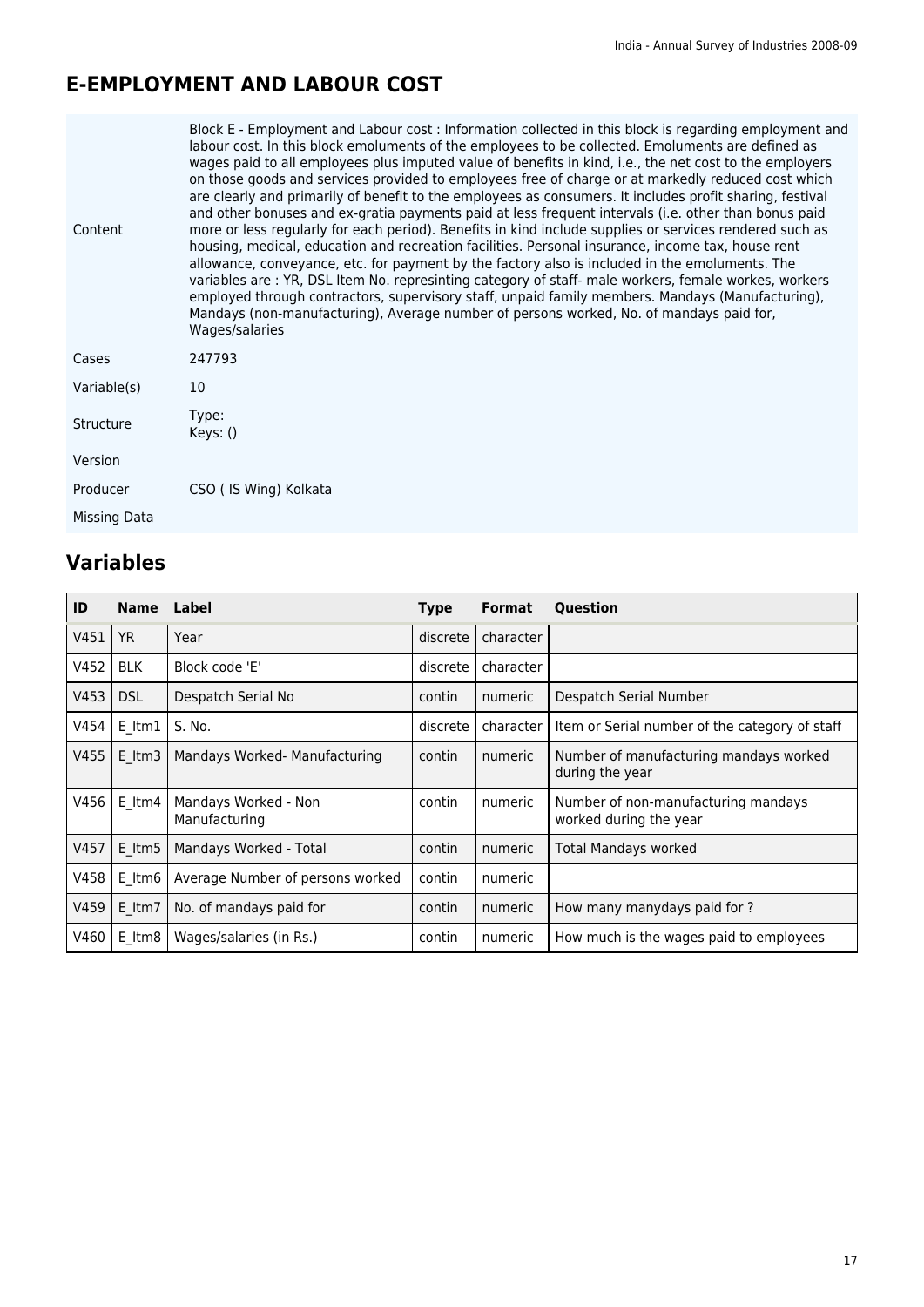# E-EMPLOYMENT AND LABOUR COST

| | |
|---|---|
| Content | Block E - Employment and Labour cost : Information collected in this block is regarding employment and labour cost. In this block emoluments of the employees to be collected. Emoluments are defined as wages paid to all employees plus imputed value of benefits in kind, i.e., the net cost to the employers on those goods and services provided to employees free of charge or at markedly reduced cost which are clearly and primarily of benefit to the employees as consumers. It includes profit sharing, festival and other bonuses and ex-gratia payments paid at less frequent intervals (i.e. other than bonus paid more or less regularly for each period). Benefits in kind include supplies or services rendered such as housing, medical, education and recreation facilities. Personal insurance, income tax, house rent allowance, conveyance, etc. for payment by the factory also is included in the emoluments. The variables are : YR, DSL Item No. represinting category of staff- male workers, female workes, workers employed through contractors, supervisory staff, unpaid family members. Mandays (Manufacturing), Mandays (non-manufacturing), Average number of persons worked, No. of mandays paid for, Wages/salaries |
| Cases | 247793 |
| Variable(s) | 10 |
| Structure | Type:<br>Keys: () |
| Version | |
| Producer | CSO ( IS Wing) Kolkata |
| Missing Data | |

## Variables

| ID | Name | Label | Type | Format | Question |
|---|---|---|---|---|---|
| V451 | YR | Year | discrete | character | |
| V452 | BLK | Block code 'E' | discrete | character | |
| V453 | DSL | Despatch Serial No | contin | numeric | Despatch Serial Number |
| V454 | E_Itm1 | S. No. | discrete | character | Item or Serial number of the category of staff |
| V455 | E_Itm3 | Mandays Worked- Manufacturing | contin | numeric | Number of manufacturing mandays worked during the year |
| V456 | E_Itm4 | Mandays Worked - Non Manufacturing | contin | numeric | Number of non-manufacturing mandays worked during the year |
| V457 | E_Itm5 | Mandays Worked - Total | contin | numeric | Total Mandays worked |
| V458 | E_Itm6 | Average Number of persons worked | contin | numeric | |
| V459 | E_Itm7 | No. of mandays paid for | contin | numeric | How many manydays paid for ? |
| V460 | E_Itm8 | Wages/salaries (in Rs.) | contin | numeric | How much is the wages paid to employees |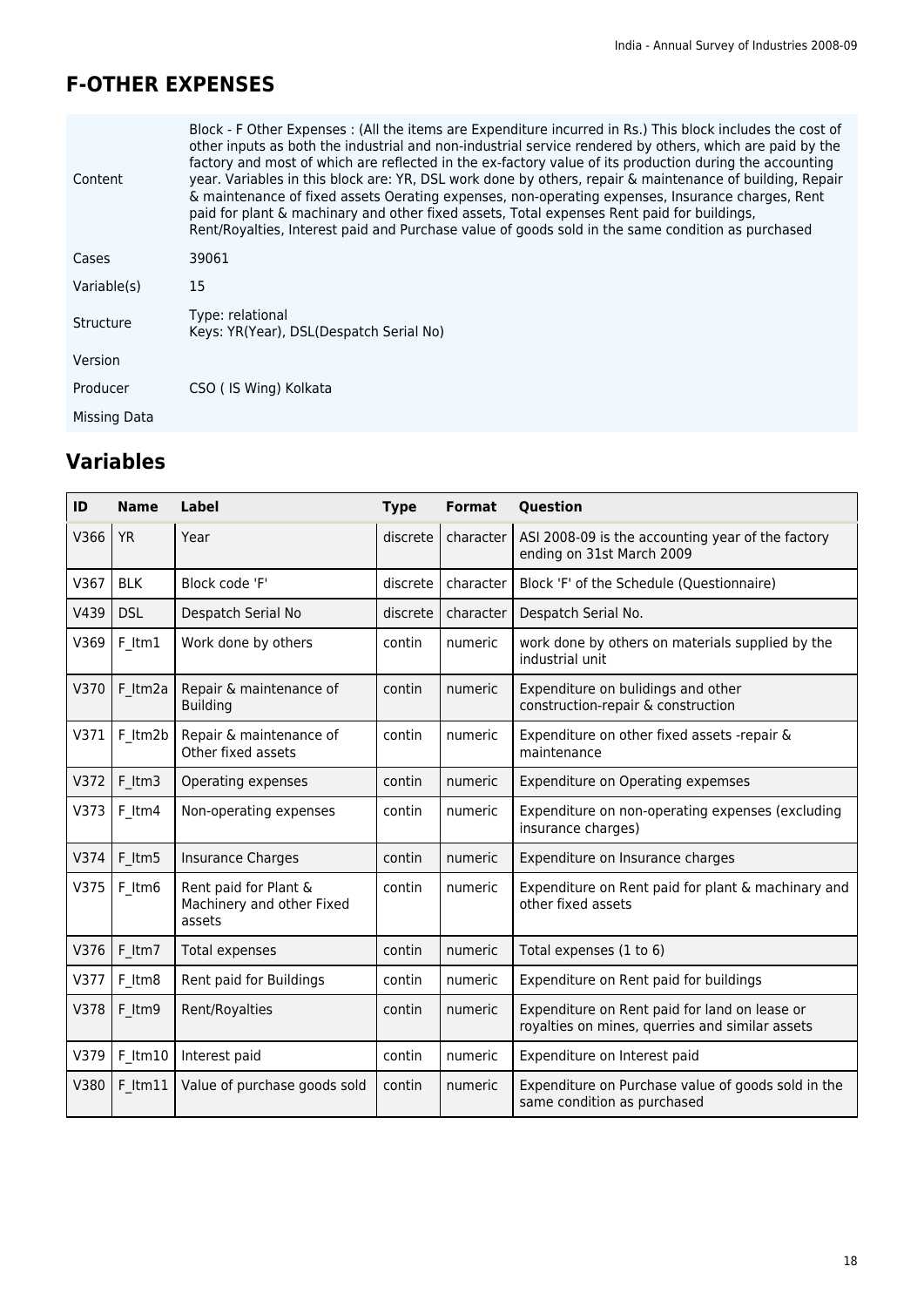## F-OTHER EXPENSES

| | |
|---|---|
| Content | Block - F Other Expenses : (All the items are Expenditure incurred in Rs.) This block includes the cost of other inputs as both the industrial and non-industrial service rendered by others, which are paid by the factory and most of which are reflected in the ex-factory value of its production during the accounting year. Variables in this block are: YR, DSL work done by others, repair & maintenance of building, Repair & maintenance of fixed assets Oerating expenses, non-operating expenses, Insurance charges, Rent paid for plant & machinary and other fixed assets, Total expenses Rent paid for buildings, Rent/Royalties, Interest paid and Purchase value of goods sold in the same condition as purchased |
| Cases | 39061 |
| Variable(s) | 15 |
| Structure | Type: relational<br>Keys: YR(Year), DSL(Despatch Serial No) |
| Version | |
| Producer | CSO ( IS Wing) Kolkata |
| Missing Data | |

## Variables

| ID | Name | Label | Type | Format | Question |
|---|---|---|---|---|---|
| V366 | YR | Year | discrete | character | ASI 2008-09 is the accounting year of the factory ending on 31st March 2009 |
| V367 | BLK | Block code 'F' | discrete | character | Block 'F' of the Schedule (Questionnaire) |
| V439 | DSL | Despatch Serial No | discrete | character | Despatch Serial No. |
| V369 | F_Itm1 | Work done by others | contin | numeric | work done by others on materials supplied by the industrial unit |
| V370 | F_Itm2a | Repair & maintenance of Building | contin | numeric | Expenditure on bulidings and other construction-repair & construction |
| V371 | F_Itm2b | Repair & maintenance of Other fixed assets | contin | numeric | Expenditure on other fixed assets -repair & maintenance |
| V372 | F_Itm3 | Operating expenses | contin | numeric | Expenditure on Operating expemses |
| V373 | F_Itm4 | Non-operating expenses | contin | numeric | Expenditure on non-operating expenses (excluding insurance charges) |
| V374 | F_Itm5 | Insurance Charges | contin | numeric | Expenditure on Insurance charges |
| V375 | F_Itm6 | Rent paid for Plant & Machinery and other Fixed assets | contin | numeric | Expenditure on Rent paid for plant & machinary and other fixed assets |
| V376 | F_Itm7 | Total expenses | contin | numeric | Total expenses (1 to 6) |
| V377 | F_Itm8 | Rent paid for Buildings | contin | numeric | Expenditure on Rent paid for buildings |
| V378 | F_Itm9 | Rent/Royalties | contin | numeric | Expenditure on Rent paid for land on lease or royalties on mines, querries and similar assets |
| V379 | F_Itm10 | Interest paid | contin | numeric | Expenditure on Interest paid |
| V380 | F_Itm11 | Value of purchase goods sold | contin | numeric | Expenditure on Purchase value of goods sold in the same condition as purchased |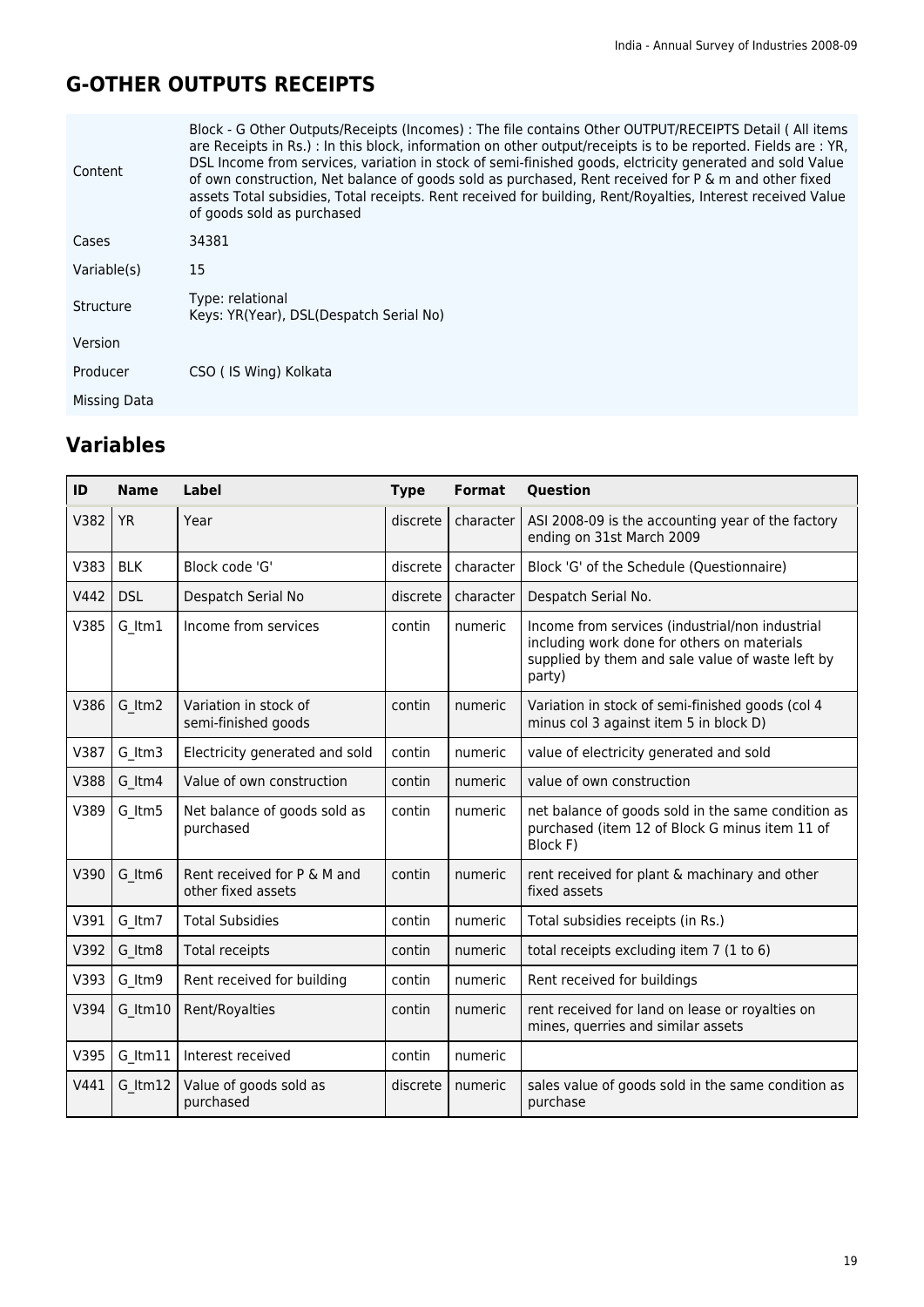# G-OTHER OUTPUTS RECEIPTS

| | |
|---|---|
| Content | Block - G Other Outputs/Receipts (Incomes) : The file contains Other OUTPUT/RECEIPTS Detail ( All items are Receipts in Rs.) : In this block, information on other output/receipts is to be reported. Fields are : YR, DSL Income from services, variation in stock of semi-finished goods, elctricity generated and sold Value of own construction, Net balance of goods sold as purchased, Rent received for P & m and other fixed assets Total subsidies, Total receipts. Rent received for building, Rent/Royalties, Interest received Value of goods sold as purchased |
| Cases | 34381 |
| Variable(s) | 15 |
| Structure | Type: relational<br>Keys: YR(Year), DSL(Despatch Serial No) |
| Version | |
| Producer | CSO ( IS Wing) Kolkata |
| Missing Data | |

## Variables

| ID | Name | Label | Type | Format | Question |
|---|---|---|---|---|---|
| V382 | YR | Year | discrete | character | ASI 2008-09 is the accounting year of the factory ending on 31st March 2009 |
| V383 | BLK | Block code 'G' | discrete | character | Block 'G' of the Schedule (Questionnaire) |
| V442 | DSL | Despatch Serial No | discrete | character | Despatch Serial No. |
| V385 | G_Itm1 | Income from services | contin | numeric | Income from services (industrial/non industrial including work done for others on materials supplied by them and sale value of waste left by party) |
| V386 | G_Itm2 | Variation in stock of semi-finished goods | contin | numeric | Variation in stock of semi-finished goods (col 4 minus col 3 against item 5 in block D) |
| V387 | G_Itm3 | Electricity generated and sold | contin | numeric | value of electricity generated and sold |
| V388 | G_Itm4 | Value of own construction | contin | numeric | value of own construction |
| V389 | G_Itm5 | Net balance of goods sold as purchased | contin | numeric | net balance of goods sold in the same condition as purchased (item 12 of Block G minus item 11 of Block F) |
| V390 | G_Itm6 | Rent received for P & M and other fixed assets | contin | numeric | rent received for plant & machinary and other fixed assets |
| V391 | G_Itm7 | Total Subsidies | contin | numeric | Total subsidies receipts (in Rs.) |
| V392 | G_Itm8 | Total receipts | contin | numeric | total receipts excluding item 7 (1 to 6) |
| V393 | G_Itm9 | Rent received for building | contin | numeric | Rent received for buildings |
| V394 | G_Itm10 | Rent/Royalties | contin | numeric | rent received for land on lease or royalties on mines, querries and similar assets |
| V395 | G_Itm11 | Interest received | contin | numeric | |
| V441 | G_Itm12 | Value of goods sold as purchased | discrete | numeric | sales value of goods sold in the same condition as purchase |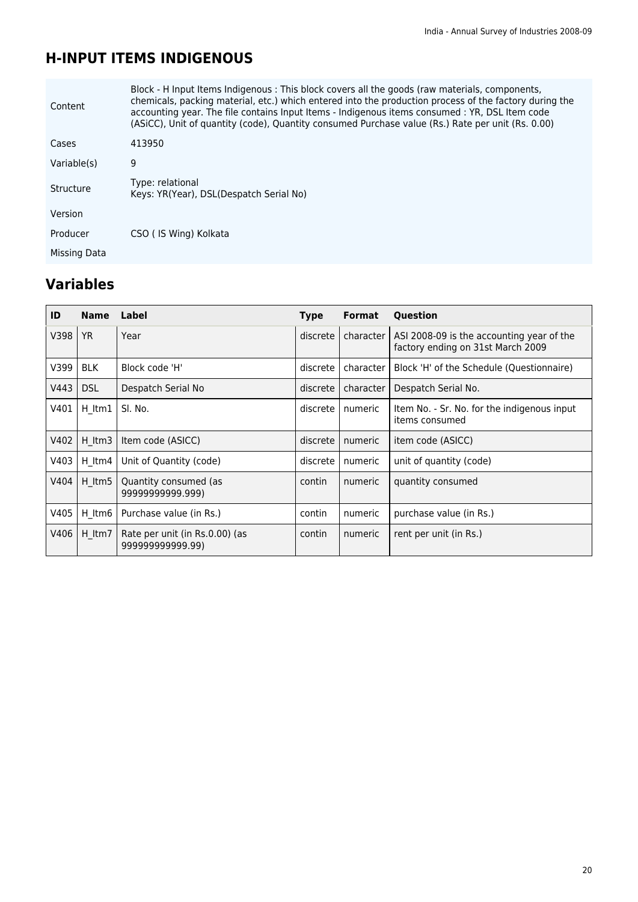## H-INPUT ITEMS INDIGENOUS

| | |
|---|---|
| Content | Block - H Input Items Indigenous : This block covers all the goods (raw materials, components, chemicals, packing material, etc.) which entered into the production process of the factory during the accounting year. The file contains Input Items - Indigenous items consumed : YR, DSL Item code (ASiCC), Unit of quantity (code), Quantity consumed Purchase value (Rs.) Rate per unit (Rs. 0.00) |
| Cases | 413950 |
| Variable(s) | 9 |
| Structure | Type: relational<br>Keys: YR(Year), DSL(Despatch Serial No) |
| Version | |
| Producer | CSO ( IS Wing) Kolkata |
| Missing Data | |

## Variables

| ID | Name | Label | Type | Format | Question |
|---|---|---|---|---|---|
| V398 | YR | Year | discrete | character | ASI 2008-09 is the accounting year of the factory ending on 31st March 2009 |
| V399 | BLK | Block code 'H' | discrete | character | Block 'H' of the Schedule (Questionnaire) |
| V443 | DSL | Despatch Serial No | discrete | character | Despatch Serial No. |
| V401 | H_Itm1 | Sl. No. | discrete | numeric | Item No. - Sr. No. for the indigenous input items consumed |
| V402 | H_Itm3 | Item code (ASICC) | discrete | numeric | item code (ASICC) |
| V403 | H_Itm4 | Unit of Quantity (code) | discrete | numeric | unit of quantity (code) |
| V404 | H_Itm5 | Quantity consumed (as 99999999999.999) | contin | numeric | quantity consumed |
| V405 | H_Itm6 | Purchase value (in Rs.) | contin | numeric | purchase value (in Rs.) |
| V406 | H_Itm7 | Rate per unit (in Rs.0.00) (as 999999999999.99) | contin | numeric | rent per unit (in Rs.) |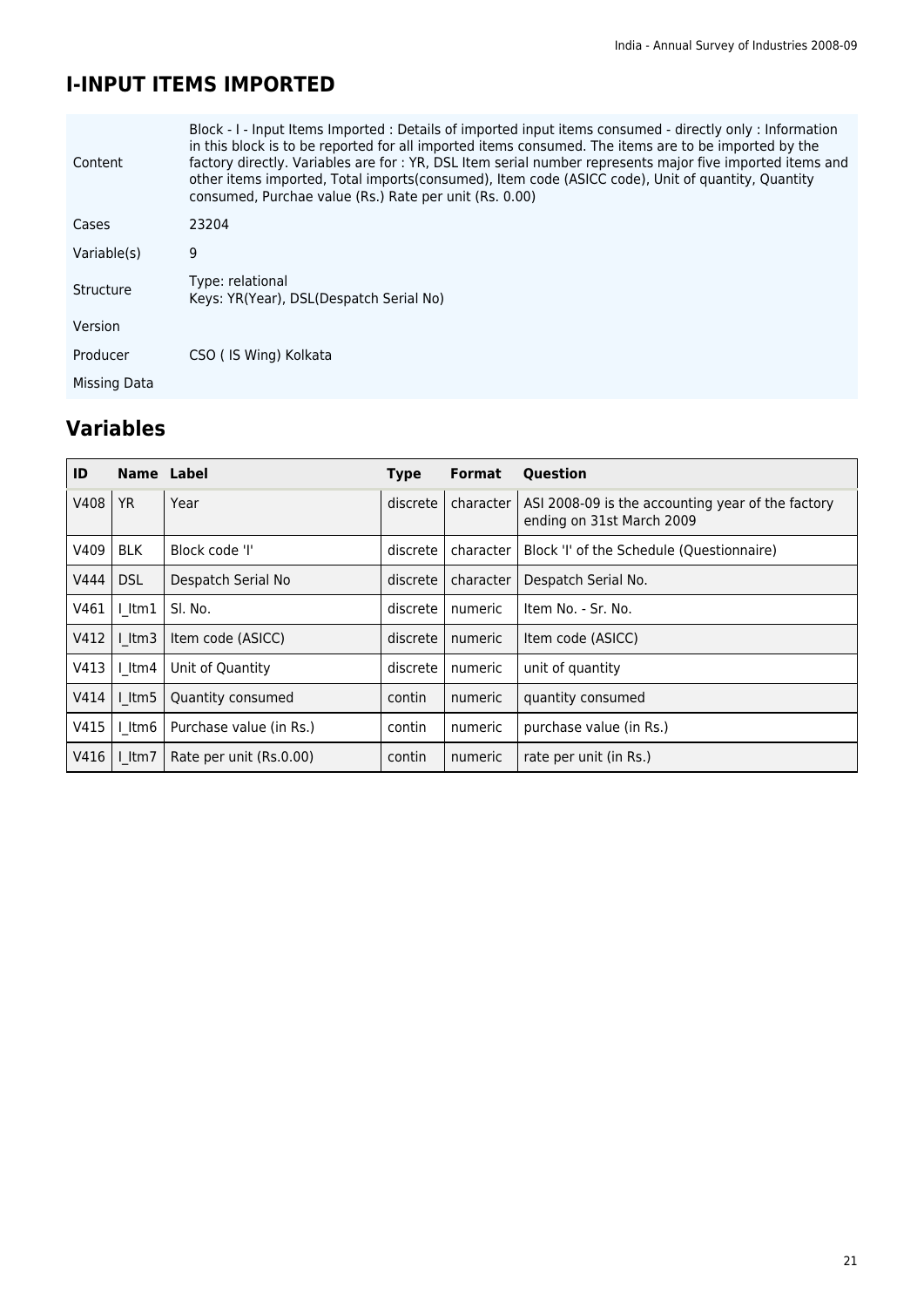# I-INPUT ITEMS IMPORTED

| | |
|---|---|
| Content | Block - I - Input Items Imported : Details of imported input items consumed - directly only : Information in this block is to be reported for all imported items consumed. The items are to be imported by the factory directly. Variables are for : YR, DSL Item serial number represents major five imported items and other items imported, Total imports(consumed), Item code (ASICC code), Unit of quantity, Quantity consumed, Purchae value (Rs.) Rate per unit (Rs. 0.00) |
| Cases | 23204 |
| Variable(s) | 9 |
| Structure | Type: relational<br>Keys: YR(Year), DSL(Despatch Serial No) |
| Version | |
| Producer | CSO ( IS Wing) Kolkata |
| Missing Data | |

## Variables

| ID | Name | Label | Type | Format | Question |
|---|---|---|---|---|---|
| V408 | YR | Year | discrete | character | ASI 2008-09 is the accounting year of the factory ending on 31st March 2009 |
| V409 | BLK | Block code 'I' | discrete | character | Block 'I' of the Schedule (Questionnaire) |
| V444 | DSL | Despatch Serial No | discrete | character | Despatch Serial No. |
| V461 | I_Itm1 | Sl. No. | discrete | numeric | Item No. - Sr. No. |
| V412 | I_Itm3 | Item code (ASICC) | discrete | numeric | Item code (ASICC) |
| V413 | I_Itm4 | Unit of Quantity | discrete | numeric | unit of quantity |
| V414 | I_Itm5 | Quantity consumed | contin | numeric | quantity consumed |
| V415 | I_Itm6 | Purchase value (in Rs.) | contin | numeric | purchase value (in Rs.) |
| V416 | I_Itm7 | Rate per unit (Rs.0.00) | contin | numeric | rate per unit (in Rs.) |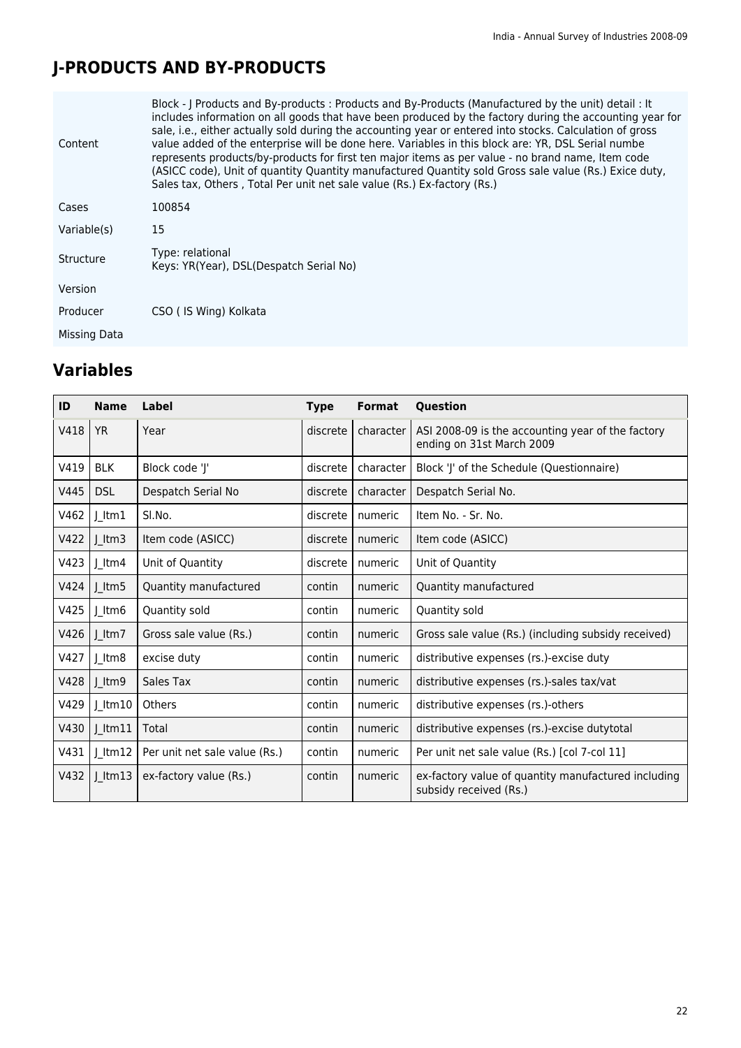# J-PRODUCTS AND BY-PRODUCTS

| | |
|---|---|
| Content | Block - J Products and By-products : Products and By-Products (Manufactured by the unit) detail : It includes information on all goods that have been produced by the factory during the accounting year for sale, i.e., either actually sold during the accounting year or entered into stocks. Calculation of gross value added of the enterprise will be done here. Variables in this block are: YR, DSL Serial numbe represents products/by-products for first ten major items as per value - no brand name, Item code (ASICC code), Unit of quantity Quantity manufactured Quantity sold Gross sale value (Rs.) Exice duty, Sales tax, Others , Total Per unit net sale value (Rs.) Ex-factory (Rs.) |
| Cases | 100854 |
| Variable(s) | 15 |
| Structure | Type: relational<br>Keys: YR(Year), DSL(Despatch Serial No) |
| Version | |
| Producer | CSO ( IS Wing) Kolkata |
| Missing Data | |

## Variables

| ID | Name | Label | Type | Format | Question |
|---|---|---|---|---|---|
| V418 | YR | Year | discrete | character | ASI 2008-09 is the accounting year of the factory ending on 31st March 2009 |
| V419 | BLK | Block code 'J' | discrete | character | Block 'J' of the Schedule (Questionnaire) |
| V445 | DSL | Despatch Serial No | discrete | character | Despatch Serial No. |
| V462 | J_Itm1 | Sl.No. | discrete | numeric | Item No. - Sr. No. |
| V422 | J_Itm3 | Item code (ASICC) | discrete | numeric | Item code (ASICC) |
| V423 | J_Itm4 | Unit of Quantity | discrete | numeric | Unit of Quantity |
| V424 | J_Itm5 | Quantity manufactured | contin | numeric | Quantity manufactured |
| V425 | J_Itm6 | Quantity sold | contin | numeric | Quantity sold |
| V426 | J_Itm7 | Gross sale value (Rs.) | contin | numeric | Gross sale value (Rs.) (including subsidy received) |
| V427 | J_Itm8 | excise duty | contin | numeric | distributive expenses (rs.)-excise duty |
| V428 | J_Itm9 | Sales Tax | contin | numeric | distributive expenses (rs.)-sales tax/vat |
| V429 | J_Itm10 | Others | contin | numeric | distributive expenses (rs.)-others |
| V430 | J_Itm11 | Total | contin | numeric | distributive expenses (rs.)-excise dutytotal |
| V431 | J_Itm12 | Per unit net sale value (Rs.) | contin | numeric | Per unit net sale value (Rs.) [col 7-col 11] |
| V432 | J_Itm13 | ex-factory value (Rs.) | contin | numeric | ex-factory value of quantity manufactured including subsidy received (Rs.) |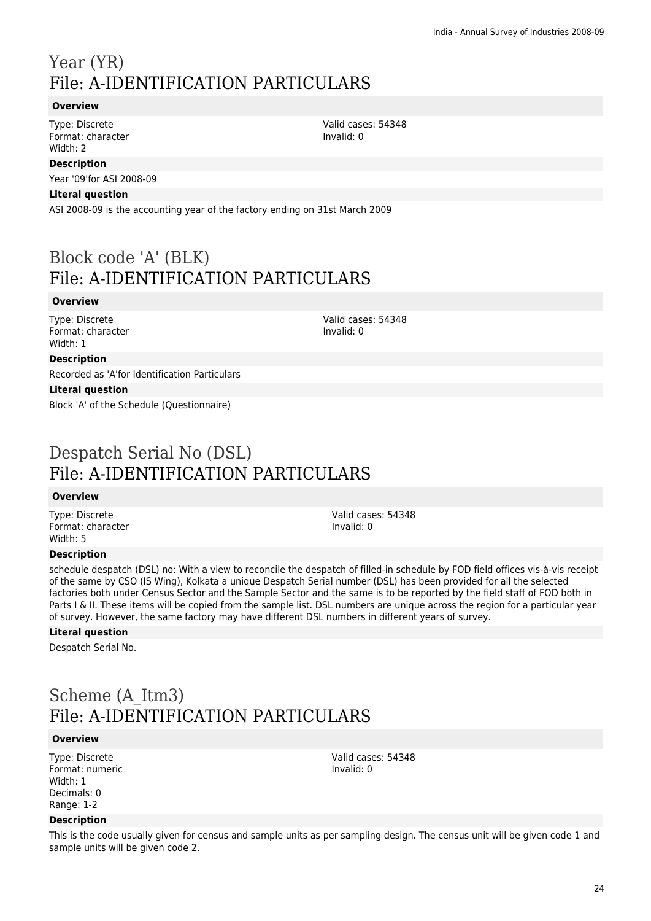# Year (YR)
## File: A-IDENTIFICATION PARTICULARS

### Overview

Type: Discrete
Format: character
Width: 2

Valid cases: 54348
Invalid: 0

### Description

Year '09'for ASI 2008-09

### Literal question

ASI 2008-09 is the accounting year of the factory ending on 31st March 2009

# Block code 'A' (BLK)
## File: A-IDENTIFICATION PARTICULARS

### Overview

Type: Discrete
Format: character
Width: 1

Valid cases: 54348
Invalid: 0

### Description

Recorded as 'A'for Identification Particulars

### Literal question

Block 'A' of the Schedule (Questionnaire)

# Despatch Serial No (DSL)
## File: A-IDENTIFICATION PARTICULARS

### Overview

Type: Discrete
Format: character
Width: 5

Valid cases: 54348
Invalid: 0

### Description

schedule despatch (DSL) no: With a view to reconcile the despatch of filled-in schedule by FOD field offices vis-à-vis receipt of the same by CSO (IS Wing), Kolkata a unique Despatch Serial number (DSL) has been provided for all the selected factories both under Census Sector and the Sample Sector and the same is to be reported by the field staff of FOD both in Parts I & II. These items will be copied from the sample list. DSL numbers are unique across the region for a particular year of survey. However, the same factory may have different DSL numbers in different years of survey.

### Literal question

Despatch Serial No.

# Scheme (A_Itm3)
## File: A-IDENTIFICATION PARTICULARS

### Overview

Type: Discrete
Format: numeric
Width: 1
Decimals: 0
Range: 1-2

Valid cases: 54348
Invalid: 0

### Description

This is the code usually given for census and sample units as per sampling design. The census unit will be given code 1 and sample units will be given code 2.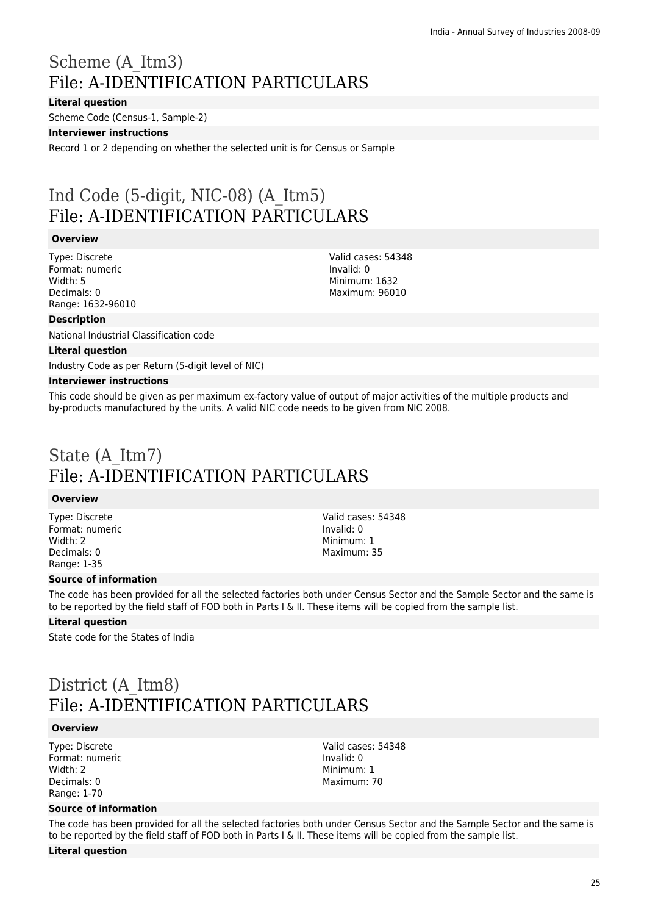# Scheme (A_Itm3)
## File: A-IDENTIFICATION PARTICULARS

**Literal question**

Scheme Code (Census-1, Sample-2)

**Interviewer instructions**

Record 1 or 2 depending on whether the selected unit is for Census or Sample

# Ind Code (5-digit, NIC-08) (A_Itm5)
## File: A-IDENTIFICATION PARTICULARS

**Overview**

Type: Discrete
Format: numeric
Width: 5
Decimals: 0
Range: 1632-96010

Valid cases: 54348
Invalid: 0
Minimum: 1632
Maximum: 96010

**Description**

National Industrial Classification code

**Literal question**

Industry Code as per Return (5-digit level of NIC)

**Interviewer instructions**

This code should be given as per maximum ex-factory value of output of major activities of the multiple products and by-products manufactured by the units. A valid NIC code needs to be given from NIC 2008.

# State (A_Itm7)
## File: A-IDENTIFICATION PARTICULARS

**Overview**

Type: Discrete
Format: numeric
Width: 2
Decimals: 0
Range: 1-35

Valid cases: 54348
Invalid: 0
Minimum: 1
Maximum: 35

**Source of information**

The code has been provided for all the selected factories both under Census Sector and the Sample Sector and the same is to be reported by the field staff of FOD both in Parts I & II. These items will be copied from the sample list.

**Literal question**

State code for the States of India

# District (A_Itm8)
## File: A-IDENTIFICATION PARTICULARS

**Overview**

Type: Discrete
Format: numeric
Width: 2
Decimals: 0
Range: 1-70

Valid cases: 54348
Invalid: 0
Minimum: 1
Maximum: 70

**Source of information**

The code has been provided for all the selected factories both under Census Sector and the Sample Sector and the same is to be reported by the field staff of FOD both in Parts I & II. These items will be copied from the sample list.

**Literal question**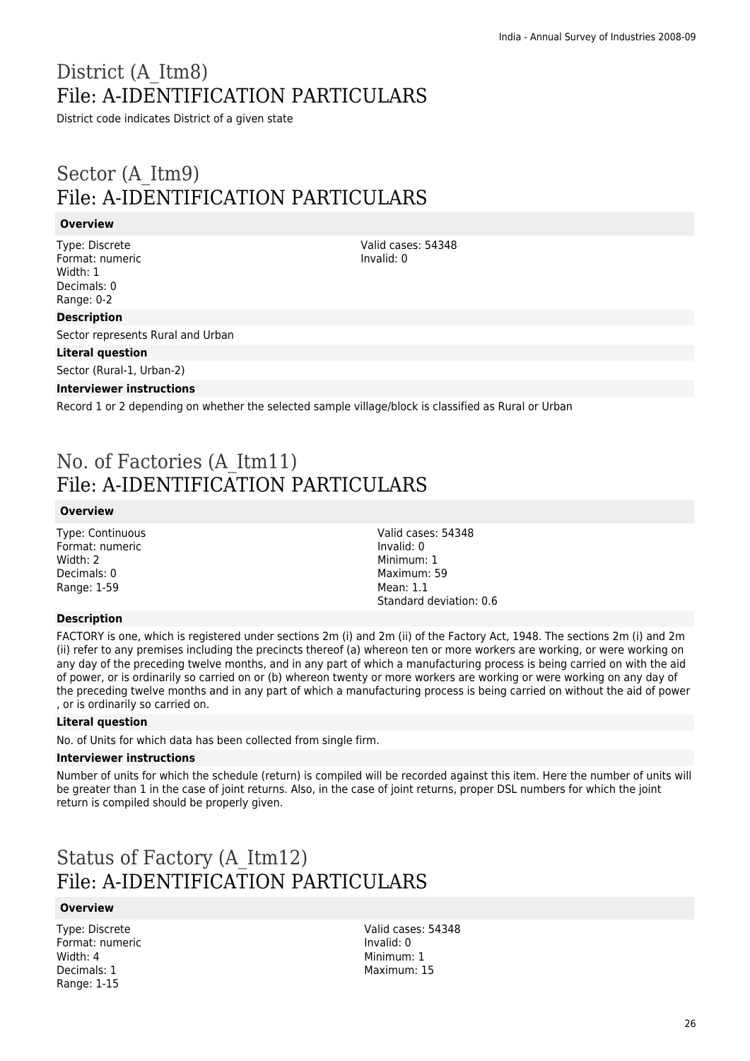# District (A_Itm8)
# File: A-IDENTIFICATION PARTICULARS

District code indicates District of a given state

# Sector (A_Itm9)
# File: A-IDENTIFICATION PARTICULARS

**Overview**

Type: Discrete
Format: numeric
Width: 1
Decimals: 0
Range: 0-2

Valid cases: 54348
Invalid: 0

**Description**

Sector represents Rural and Urban

**Literal question**

Sector (Rural-1, Urban-2)

**Interviewer instructions**

Record 1 or 2 depending on whether the selected sample village/block is classified as Rural or Urban

# No. of Factories (A_Itm11)
# File: A-IDENTIFICATION PARTICULARS

**Overview**

Type: Continuous
Format: numeric
Width: 2
Decimals: 0
Range: 1-59

Valid cases: 54348
Invalid: 0
Minimum: 1
Maximum: 59
Mean: 1.1
Standard deviation: 0.6

**Description**

FACTORY is one, which is registered under sections 2m (i) and 2m (ii) of the Factory Act, 1948. The sections 2m (i) and 2m (ii) refer to any premises including the precincts thereof (a) whereon ten or more workers are working, or were working on any day of the preceding twelve months, and in any part of which a manufacturing process is being carried on with the aid of power, or is ordinarily so carried on or (b) whereon twenty or more workers are working or were working on any day of the preceding twelve months and in any part of which a manufacturing process is being carried on without the aid of power , or is ordinarily so carried on.

**Literal question**

No. of Units for which data has been collected from single firm.

**Interviewer instructions**

Number of units for which the schedule (return) is compiled will be recorded against this item. Here the number of units will be greater than 1 in the case of joint returns. Also, in the case of joint returns, proper DSL numbers for which the joint return is compiled should be properly given.

# Status of Factory (A_Itm12)
# File: A-IDENTIFICATION PARTICULARS

**Overview**

Type: Discrete
Format: numeric
Width: 4
Decimals: 1
Range: 1-15

Valid cases: 54348
Invalid: 0
Minimum: 1
Maximum: 15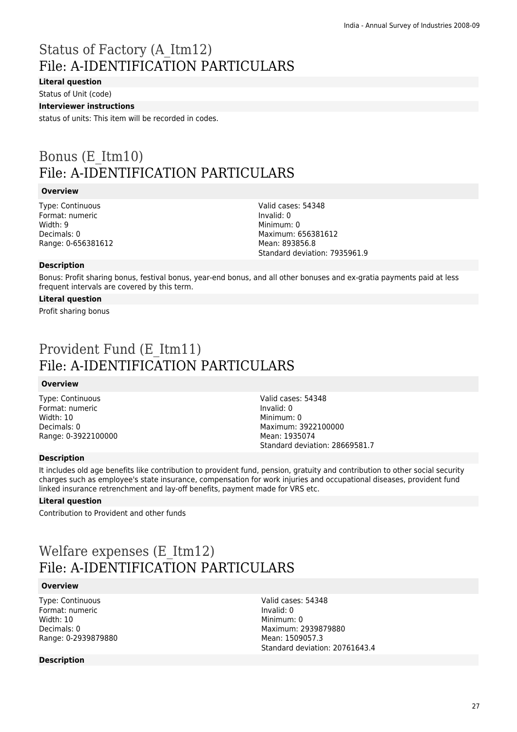# Status of Factory (A_Itm12)
# File: A-IDENTIFICATION PARTICULARS

**Literal question**

Status of Unit (code)

**Interviewer instructions**

status of units: This item will be recorded in codes.

# Bonus (E_Itm10)
# File: A-IDENTIFICATION PARTICULARS

**Overview**

Type: Continuous
Format: numeric
Width: 9
Decimals: 0
Range: 0-656381612

Valid cases: 54348
Invalid: 0
Minimum: 0
Maximum: 656381612
Mean: 893856.8
Standard deviation: 7935961.9

**Description**

Bonus: Profit sharing bonus, festival bonus, year-end bonus, and all other bonuses and ex-gratia payments paid at less frequent intervals are covered by this term.

**Literal question**

Profit sharing bonus

# Provident Fund (E_Itm11)
# File: A-IDENTIFICATION PARTICULARS

**Overview**

Type: Continuous
Format: numeric
Width: 10
Decimals: 0
Range: 0-3922100000

Valid cases: 54348
Invalid: 0
Minimum: 0
Maximum: 3922100000
Mean: 1935074
Standard deviation: 28669581.7

**Description**

It includes old age benefits like contribution to provident fund, pension, gratuity and contribution to other social security charges such as employee's state insurance, compensation for work injuries and occupational diseases, provident fund linked insurance retrenchment and lay-off benefits, payment made for VRS etc.

**Literal question**

Contribution to Provident and other funds

# Welfare expenses (E_Itm12)
# File: A-IDENTIFICATION PARTICULARS

**Overview**

Type: Continuous
Format: numeric
Width: 10
Decimals: 0
Range: 0-2939879880

Valid cases: 54348
Invalid: 0
Minimum: 0
Maximum: 2939879880
Mean: 1509057.3
Standard deviation: 20761643.4

**Description**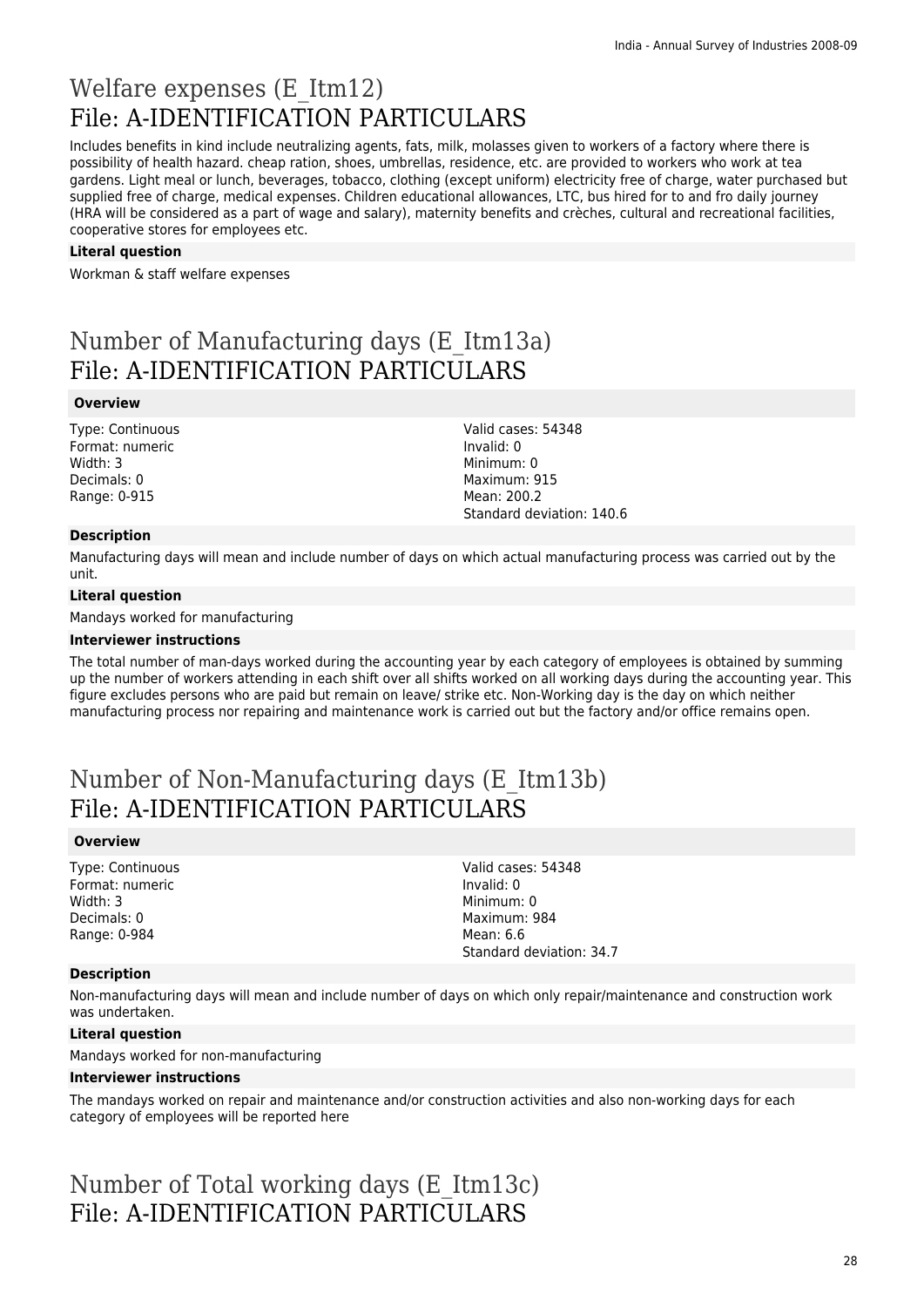# Welfare expenses (E_Itm12)
# File: A-IDENTIFICATION PARTICULARS

Includes benefits in kind include neutralizing agents, fats, milk, molasses given to workers of a factory where there is possibility of health hazard. cheap ration, shoes, umbrellas, residence, etc. are provided to workers who work at tea gardens. Light meal or lunch, beverages, tobacco, clothing (except uniform) electricity free of charge, water purchased but supplied free of charge, medical expenses. Children educational allowances, LTC, bus hired for to and fro daily journey (HRA will be considered as a part of wage and salary), maternity benefits and crèches, cultural and recreational facilities, cooperative stores for employees etc.

**Literal question**

Workman & staff welfare expenses

# Number of Manufacturing days (E_Itm13a)
# File: A-IDENTIFICATION PARTICULARS

**Overview**

Type: Continuous
Format: numeric
Width: 3
Decimals: 0
Range: 0-915

Valid cases: 54348
Invalid: 0
Minimum: 0
Maximum: 915
Mean: 200.2
Standard deviation: 140.6

**Description**

Manufacturing days will mean and include number of days on which actual manufacturing process was carried out by the unit.

**Literal question**

Mandays worked for manufacturing

**Interviewer instructions**

The total number of man-days worked during the accounting year by each category of employees is obtained by summing up the number of workers attending in each shift over all shifts worked on all working days during the accounting year. This figure excludes persons who are paid but remain on leave/ strike etc. Non-Working day is the day on which neither manufacturing process nor repairing and maintenance work is carried out but the factory and/or office remains open.

# Number of Non-Manufacturing days (E_Itm13b)
# File: A-IDENTIFICATION PARTICULARS

**Overview**

Type: Continuous
Format: numeric
Width: 3
Decimals: 0
Range: 0-984

Valid cases: 54348
Invalid: 0
Minimum: 0
Maximum: 984
Mean: 6.6
Standard deviation: 34.7

**Description**

Non-manufacturing days will mean and include number of days on which only repair/maintenance and construction work was undertaken.

**Literal question**

Mandays worked for non-manufacturing

**Interviewer instructions**

The mandays worked on repair and maintenance and/or construction activities and also non-working days for each category of employees will be reported here

# Number of Total working days (E_Itm13c)
# File: A-IDENTIFICATION PARTICULARS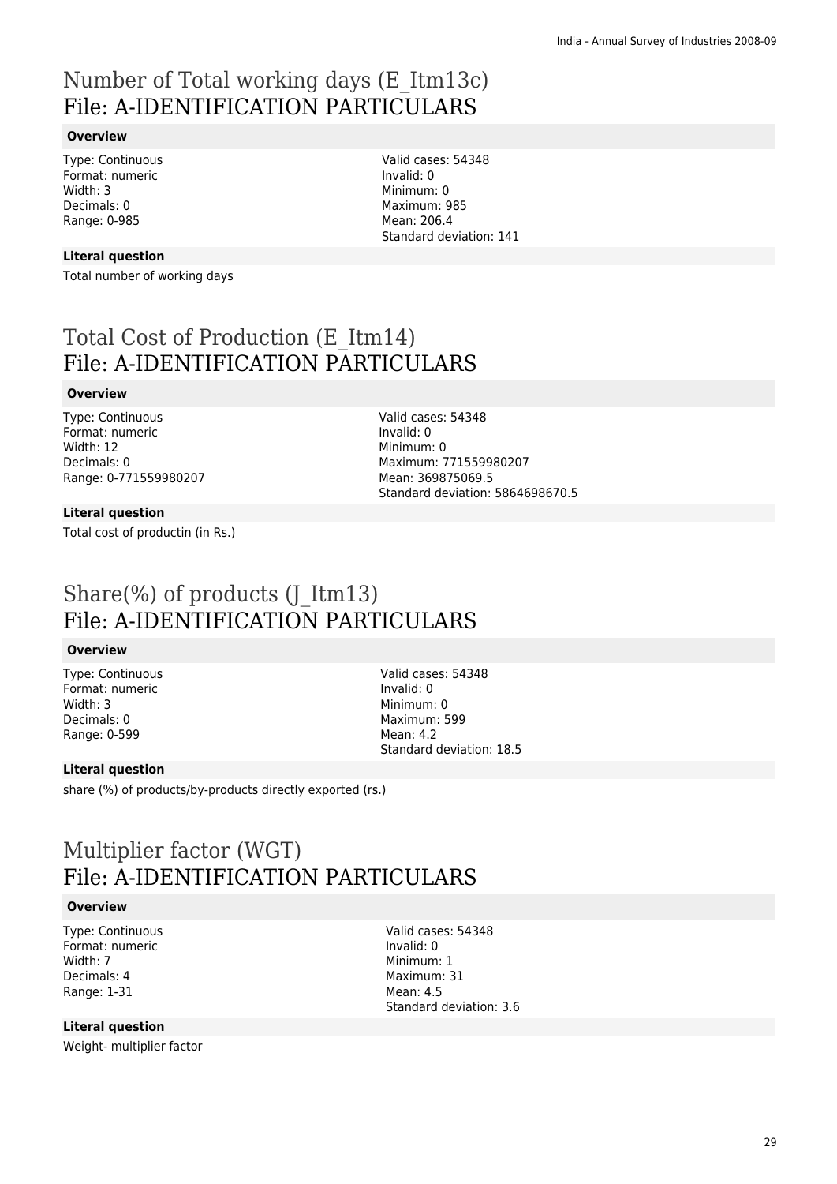# Number of Total working days (E_Itm13c)
File: A-IDENTIFICATION PARTICULARS

### Overview

Type: Continuous
Format: numeric
Width: 3
Decimals: 0
Range: 0-985

Valid cases: 54348
Invalid: 0
Minimum: 0
Maximum: 985
Mean: 206.4
Standard deviation: 141

### Literal question

Total number of working days

# Total Cost of Production (E_Itm14)
File: A-IDENTIFICATION PARTICULARS

### Overview

Type: Continuous
Format: numeric
Width: 12
Decimals: 0
Range: 0-771559980207

Valid cases: 54348
Invalid: 0
Minimum: 0
Maximum: 771559980207
Mean: 369875069.5
Standard deviation: 5864698670.5

### Literal question

Total cost of productin (in Rs.)

# Share(%) of products (J_Itm13)
File: A-IDENTIFICATION PARTICULARS

### Overview

Type: Continuous
Format: numeric
Width: 3
Decimals: 0
Range: 0-599

Valid cases: 54348
Invalid: 0
Minimum: 0
Maximum: 599
Mean: 4.2
Standard deviation: 18.5

### Literal question

share (%) of products/by-products directly exported (rs.)

# Multiplier factor (WGT)
File: A-IDENTIFICATION PARTICULARS

### Overview

Type: Continuous
Format: numeric
Width: 7
Decimals: 4
Range: 1-31

Valid cases: 54348
Invalid: 0
Minimum: 1
Maximum: 31
Mean: 4.5
Standard deviation: 3.6

### Literal question

Weight- multiplier factor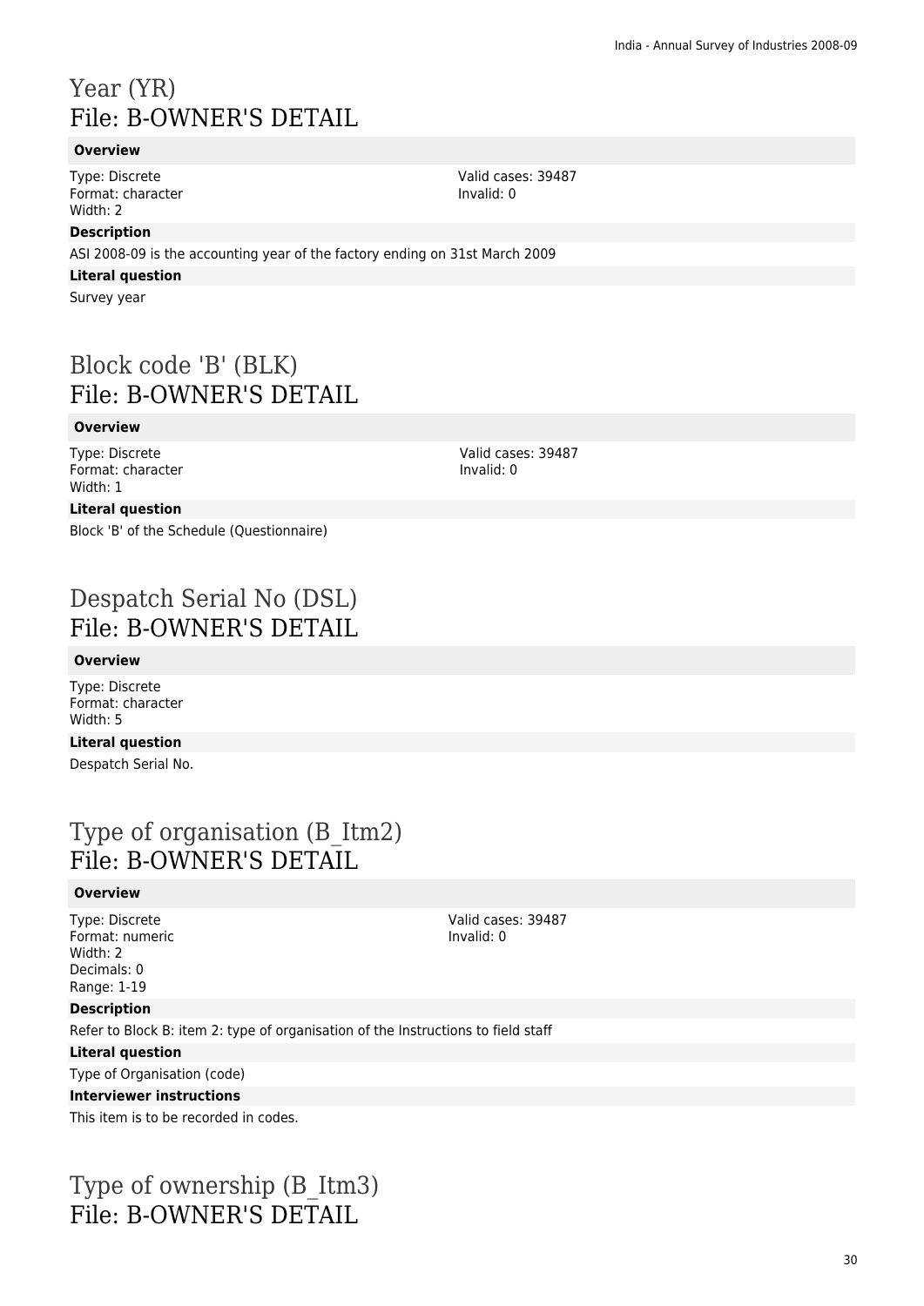# Year (YR)
# File: B-OWNER'S DETAIL

**Overview**

Type: Discrete
Format: character
Width: 2

Valid cases: 39487
Invalid: 0

**Description**

ASI 2008-09 is the accounting year of the factory ending on 31st March 2009

**Literal question**

Survey year

# Block code 'B' (BLK)
# File: B-OWNER'S DETAIL

**Overview**

Type: Discrete
Format: character
Width: 1

Valid cases: 39487
Invalid: 0

**Literal question**

Block 'B' of the Schedule (Questionnaire)

# Despatch Serial No (DSL)
# File: B-OWNER'S DETAIL

**Overview**

Type: Discrete
Format: character
Width: 5

**Literal question**

Despatch Serial No.

# Type of organisation (B_Itm2)
# File: B-OWNER'S DETAIL

**Overview**

Type: Discrete
Format: numeric
Width: 2
Decimals: 0
Range: 1-19

Valid cases: 39487
Invalid: 0

**Description**

Refer to Block B: item 2: type of organisation of the Instructions to field staff

**Literal question**

Type of Organisation (code)

**Interviewer instructions**

This item is to be recorded in codes.

# Type of ownership (B_Itm3)
# File: B-OWNER'S DETAIL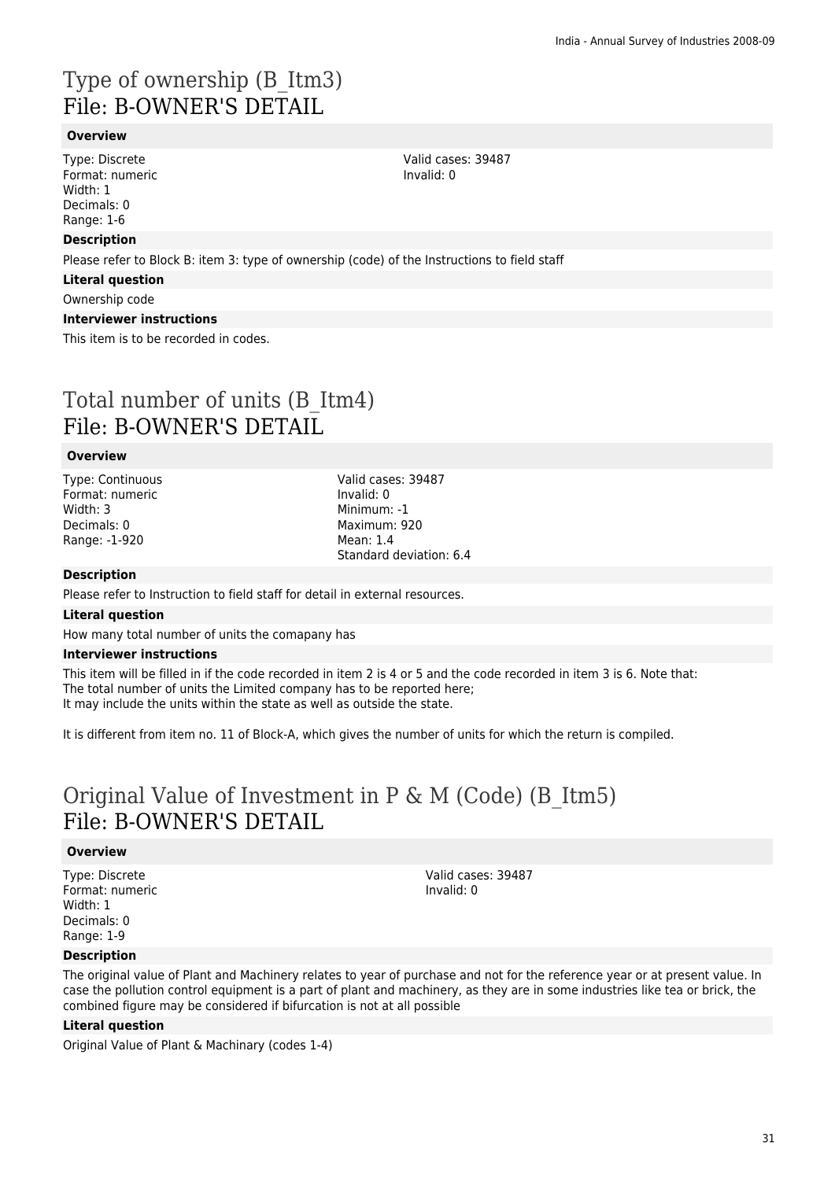# Type of ownership (B_Itm3)
## File: B-OWNER'S DETAIL

### Overview

Type: Discrete
Format: numeric
Width: 1
Decimals: 0
Range: 1-6

Valid cases: 39487
Invalid: 0

### Description

Please refer to Block B: item 3: type of ownership (code) of the Instructions to field staff

### Literal question

Ownership code

### Interviewer instructions

This item is to be recorded in codes.

# Total number of units (B_Itm4)
## File: B-OWNER'S DETAIL

### Overview

Type: Continuous
Format: numeric
Width: 3
Decimals: 0
Range: -1-920

Valid cases: 39487
Invalid: 0
Minimum: -1
Maximum: 920
Mean: 1.4
Standard deviation: 6.4

### Description

Please refer to Instruction to field staff for detail in external resources.

### Literal question

How many total number of units the comapany has

### Interviewer instructions

This item will be filled in if the code recorded in item 2 is 4 or 5 and the code recorded in item 3 is 6. Note that:
The total number of units the Limited company has to be reported here;
It may include the units within the state as well as outside the state.

It is different from item no. 11 of Block-A, which gives the number of units for which the return is compiled.

# Original Value of Investment in P & M (Code) (B_Itm5)
## File: B-OWNER'S DETAIL

### Overview

Type: Discrete
Format: numeric
Width: 1
Decimals: 0
Range: 1-9

Valid cases: 39487
Invalid: 0

### Description

The original value of Plant and Machinery relates to year of purchase and not for the reference year or at present value. In case the pollution control equipment is a part of plant and machinery, as they are in some industries like tea or brick, the combined figure may be considered if bifurcation is not at all possible

### Literal question

Original Value of Plant & Machinary (codes 1-4)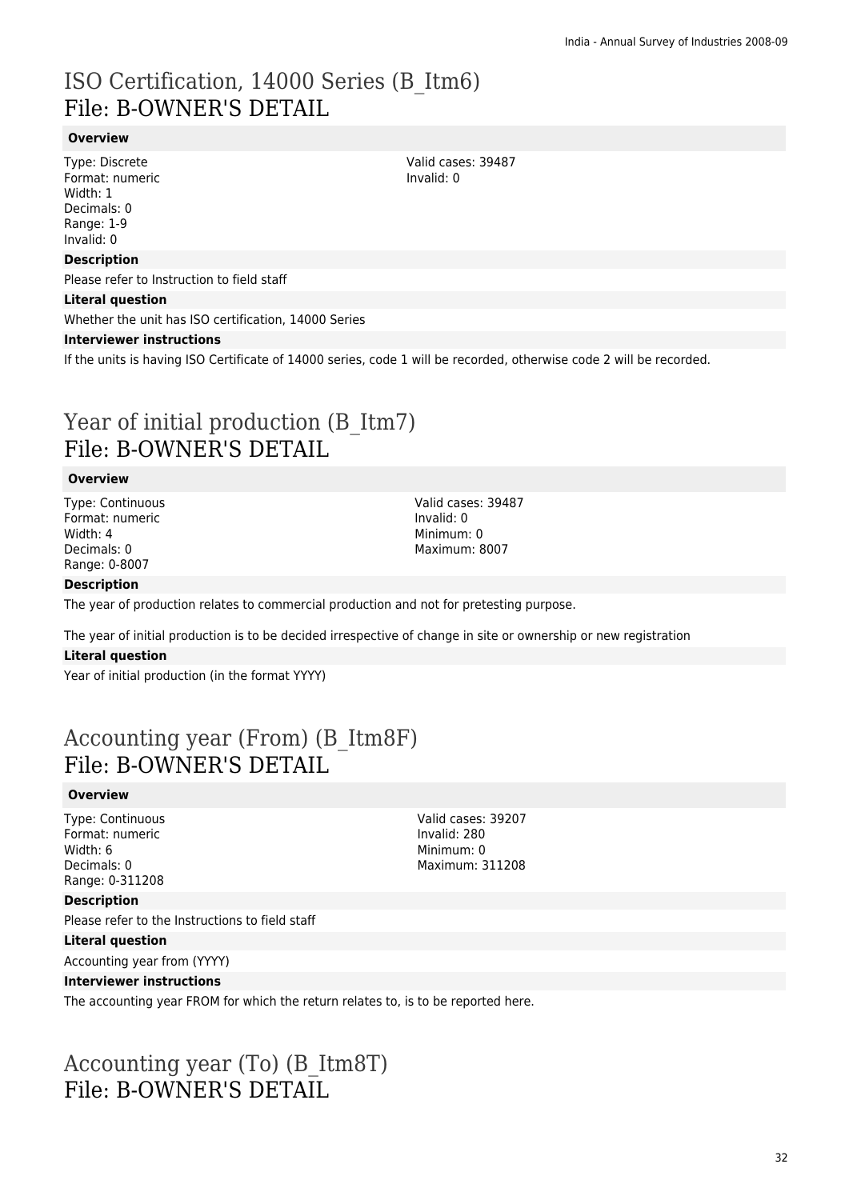# ISO Certification, 14000 Series (B_Itm6)
## File: B-OWNER'S DETAIL

### Overview

Type: Discrete
Format: numeric
Width: 1
Decimals: 0
Range: 1-9
Invalid: 0

Valid cases: 39487
Invalid: 0

### Description

Please refer to Instruction to field staff

### Literal question

Whether the unit has ISO certification, 14000 Series

### Interviewer instructions

If the units is having ISO Certificate of 14000 series, code 1 will be recorded, otherwise code 2 will be recorded.

# Year of initial production (B_Itm7)
## File: B-OWNER'S DETAIL

### Overview

Type: Continuous
Format: numeric
Width: 4
Decimals: 0
Range: 0-8007

Valid cases: 39487
Invalid: 0
Minimum: 0
Maximum: 8007

### Description

The year of production relates to commercial production and not for pretesting purpose.

The year of initial production is to be decided irrespective of change in site or ownership or new registration

### Literal question

Year of initial production (in the format YYYY)

# Accounting year (From) (B_Itm8F)
## File: B-OWNER'S DETAIL

### Overview

Type: Continuous
Format: numeric
Width: 6
Decimals: 0
Range: 0-311208

Valid cases: 39207
Invalid: 280
Minimum: 0
Maximum: 311208

### Description

Please refer to the Instructions to field staff

### Literal question

Accounting year from (YYYY)

### Interviewer instructions

The accounting year FROM for which the return relates to, is to be reported here.

# Accounting year (To) (B_Itm8T)
## File: B-OWNER'S DETAIL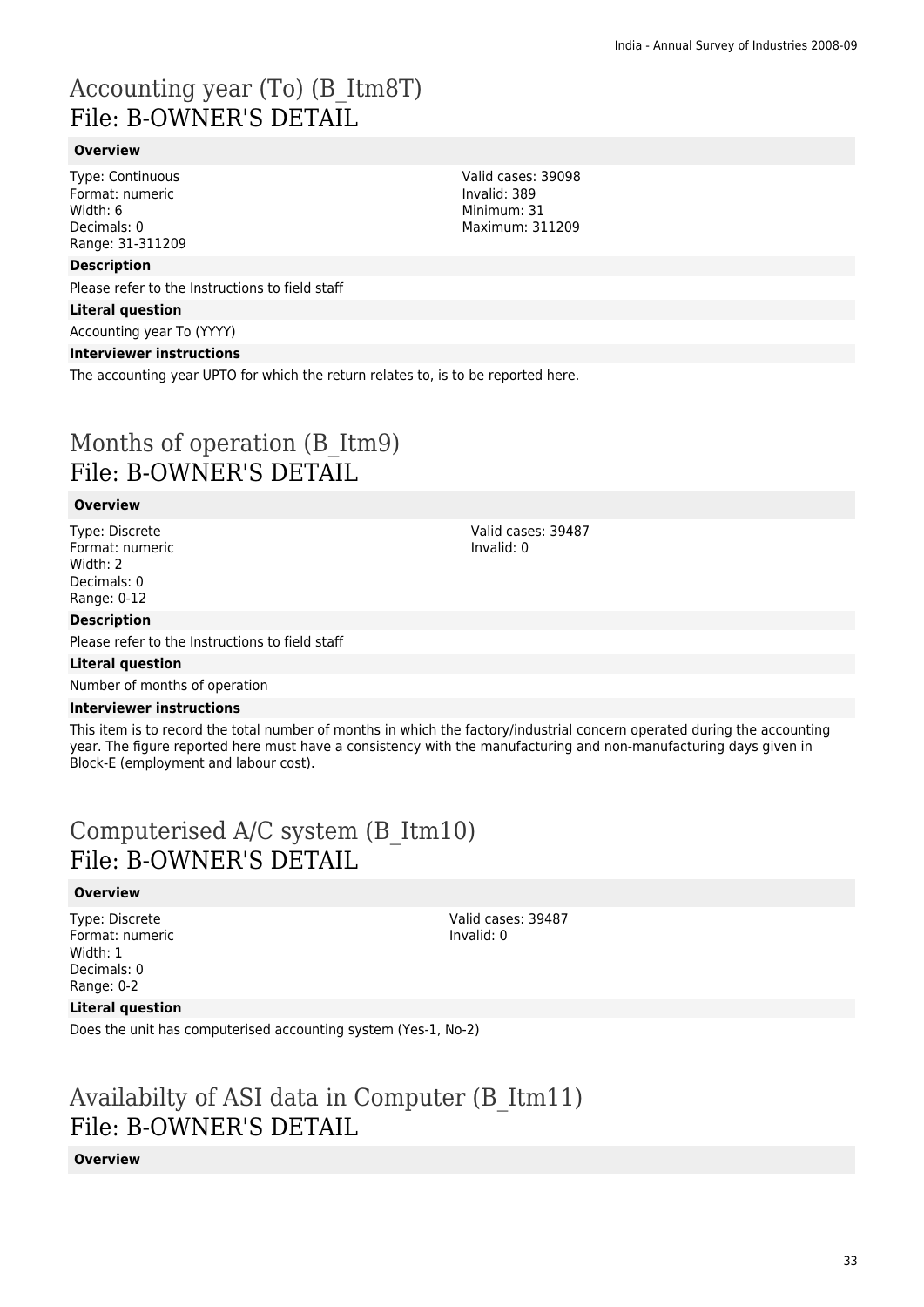# Accounting year (To) (B_Itm8T)
# File: B-OWNER'S DETAIL

#### Overview

Type: Continuous
Format: numeric
Width: 6
Decimals: 0
Range: 31-311209

Valid cases: 39098
Invalid: 389
Minimum: 31
Maximum: 311209

#### Description

Please refer to the Instructions to field staff

#### Literal question

Accounting year To (YYYY)

#### Interviewer instructions

The accounting year UPTO for which the return relates to, is to be reported here.

# Months of operation (B_Itm9)
# File: B-OWNER'S DETAIL

#### Overview

Type: Discrete
Format: numeric
Width: 2
Decimals: 0
Range: 0-12

Valid cases: 39487
Invalid: 0

#### Description

Please refer to the Instructions to field staff

#### Literal question

Number of months of operation

#### Interviewer instructions

This item is to record the total number of months in which the factory/industrial concern operated during the accounting year. The figure reported here must have a consistency with the manufacturing and non-manufacturing days given in Block-E (employment and labour cost).

# Computerised A/C system (B_Itm10)
# File: B-OWNER'S DETAIL

#### Overview

Type: Discrete
Format: numeric
Width: 1
Decimals: 0
Range: 0-2

Valid cases: 39487
Invalid: 0

#### Literal question

Does the unit has computerised accounting system (Yes-1, No-2)

# Availabilty of ASI data in Computer (B_Itm11)
# File: B-OWNER'S DETAIL

#### Overview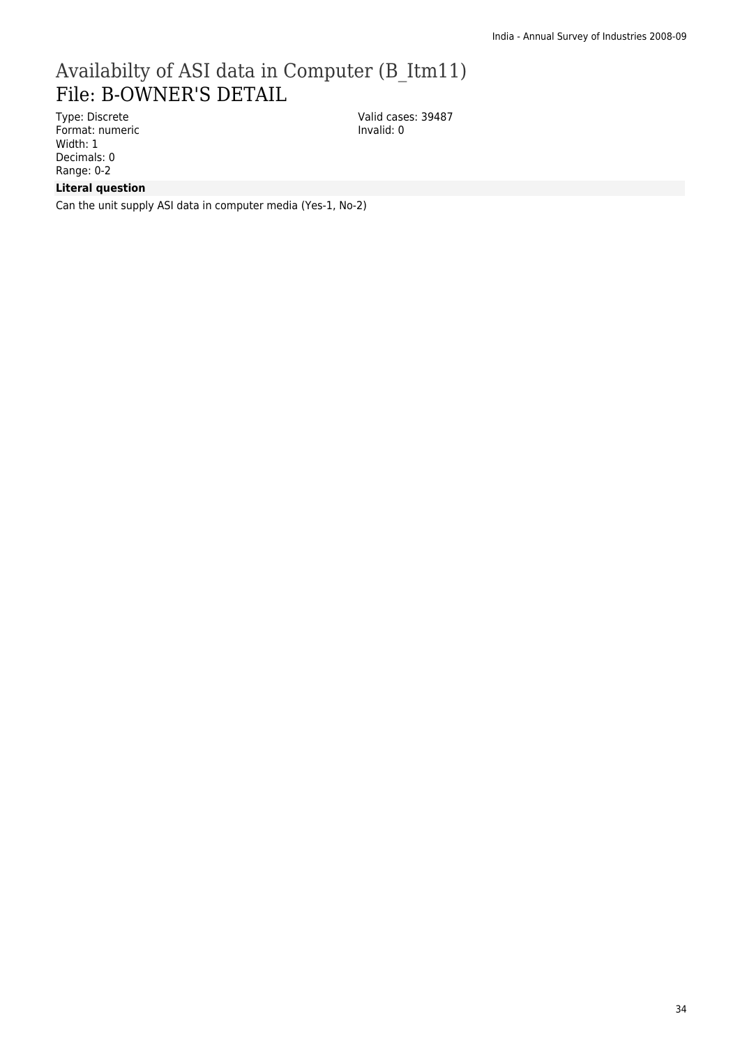# Availabilty of ASI data in Computer (B_Itm11)
## File: B-OWNER'S DETAIL

Type: Discrete
Format: numeric
Width: 1
Decimals: 0
Range: 0-2

Valid cases: 39487
Invalid: 0

**Literal question**

Can the unit supply ASI data in computer media (Yes-1, No-2)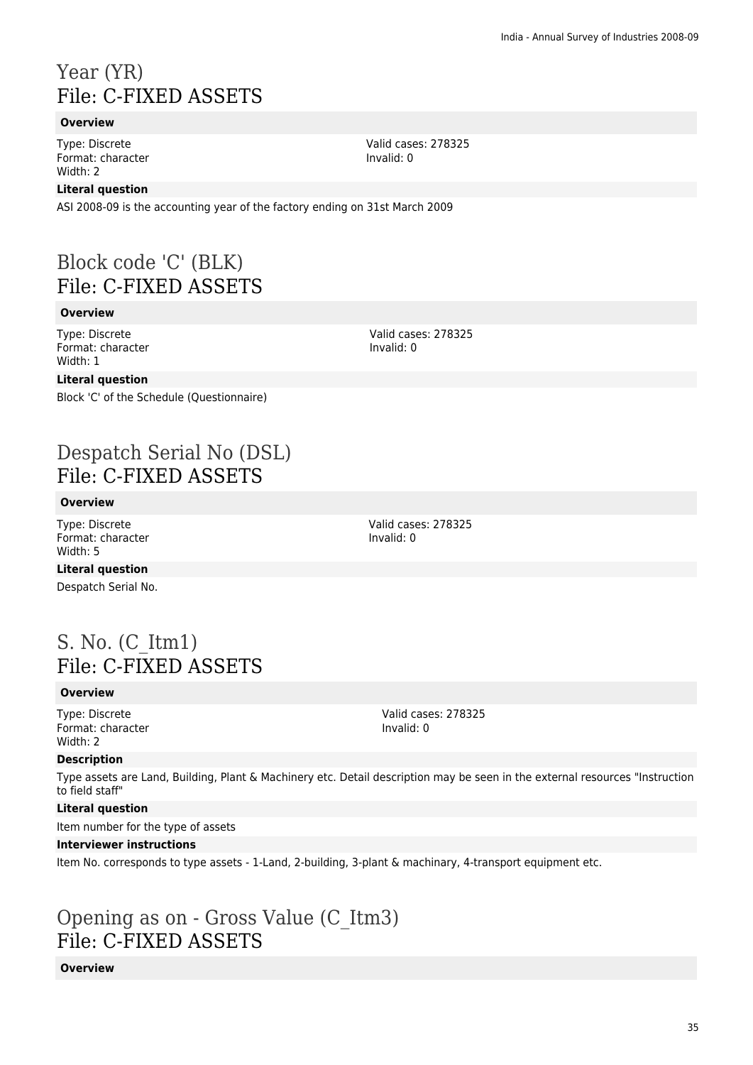# Year (YR)
## File: C-FIXED ASSETS

### Overview

Type: Discrete
Format: character
Width: 2

Valid cases: 278325
Invalid: 0

### Literal question

ASI 2008-09 is the accounting year of the factory ending on 31st March 2009

# Block code 'C' (BLK)
## File: C-FIXED ASSETS

### Overview

Type: Discrete
Format: character
Width: 1

Valid cases: 278325
Invalid: 0

### Literal question

Block 'C' of the Schedule (Questionnaire)

# Despatch Serial No (DSL)
## File: C-FIXED ASSETS

### Overview

Type: Discrete
Format: character
Width: 5

Valid cases: 278325
Invalid: 0

### Literal question

Despatch Serial No.

# S. No. (C_Itm1)
## File: C-FIXED ASSETS

### Overview

Type: Discrete
Format: character
Width: 2

Valid cases: 278325
Invalid: 0

### Description

Type assets are Land, Building, Plant & Machinery etc. Detail description may be seen in the external resources "Instruction to field staff"

### Literal question

Item number for the type of assets

### Interviewer instructions

Item No. corresponds to type assets - 1-Land, 2-building, 3-plant & machinary, 4-transport equipment etc.

# Opening as on - Gross Value (C_Itm3)
## File: C-FIXED ASSETS

### Overview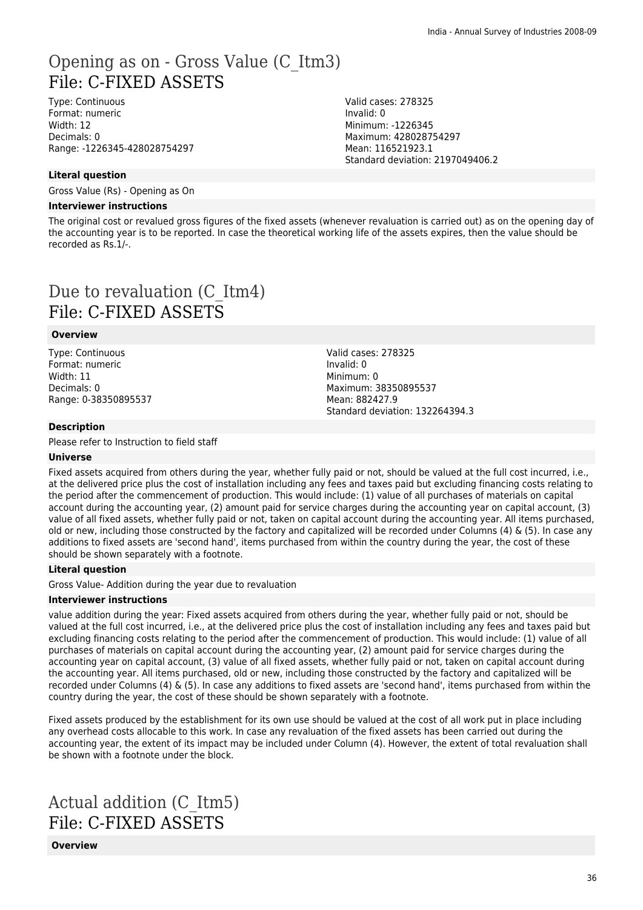# Opening as on - Gross Value (C_Itm3)
# File: C-FIXED ASSETS

Type: Continuous
Format: numeric
Width: 12
Decimals: 0
Range: -1226345-428028754297

Valid cases: 278325
Invalid: 0
Minimum: -1226345
Maximum: 428028754297
Mean: 116521923.1
Standard deviation: 2197049406.2

**Literal question**

Gross Value (Rs) - Opening as On

**Interviewer instructions**

The original cost or revalued gross figures of the fixed assets (whenever revaluation is carried out) as on the opening day of the accounting year is to be reported. In case the theoretical working life of the assets expires, then the value should be recorded as Rs.1/-.

# Due to revaluation (C_Itm4)
# File: C-FIXED ASSETS

**Overview**

Type: Continuous
Format: numeric
Width: 11
Decimals: 0
Range: 0-38350895537

Valid cases: 278325
Invalid: 0
Minimum: 0
Maximum: 38350895537
Mean: 882427.9
Standard deviation: 132264394.3

**Description**

Please refer to Instruction to field staff

**Universe**

Fixed assets acquired from others during the year, whether fully paid or not, should be valued at the full cost incurred, i.e., at the delivered price plus the cost of installation including any fees and taxes paid but excluding financing costs relating to the period after the commencement of production. This would include: (1) value of all purchases of materials on capital account during the accounting year, (2) amount paid for service charges during the accounting year on capital account, (3) value of all fixed assets, whether fully paid or not, taken on capital account during the accounting year. All items purchased, old or new, including those constructed by the factory and capitalized will be recorded under Columns (4) & (5). In case any additions to fixed assets are 'second hand', items purchased from within the country during the year, the cost of these should be shown separately with a footnote.

**Literal question**

Gross Value- Addition during the year due to revaluation

**Interviewer instructions**

value addition during the year: Fixed assets acquired from others during the year, whether fully paid or not, should be valued at the full cost incurred, i.e., at the delivered price plus the cost of installation including any fees and taxes paid but excluding financing costs relating to the period after the commencement of production. This would include: (1) value of all purchases of materials on capital account during the accounting year, (2) amount paid for service charges during the accounting year on capital account, (3) value of all fixed assets, whether fully paid or not, taken on capital account during the accounting year. All items purchased, old or new, including those constructed by the factory and capitalized will be recorded under Columns (4) & (5). In case any additions to fixed assets are 'second hand', items purchased from within the country during the year, the cost of these should be shown separately with a footnote.

Fixed assets produced by the establishment for its own use should be valued at the cost of all work put in place including any overhead costs allocable to this work. In case any revaluation of the fixed assets has been carried out during the accounting year, the extent of its impact may be included under Column (4). However, the extent of total revaluation shall be shown with a footnote under the block.

# Actual addition (C_Itm5)
# File: C-FIXED ASSETS

**Overview**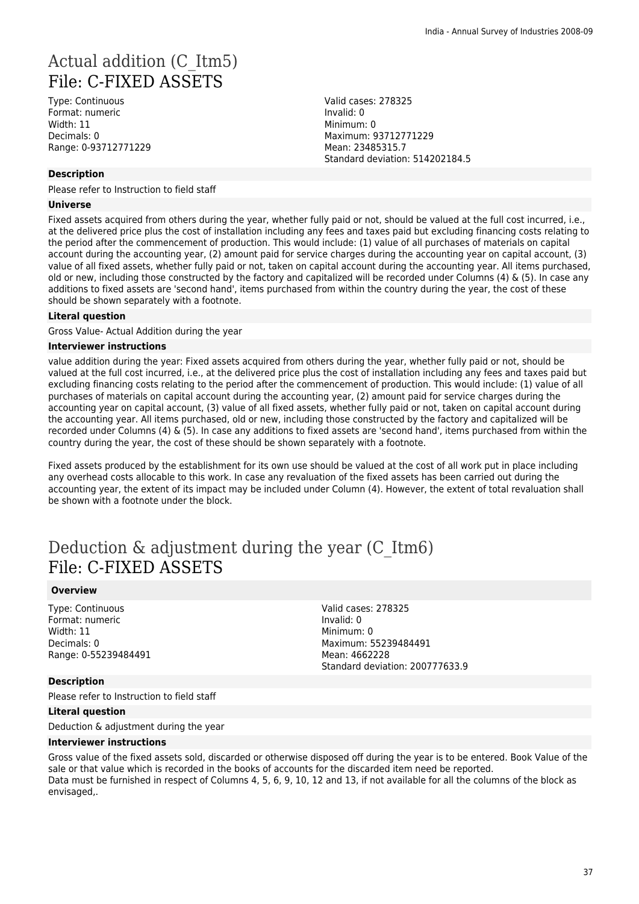# Actual addition (C_Itm5)
## File: C-FIXED ASSETS

Type: Continuous
Format: numeric
Width: 11
Decimals: 0
Range: 0-93712771229

Valid cases: 278325
Invalid: 0
Minimum: 0
Maximum: 93712771229
Mean: 23485315.7
Standard deviation: 514202184.5

### Description

Please refer to Instruction to field staff

### Universe

Fixed assets acquired from others during the year, whether fully paid or not, should be valued at the full cost incurred, i.e., at the delivered price plus the cost of installation including any fees and taxes paid but excluding financing costs relating to the period after the commencement of production. This would include: (1) value of all purchases of materials on capital account during the accounting year, (2) amount paid for service charges during the accounting year on capital account, (3) value of all fixed assets, whether fully paid or not, taken on capital account during the accounting year. All items purchased, old or new, including those constructed by the factory and capitalized will be recorded under Columns (4) & (5). In case any additions to fixed assets are 'second hand', items purchased from within the country during the year, the cost of these should be shown separately with a footnote.

### Literal question

Gross Value- Actual Addition during the year

### Interviewer instructions

value addition during the year: Fixed assets acquired from others during the year, whether fully paid or not, should be valued at the full cost incurred, i.e., at the delivered price plus the cost of installation including any fees and taxes paid but excluding financing costs relating to the period after the commencement of production. This would include: (1) value of all purchases of materials on capital account during the accounting year, (2) amount paid for service charges during the accounting year on capital account, (3) value of all fixed assets, whether fully paid or not, taken on capital account during the accounting year. All items purchased, old or new, including those constructed by the factory and capitalized will be recorded under Columns (4) & (5). In case any additions to fixed assets are 'second hand', items purchased from within the country during the year, the cost of these should be shown separately with a footnote.

Fixed assets produced by the establishment for its own use should be valued at the cost of all work put in place including any overhead costs allocable to this work. In case any revaluation of the fixed assets has been carried out during the accounting year, the extent of its impact may be included under Column (4). However, the extent of total revaluation shall be shown with a footnote under the block.

# Deduction & adjustment during the year (C_Itm6)
## File: C-FIXED ASSETS

### Overview

Type: Continuous
Format: numeric
Width: 11
Decimals: 0
Range: 0-55239484491

Valid cases: 278325
Invalid: 0
Minimum: 0
Maximum: 55239484491
Mean: 4662228
Standard deviation: 200777633.9

### Description

Please refer to Instruction to field staff

### Literal question

Deduction & adjustment during the year

### Interviewer instructions

Gross value of the fixed assets sold, discarded or otherwise disposed off during the year is to be entered. Book Value of the sale or that value which is recorded in the books of accounts for the discarded item need be reported.
Data must be furnished in respect of Columns 4, 5, 6, 9, 10, 12 and 13, if not available for all the columns of the block as envisaged,.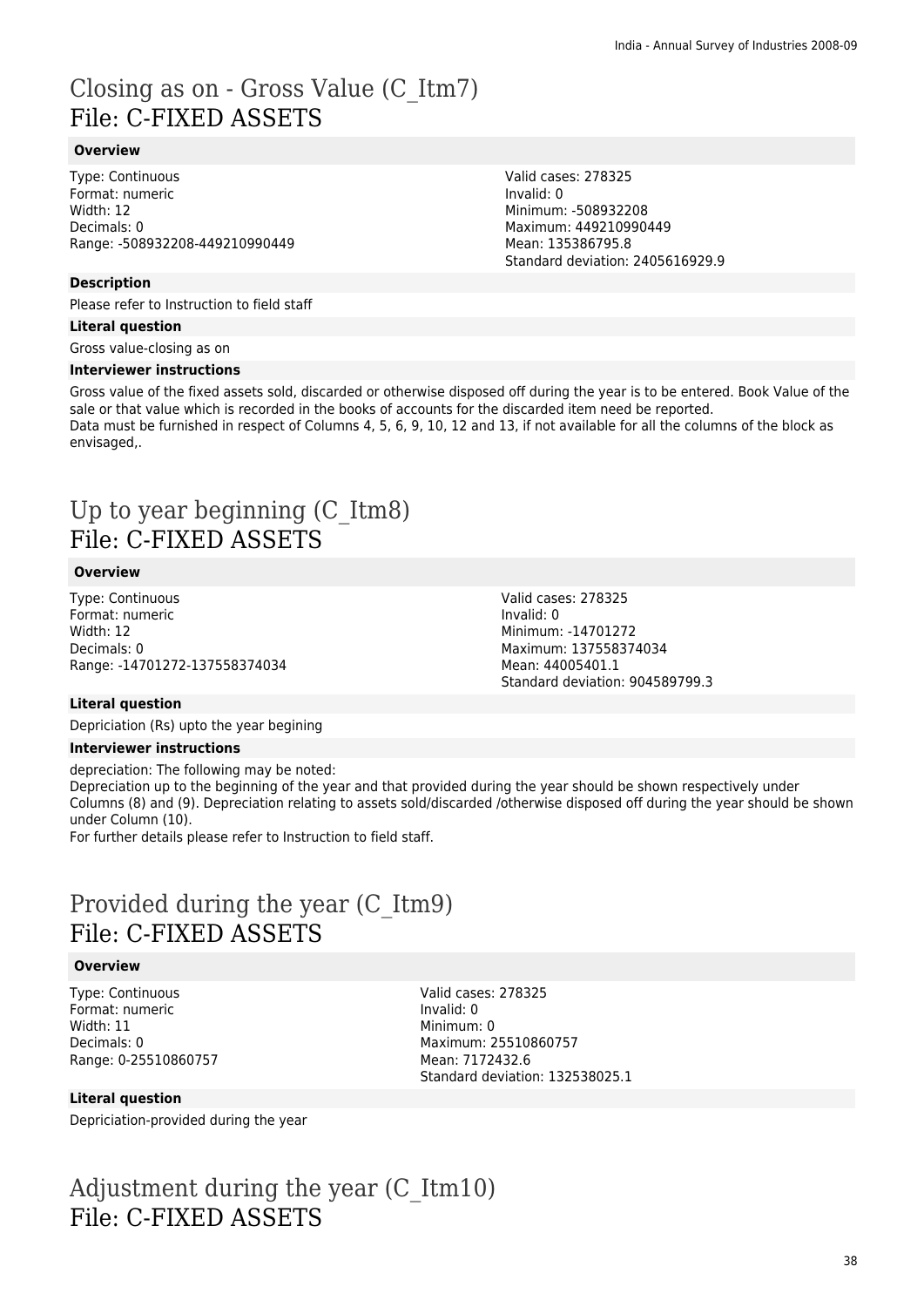# Closing as on - Gross Value (C_Itm7)
# File: C-FIXED ASSETS

**Overview**

Type: Continuous
Format: numeric
Width: 12
Decimals: 0
Range: -508932208-449210990449

Valid cases: 278325
Invalid: 0
Minimum: -508932208
Maximum: 449210990449
Mean: 135386795.8
Standard deviation: 2405616929.9

**Description**

Please refer to Instruction to field staff

**Literal question**

Gross value-closing as on

**Interviewer instructions**

Gross value of the fixed assets sold, discarded or otherwise disposed off during the year is to be entered. Book Value of the sale or that value which is recorded in the books of accounts for the discarded item need be reported.
Data must be furnished in respect of Columns 4, 5, 6, 9, 10, 12 and 13, if not available for all the columns of the block as envisaged,.

# Up to year beginning (C_Itm8)
# File: C-FIXED ASSETS

**Overview**

Type: Continuous
Format: numeric
Width: 12
Decimals: 0
Range: -14701272-137558374034

Valid cases: 278325
Invalid: 0
Minimum: -14701272
Maximum: 137558374034
Mean: 44005401.1
Standard deviation: 904589799.3

**Literal question**

Depriciation (Rs) upto the year begining

**Interviewer instructions**

depreciation: The following may be noted:
Depreciation up to the beginning of the year and that provided during the year should be shown respectively under Columns (8) and (9). Depreciation relating to assets sold/discarded /otherwise disposed off during the year should be shown under Column (10).
For further details please refer to Instruction to field staff.

# Provided during the year (C_Itm9)
# File: C-FIXED ASSETS

**Overview**

Type: Continuous
Format: numeric
Width: 11
Decimals: 0
Range: 0-25510860757

Valid cases: 278325
Invalid: 0
Minimum: 0
Maximum: 25510860757
Mean: 7172432.6
Standard deviation: 132538025.1

**Literal question**

Depriciation-provided during the year

# Adjustment during the year (C_Itm10)
# File: C-FIXED ASSETS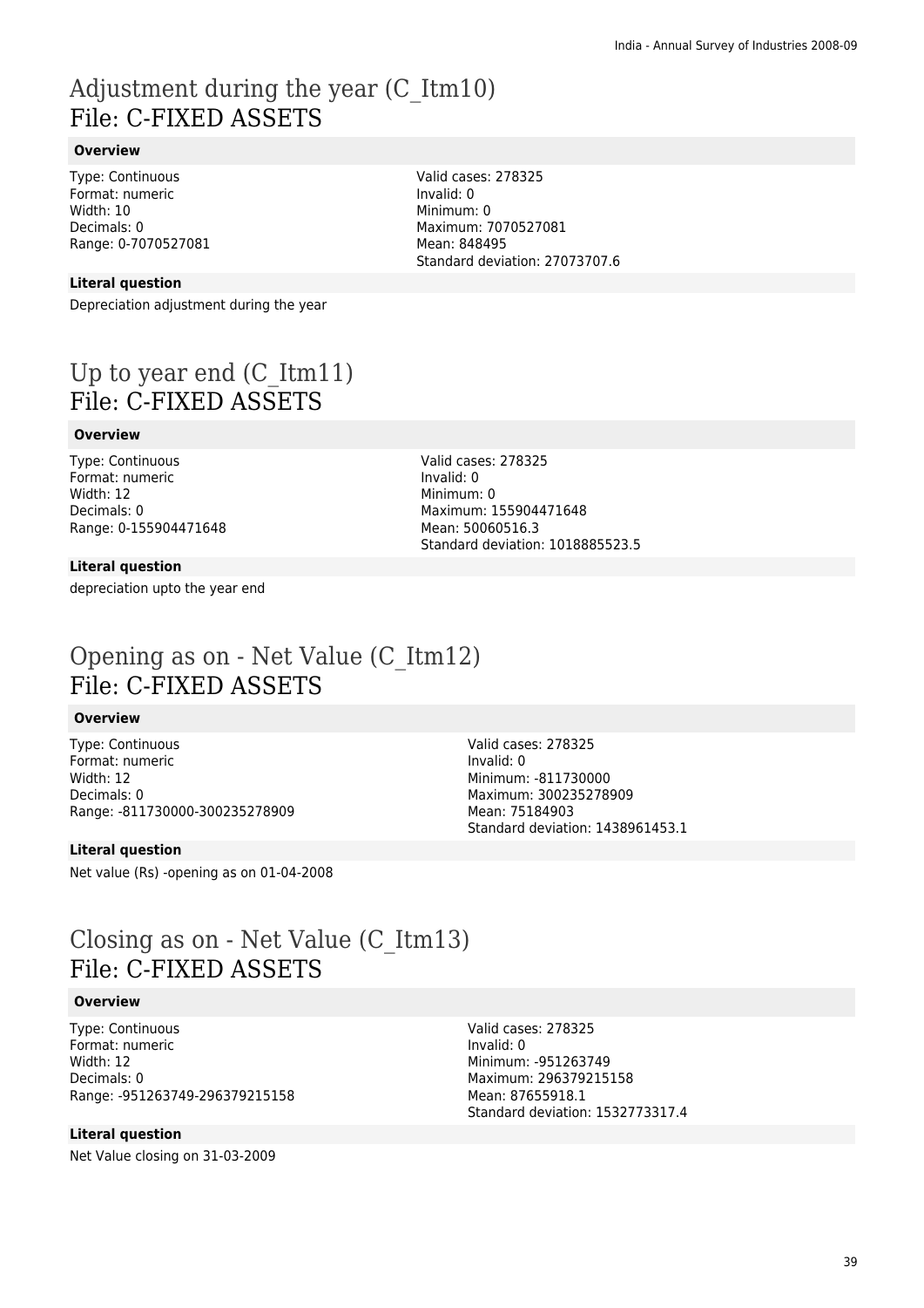# Adjustment during the year (C_Itm10)
# File: C-FIXED ASSETS

### Overview

Type: Continuous
Format: numeric
Width: 10
Decimals: 0
Range: 0-7070527081

Valid cases: 278325
Invalid: 0
Minimum: 0
Maximum: 7070527081
Mean: 848495
Standard deviation: 27073707.6

### Literal question

Depreciation adjustment during the year

# Up to year end (C_Itm11)
# File: C-FIXED ASSETS

### Overview

Type: Continuous
Format: numeric
Width: 12
Decimals: 0
Range: 0-155904471648

Valid cases: 278325
Invalid: 0
Minimum: 0
Maximum: 155904471648
Mean: 50060516.3
Standard deviation: 1018885523.5

### Literal question

depreciation upto the year end

# Opening as on - Net Value (C_Itm12)
# File: C-FIXED ASSETS

### Overview

Type: Continuous
Format: numeric
Width: 12
Decimals: 0
Range: -811730000-300235278909

Valid cases: 278325
Invalid: 0
Minimum: -811730000
Maximum: 300235278909
Mean: 75184903
Standard deviation: 1438961453.1

### Literal question

Net value (Rs) -opening as on 01-04-2008

# Closing as on - Net Value (C_Itm13)
# File: C-FIXED ASSETS

### Overview

Type: Continuous
Format: numeric
Width: 12
Decimals: 0
Range: -951263749-296379215158

Valid cases: 278325
Invalid: 0
Minimum: -951263749
Maximum: 296379215158
Mean: 87655918.1
Standard deviation: 1532773317.4

### Literal question

Net Value closing on 31-03-2009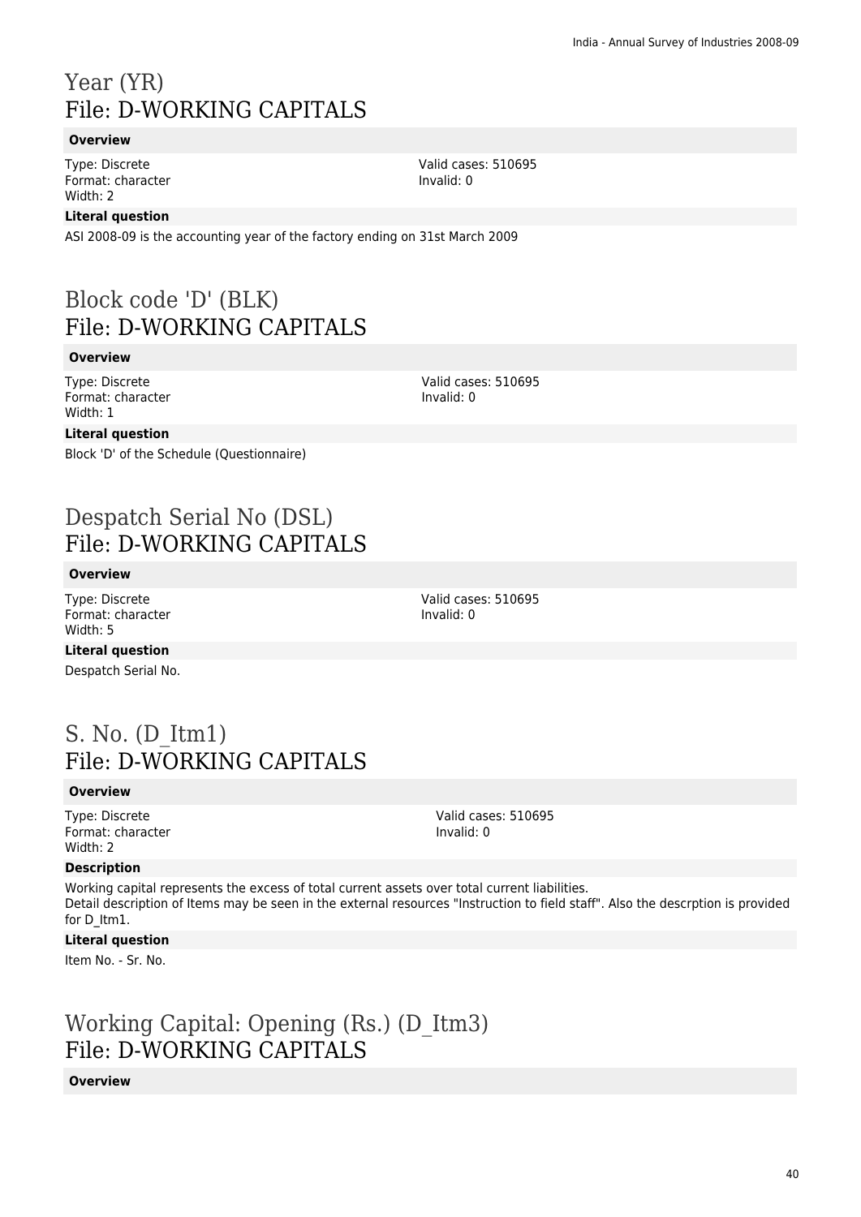# Year (YR)
## File: D-WORKING CAPITALS

### Overview

Type: Discrete
Format: character
Width: 2

Valid cases: 510695
Invalid: 0

### Literal question

ASI 2008-09 is the accounting year of the factory ending on 31st March 2009

# Block code 'D' (BLK)
## File: D-WORKING CAPITALS

### Overview

Type: Discrete
Format: character
Width: 1

Valid cases: 510695
Invalid: 0

### Literal question

Block 'D' of the Schedule (Questionnaire)

# Despatch Serial No (DSL)
## File: D-WORKING CAPITALS

### Overview

Type: Discrete
Format: character
Width: 5

Valid cases: 510695
Invalid: 0

### Literal question

Despatch Serial No.

# S. No. (D_Itm1)
## File: D-WORKING CAPITALS

### Overview

Type: Discrete
Format: character
Width: 2

Valid cases: 510695
Invalid: 0

### Description

Working capital represents the excess of total current assets over total current liabilities.
Detail description of Items may be seen in the external resources "Instruction to field staff". Also the descrption is provided for D_Itm1.

### Literal question

Item No. - Sr. No.

# Working Capital: Opening (Rs.) (D_Itm3)
## File: D-WORKING CAPITALS

### Overview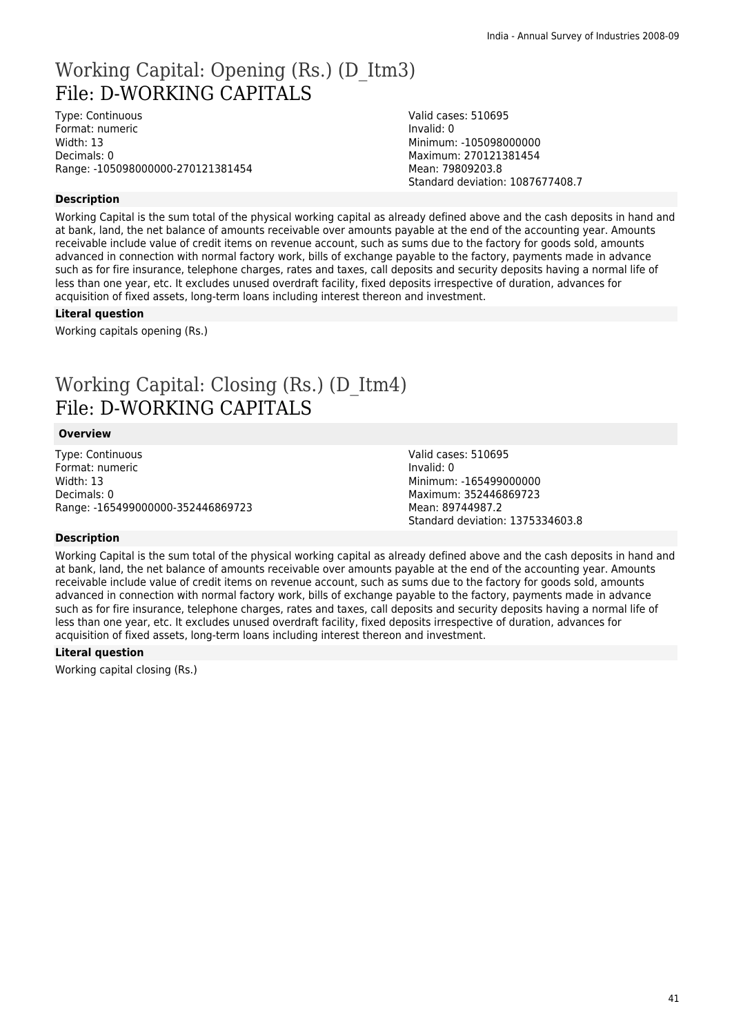# Working Capital: Opening (Rs.) (D_Itm3)
## File: D-WORKING CAPITALS

Type: Continuous
Format: numeric
Width: 13
Decimals: 0
Range: -105098000000-270121381454

Valid cases: 510695
Invalid: 0
Minimum: -105098000000
Maximum: 270121381454
Mean: 79809203.8
Standard deviation: 1087677408.7

**Description**

Working Capital is the sum total of the physical working capital as already defined above and the cash deposits in hand and at bank, land, the net balance of amounts receivable over amounts payable at the end of the accounting year. Amounts receivable include value of credit items on revenue account, such as sums due to the factory for goods sold, amounts advanced in connection with normal factory work, bills of exchange payable to the factory, payments made in advance such as for fire insurance, telephone charges, rates and taxes, call deposits and security deposits having a normal life of less than one year, etc. It excludes unused overdraft facility, fixed deposits irrespective of duration, advances for acquisition of fixed assets, long-term loans including interest thereon and investment.

**Literal question**

Working capitals opening (Rs.)

# Working Capital: Closing (Rs.) (D_Itm4)
## File: D-WORKING CAPITALS

**Overview**

Type: Continuous
Format: numeric
Width: 13
Decimals: 0
Range: -165499000000-352446869723

Valid cases: 510695
Invalid: 0
Minimum: -165499000000
Maximum: 352446869723
Mean: 89744987.2
Standard deviation: 1375334603.8

**Description**

Working Capital is the sum total of the physical working capital as already defined above and the cash deposits in hand and at bank, land, the net balance of amounts receivable over amounts payable at the end of the accounting year. Amounts receivable include value of credit items on revenue account, such as sums due to the factory for goods sold, amounts advanced in connection with normal factory work, bills of exchange payable to the factory, payments made in advance such as for fire insurance, telephone charges, rates and taxes, call deposits and security deposits having a normal life of less than one year, etc. It excludes unused overdraft facility, fixed deposits irrespective of duration, advances for acquisition of fixed assets, long-term loans including interest thereon and investment.

**Literal question**

Working capital closing (Rs.)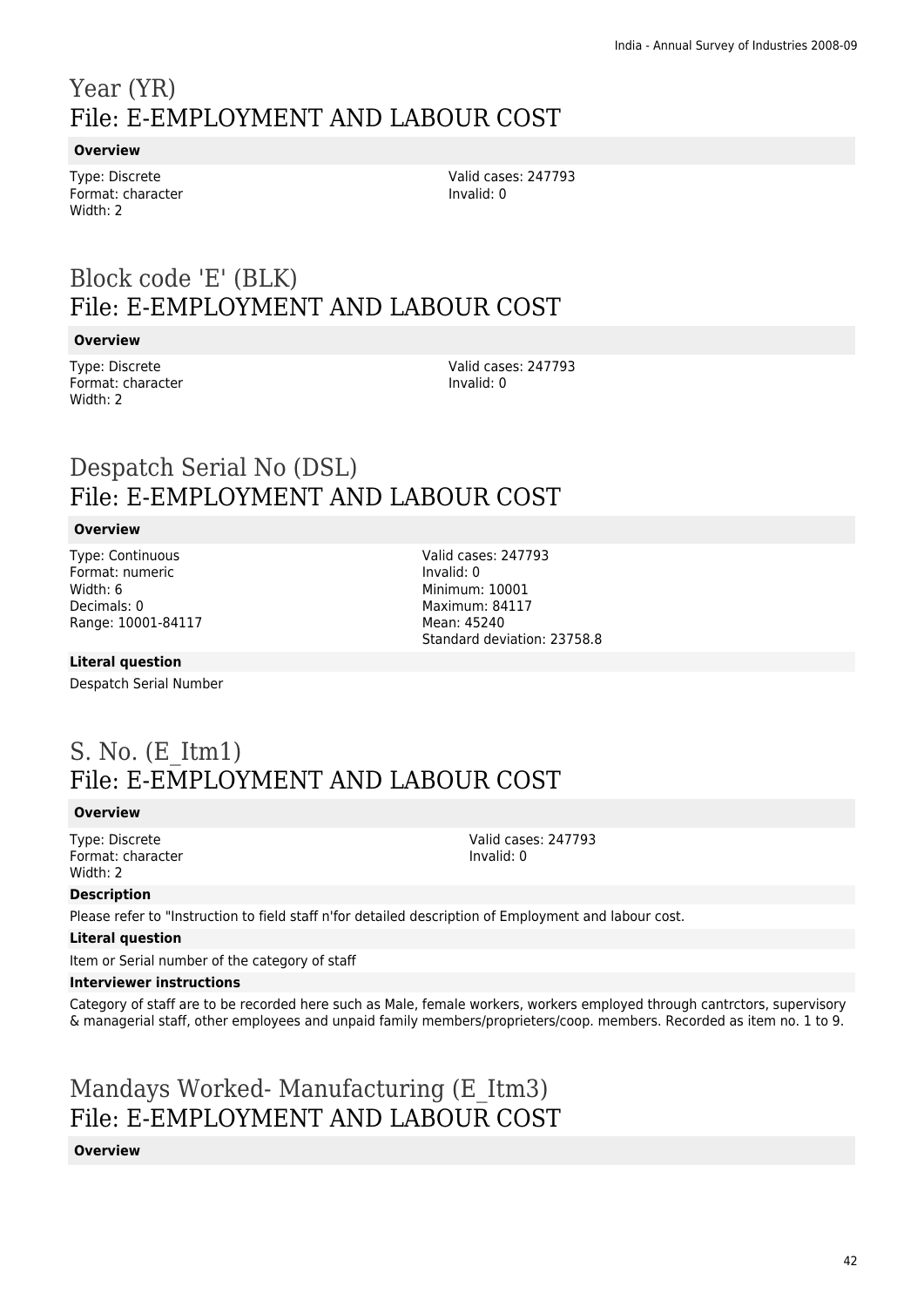# Year (YR)
## File: E-EMPLOYMENT AND LABOUR COST

### Overview

Type: Discrete
Format: character
Width: 2

Valid cases: 247793
Invalid: 0

# Block code 'E' (BLK)
## File: E-EMPLOYMENT AND LABOUR COST

### Overview

Type: Discrete
Format: character
Width: 2

Valid cases: 247793
Invalid: 0

# Despatch Serial No (DSL)
## File: E-EMPLOYMENT AND LABOUR COST

### Overview

Type: Continuous
Format: numeric
Width: 6
Decimals: 0
Range: 10001-84117

Valid cases: 247793
Invalid: 0
Minimum: 10001
Maximum: 84117
Mean: 45240
Standard deviation: 23758.8

### Literal question

Despatch Serial Number

# S. No. (E_Itm1)
## File: E-EMPLOYMENT AND LABOUR COST

### Overview

Type: Discrete
Format: character
Width: 2

Valid cases: 247793
Invalid: 0

### Description

Please refer to "Instruction to field staff n'for detailed description of Employment and labour cost.

### Literal question

Item or Serial number of the category of staff

### Interviewer instructions

Category of staff are to be recorded here such as Male, female workers, workers employed through cantrctors, supervisory & managerial staff, other employees and unpaid family members/proprieters/coop. members. Recorded as item no. 1 to 9.

# Mandays Worked- Manufacturing (E_Itm3)
## File: E-EMPLOYMENT AND LABOUR COST

### Overview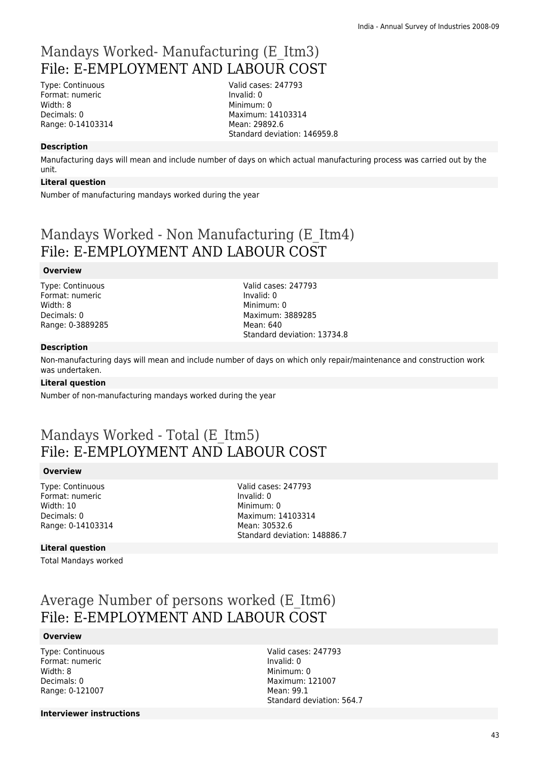# Mandays Worked- Manufacturing (E_Itm3)
## File: E-EMPLOYMENT AND LABOUR COST

Type: Continuous
Format: numeric
Width: 8
Decimals: 0
Range: 0-14103314

Valid cases: 247793
Invalid: 0
Minimum: 0
Maximum: 14103314
Mean: 29892.6
Standard deviation: 146959.8

**Description**

Manufacturing days will mean and include number of days on which actual manufacturing process was carried out by the unit.

**Literal question**

Number of manufacturing mandays worked during the year

# Mandays Worked - Non Manufacturing (E_Itm4)
## File: E-EMPLOYMENT AND LABOUR COST

**Overview**

Type: Continuous
Format: numeric
Width: 8
Decimals: 0
Range: 0-3889285

Valid cases: 247793
Invalid: 0
Minimum: 0
Maximum: 3889285
Mean: 640
Standard deviation: 13734.8

**Description**

Non-manufacturing days will mean and include number of days on which only repair/maintenance and construction work was undertaken.

**Literal question**

Number of non-manufacturing mandays worked during the year

# Mandays Worked - Total (E_Itm5)
## File: E-EMPLOYMENT AND LABOUR COST

**Overview**

Type: Continuous
Format: numeric
Width: 10
Decimals: 0
Range: 0-14103314

Valid cases: 247793
Invalid: 0
Minimum: 0
Maximum: 14103314
Mean: 30532.6
Standard deviation: 148886.7

**Literal question**

Total Mandays worked

# Average Number of persons worked (E_Itm6)
## File: E-EMPLOYMENT AND LABOUR COST

**Overview**

Type: Continuous
Format: numeric
Width: 8
Decimals: 0
Range: 0-121007

Valid cases: 247793
Invalid: 0
Minimum: 0
Maximum: 121007
Mean: 99.1
Standard deviation: 564.7

**Interviewer instructions**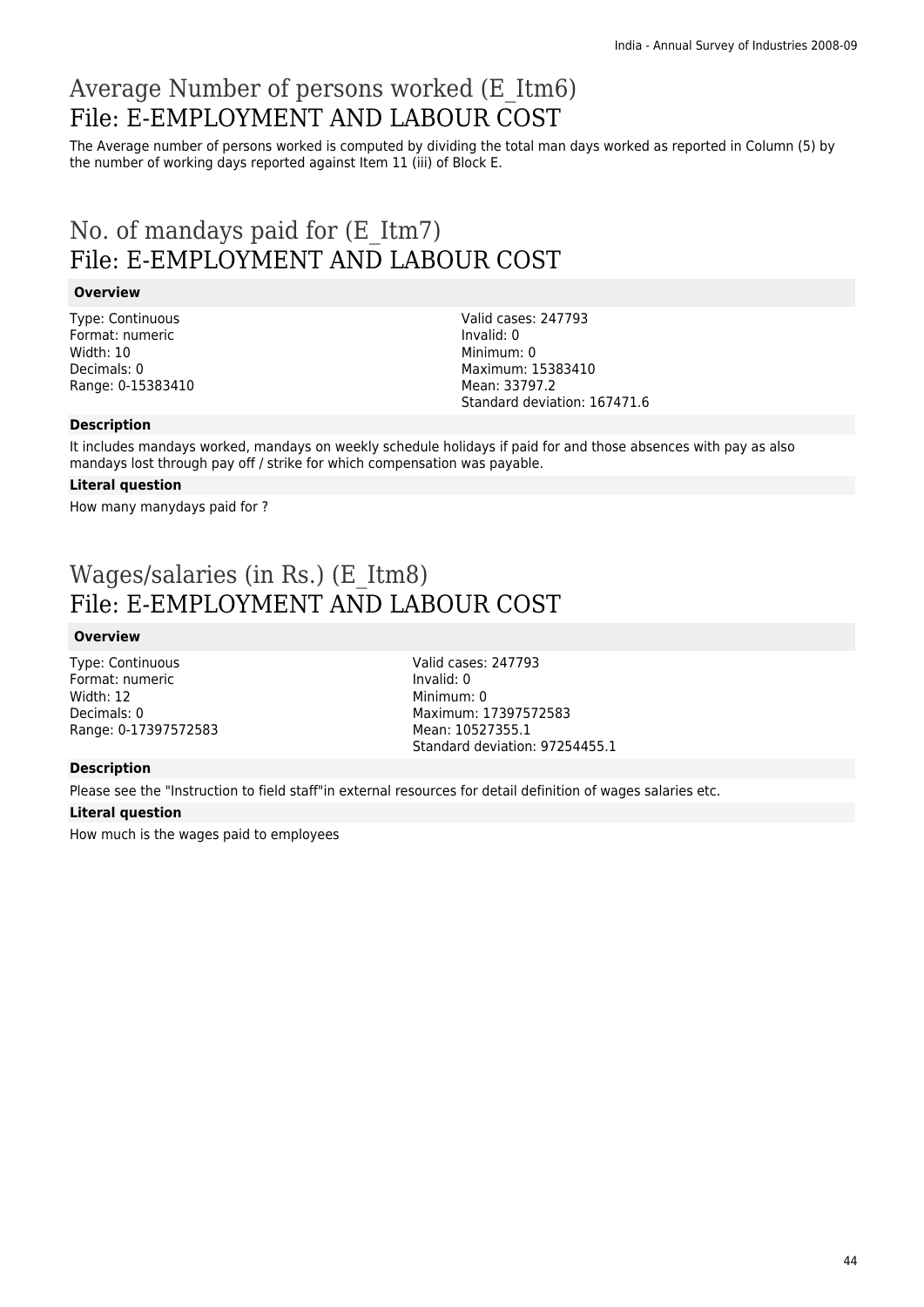# Average Number of persons worked (E_Itm6)
## File: E-EMPLOYMENT AND LABOUR COST

The Average number of persons worked is computed by dividing the total man days worked as reported in Column (5) by the number of working days reported against Item 11 (iii) of Block E.

# No. of mandays paid for (E_Itm7)
## File: E-EMPLOYMENT AND LABOUR COST

### Overview

Type: Continuous
Format: numeric
Width: 10
Decimals: 0
Range: 0-15383410

Valid cases: 247793
Invalid: 0
Minimum: 0
Maximum: 15383410
Mean: 33797.2
Standard deviation: 167471.6

### Description

It includes mandays worked, mandays on weekly schedule holidays if paid for and those absences with pay as also mandays lost through pay off / strike for which compensation was payable.

### Literal question

How many manydays paid for ?

# Wages/salaries (in Rs.) (E_Itm8)
## File: E-EMPLOYMENT AND LABOUR COST

### Overview

Type: Continuous
Format: numeric
Width: 12
Decimals: 0
Range: 0-17397572583

Valid cases: 247793
Invalid: 0
Minimum: 0
Maximum: 17397572583
Mean: 10527355.1
Standard deviation: 97254455.1

### Description

Please see the "Instruction to field staff"in external resources for detail definition of wages salaries etc.

### Literal question

How much is the wages paid to employees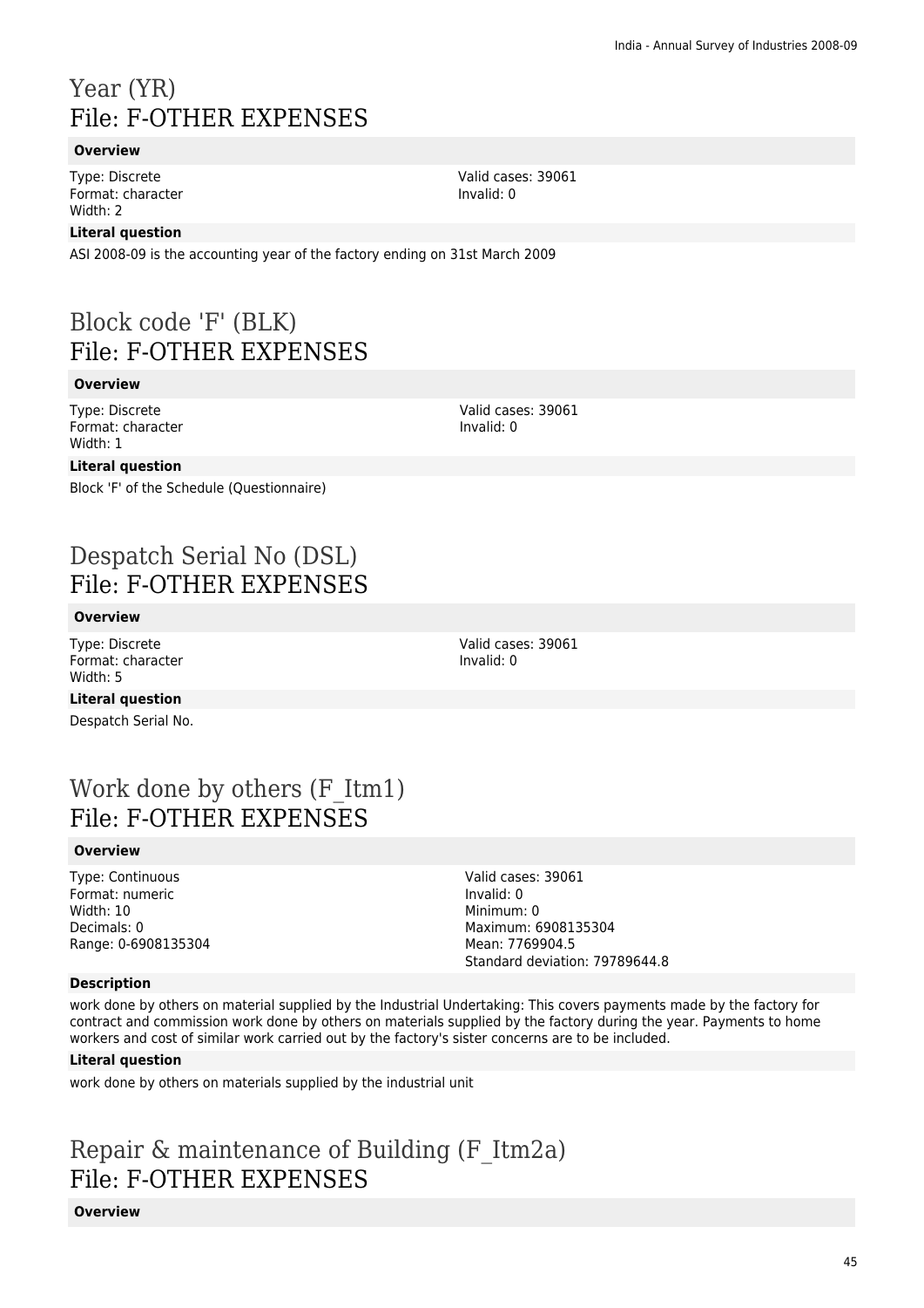# Year (YR)
## File: F-OTHER EXPENSES

**Overview**

Type: Discrete
Format: character
Width: 2

Valid cases: 39061
Invalid: 0

**Literal question**

ASI 2008-09 is the accounting year of the factory ending on 31st March 2009

# Block code 'F' (BLK)
## File: F-OTHER EXPENSES

**Overview**

Type: Discrete
Format: character
Width: 1

Valid cases: 39061
Invalid: 0

**Literal question**

Block 'F' of the Schedule (Questionnaire)

# Despatch Serial No (DSL)
## File: F-OTHER EXPENSES

**Overview**

Type: Discrete
Format: character
Width: 5

Valid cases: 39061
Invalid: 0

**Literal question**

Despatch Serial No.

# Work done by others (F_Itm1)
## File: F-OTHER EXPENSES

**Overview**

Type: Continuous
Format: numeric
Width: 10
Decimals: 0
Range: 0-6908135304

Valid cases: 39061
Invalid: 0
Minimum: 0
Maximum: 6908135304
Mean: 7769904.5
Standard deviation: 79789644.8

**Description**

work done by others on material supplied by the Industrial Undertaking: This covers payments made by the factory for contract and commission work done by others on materials supplied by the factory during the year. Payments to home workers and cost of similar work carried out by the factory's sister concerns are to be included.

**Literal question**

work done by others on materials supplied by the industrial unit

# Repair & maintenance of Building (F_Itm2a)
## File: F-OTHER EXPENSES

**Overview**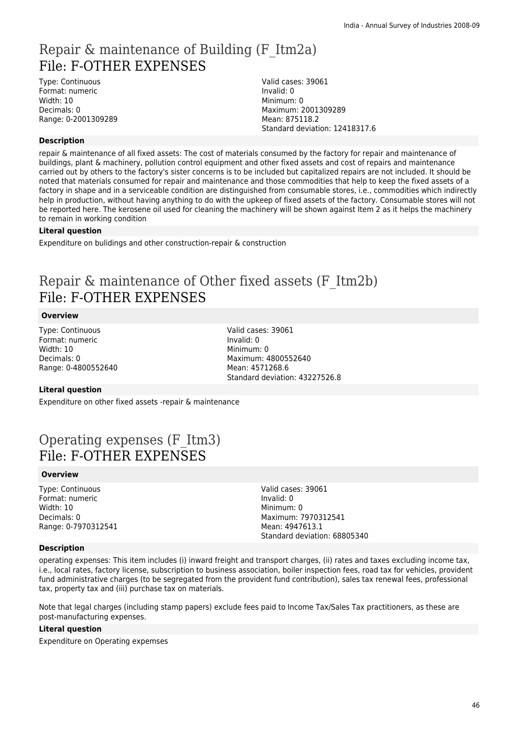# Repair & maintenance of Building (F_Itm2a)
## File: F-OTHER EXPENSES

Type: Continuous
Format: numeric
Width: 10
Decimals: 0
Range: 0-2001309289

Valid cases: 39061
Invalid: 0
Minimum: 0
Maximum: 2001309289
Mean: 875118.2
Standard deviation: 12418317.6

**Description**

repair & maintenance of all fixed assets: The cost of materials consumed by the factory for repair and maintenance of buildings, plant & machinery, pollution control equipment and other fixed assets and cost of repairs and maintenance carried out by others to the factory's sister concerns is to be included but capitalized repairs are not included. It should be noted that materials consumed for repair and maintenance and those commodities that help to keep the fixed assets of a factory in shape and in a serviceable condition are distinguished from consumable stores, i.e., commodities which indirectly help in production, without having anything to do with the upkeep of fixed assets of the factory. Consumable stores will not be reported here. The kerosene oil used for cleaning the machinery will be shown against Item 2 as it helps the machinery to remain in working condition

**Literal question**

Expenditure on bulidings and other construction-repair & construction

# Repair & maintenance of Other fixed assets (F_Itm2b)
## File: F-OTHER EXPENSES

**Overview**

Type: Continuous
Format: numeric
Width: 10
Decimals: 0
Range: 0-4800552640

Valid cases: 39061
Invalid: 0
Minimum: 0
Maximum: 4800552640
Mean: 4571268.6
Standard deviation: 43227526.8

**Literal question**

Expenditure on other fixed assets -repair & maintenance

# Operating expenses (F_Itm3)
## File: F-OTHER EXPENSES

**Overview**

Type: Continuous
Format: numeric
Width: 10
Decimals: 0
Range: 0-7970312541

Valid cases: 39061
Invalid: 0
Minimum: 0
Maximum: 7970312541
Mean: 4947613.1
Standard deviation: 68805340

**Description**

operating expenses: This item includes (i) inward freight and transport charges, (ii) rates and taxes excluding income tax, i.e., local rates, factory license, subscription to business association, boiler inspection fees, road tax for vehicles, provident fund administrative charges (to be segregated from the provident fund contribution), sales tax renewal fees, professional tax, property tax and (iii) purchase tax on materials.

Note that legal charges (including stamp papers) exclude fees paid to Income Tax/Sales Tax practitioners, as these are post-manufacturing expenses.

**Literal question**

Expenditure on Operating expemses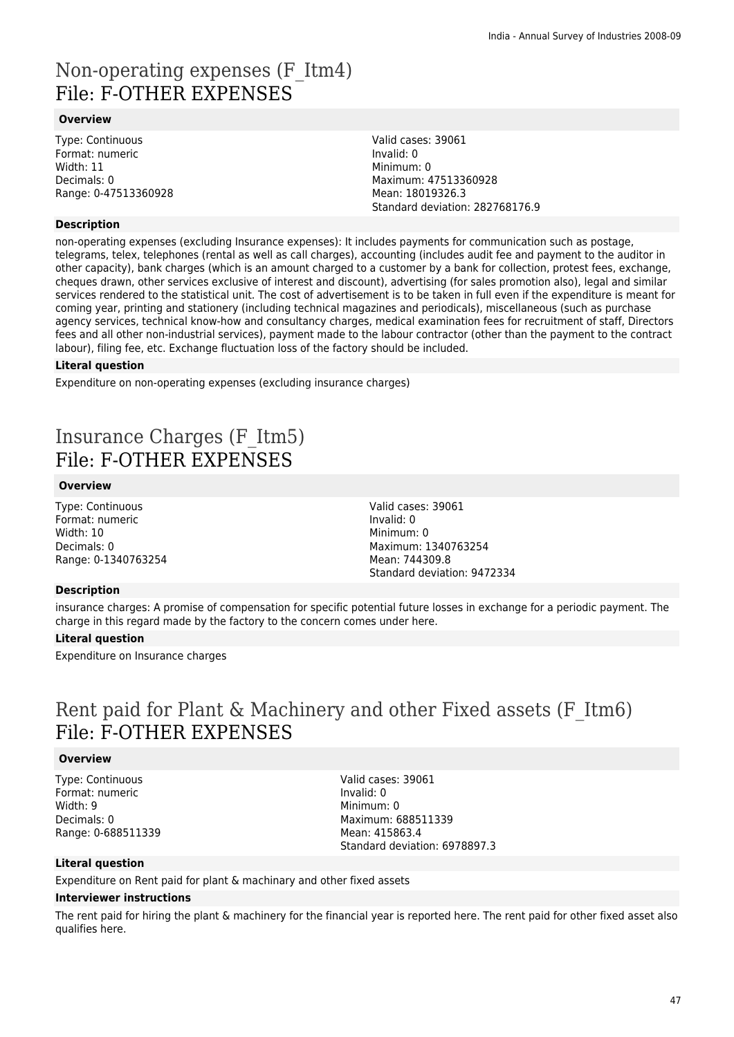# Non-operating expenses (F_Itm4)
File: F-OTHER EXPENSES

### Overview

Type: Continuous
Format: numeric
Width: 11
Decimals: 0
Range: 0-47513360928

Valid cases: 39061
Invalid: 0
Minimum: 0
Maximum: 47513360928
Mean: 18019326.3
Standard deviation: 282768176.9

### Description

non-operating expenses (excluding Insurance expenses): It includes payments for communication such as postage, telegrams, telex, telephones (rental as well as call charges), accounting (includes audit fee and payment to the auditor in other capacity), bank charges (which is an amount charged to a customer by a bank for collection, protest fees, exchange, cheques drawn, other services exclusive of interest and discount), advertising (for sales promotion also), legal and similar services rendered to the statistical unit. The cost of advertisement is to be taken in full even if the expenditure is meant for coming year, printing and stationery (including technical magazines and periodicals), miscellaneous (such as purchase agency services, technical know-how and consultancy charges, medical examination fees for recruitment of staff, Directors fees and all other non-industrial services), payment made to the labour contractor (other than the payment to the contract labour), filing fee, etc. Exchange fluctuation loss of the factory should be included.

### Literal question

Expenditure on non-operating expenses (excluding insurance charges)

# Insurance Charges (F_Itm5)
File: F-OTHER EXPENSES

### Overview

Type: Continuous
Format: numeric
Width: 10
Decimals: 0
Range: 0-1340763254

Valid cases: 39061
Invalid: 0
Minimum: 0
Maximum: 1340763254
Mean: 744309.8
Standard deviation: 9472334

### Description

insurance charges: A promise of compensation for specific potential future losses in exchange for a periodic payment. The charge in this regard made by the factory to the concern comes under here.

### Literal question

Expenditure on Insurance charges

# Rent paid for Plant & Machinery and other Fixed assets (F_Itm6)
File: F-OTHER EXPENSES

### Overview

Type: Continuous
Format: numeric
Width: 9
Decimals: 0
Range: 0-688511339

Valid cases: 39061
Invalid: 0
Minimum: 0
Maximum: 688511339
Mean: 415863.4
Standard deviation: 6978897.3

### Literal question

Expenditure on Rent paid for plant & machinary and other fixed assets

### Interviewer instructions

The rent paid for hiring the plant & machinery for the financial year is reported here. The rent paid for other fixed asset also qualifies here.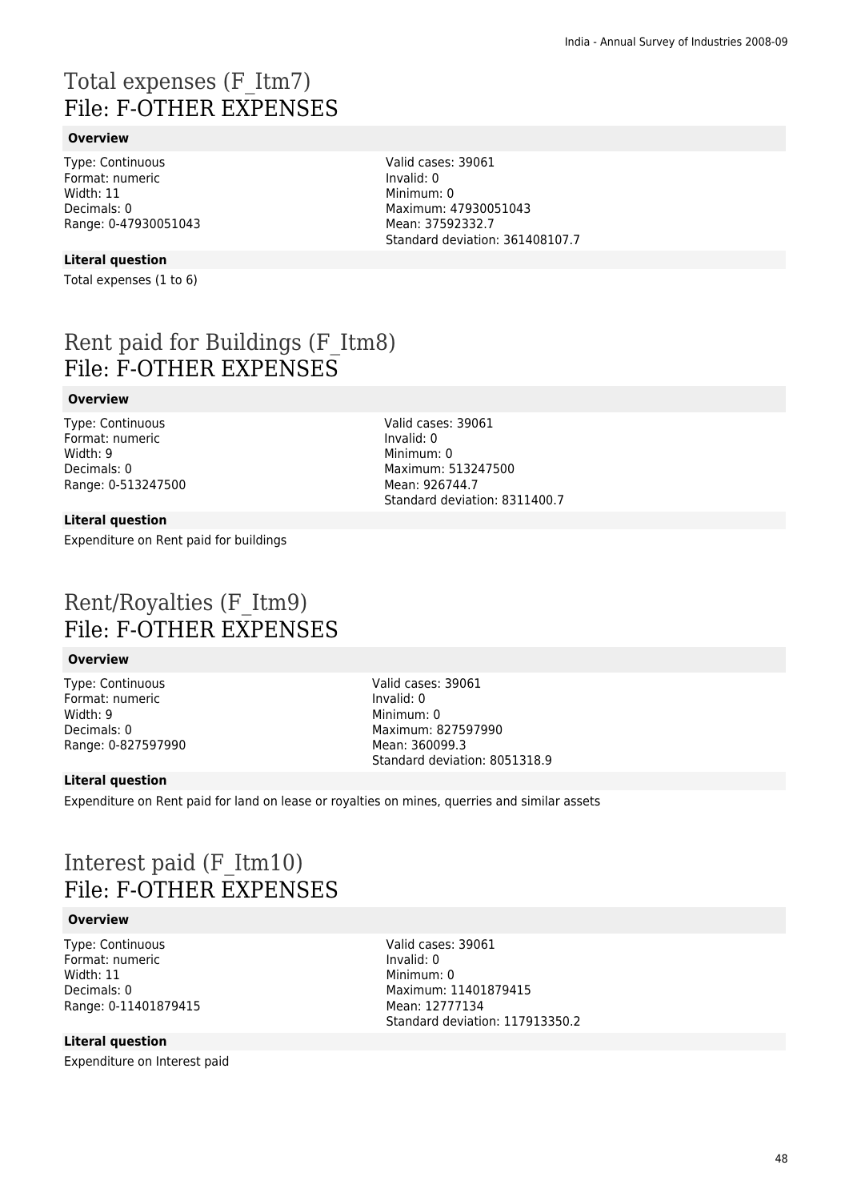# Total expenses (F_Itm7)
File: F-OTHER EXPENSES

### Overview

Type: Continuous
Format: numeric
Width: 11
Decimals: 0
Range: 0-47930051043

Valid cases: 39061
Invalid: 0
Minimum: 0
Maximum: 47930051043
Mean: 37592332.7
Standard deviation: 361408107.7

### Literal question

Total expenses (1 to 6)

# Rent paid for Buildings (F_Itm8)
File: F-OTHER EXPENSES

### Overview

Type: Continuous
Format: numeric
Width: 9
Decimals: 0
Range: 0-513247500

Valid cases: 39061
Invalid: 0
Minimum: 0
Maximum: 513247500
Mean: 926744.7
Standard deviation: 8311400.7

### Literal question

Expenditure on Rent paid for buildings

# Rent/Royalties (F_Itm9)
File: F-OTHER EXPENSES

### Overview

Type: Continuous
Format: numeric
Width: 9
Decimals: 0
Range: 0-827597990

Valid cases: 39061
Invalid: 0
Minimum: 0
Maximum: 827597990
Mean: 360099.3
Standard deviation: 8051318.9

### Literal question

Expenditure on Rent paid for land on lease or royalties on mines, querries and similar assets

# Interest paid (F_Itm10)
File: F-OTHER EXPENSES

### Overview

Type: Continuous
Format: numeric
Width: 11
Decimals: 0
Range: 0-11401879415

Valid cases: 39061
Invalid: 0
Minimum: 0
Maximum: 11401879415
Mean: 12777134
Standard deviation: 117913350.2

### Literal question

Expenditure on Interest paid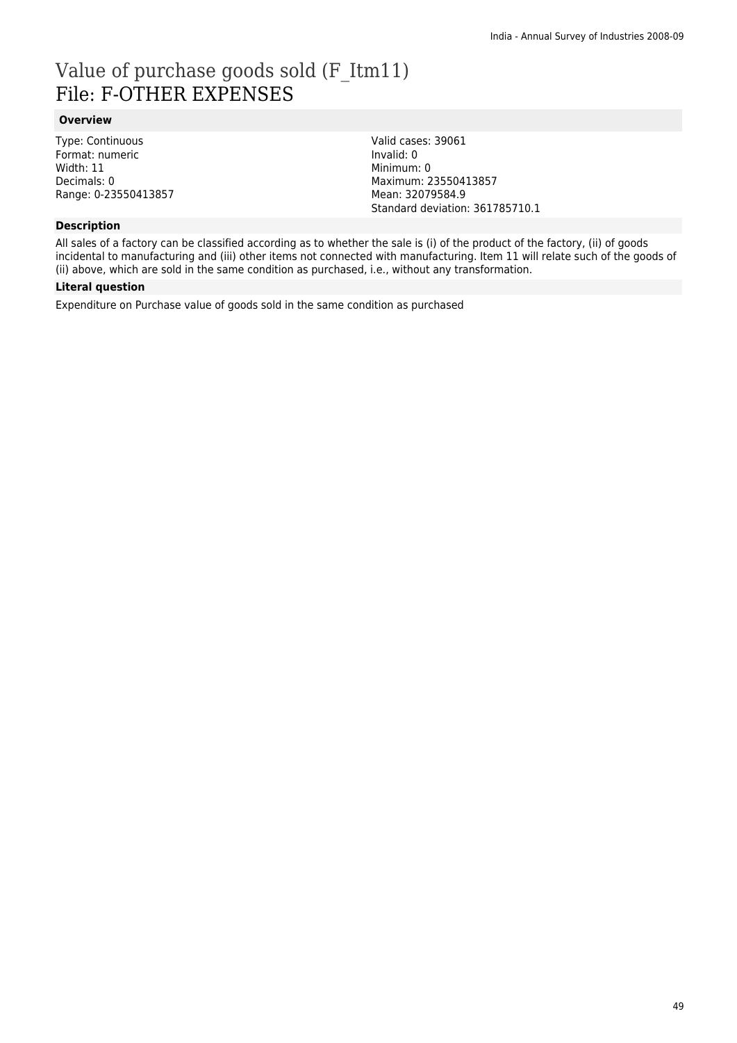# Value of purchase goods sold (F_Itm11)
## File: F-OTHER EXPENSES

### Overview

Type: Continuous
Format: numeric
Width: 11
Decimals: 0
Range: 0-23550413857

Valid cases: 39061
Invalid: 0
Minimum: 0
Maximum: 23550413857
Mean: 32079584.9
Standard deviation: 361785710.1

### Description

All sales of a factory can be classified according as to whether the sale is (i) of the product of the factory, (ii) of goods incidental to manufacturing and (iii) other items not connected with manufacturing. Item 11 will relate such of the goods of (ii) above, which are sold in the same condition as purchased, i.e., without any transformation.

### Literal question

Expenditure on Purchase value of goods sold in the same condition as purchased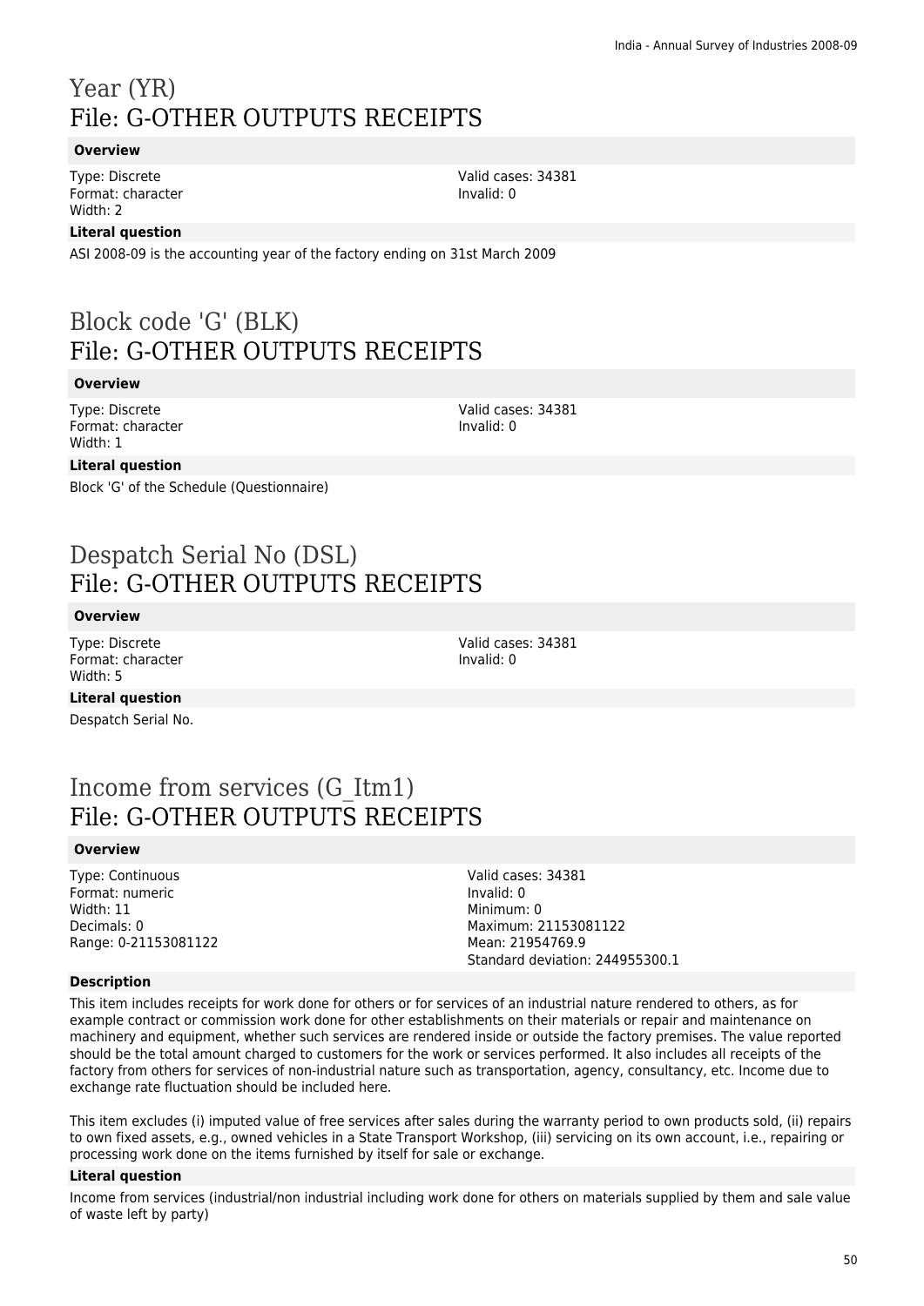# Year (YR)
## File: G-OTHER OUTPUTS RECEIPTS

### Overview

Type: Discrete
Format: character
Width: 2

Valid cases: 34381
Invalid: 0

### Literal question

ASI 2008-09 is the accounting year of the factory ending on 31st March 2009

# Block code 'G' (BLK)
## File: G-OTHER OUTPUTS RECEIPTS

### Overview

Type: Discrete
Format: character
Width: 1

Valid cases: 34381
Invalid: 0

### Literal question

Block 'G' of the Schedule (Questionnaire)

# Despatch Serial No (DSL)
## File: G-OTHER OUTPUTS RECEIPTS

### Overview

Type: Discrete
Format: character
Width: 5

Valid cases: 34381
Invalid: 0

### Literal question

Despatch Serial No.

# Income from services (G_Itm1)
## File: G-OTHER OUTPUTS RECEIPTS

### Overview

Type: Continuous
Format: numeric
Width: 11
Decimals: 0
Range: 0-21153081122

Valid cases: 34381
Invalid: 0
Minimum: 0
Maximum: 21153081122
Mean: 21954769.9
Standard deviation: 244955300.1

### Description

This item includes receipts for work done for others or for services of an industrial nature rendered to others, as for example contract or commission work done for other establishments on their materials or repair and maintenance on machinery and equipment, whether such services are rendered inside or outside the factory premises. The value reported should be the total amount charged to customers for the work or services performed. It also includes all receipts of the factory from others for services of non-industrial nature such as transportation, agency, consultancy, etc. Income due to exchange rate fluctuation should be included here.

This item excludes (i) imputed value of free services after sales during the warranty period to own products sold, (ii) repairs to own fixed assets, e.g., owned vehicles in a State Transport Workshop, (iii) servicing on its own account, i.e., repairing or processing work done on the items furnished by itself for sale or exchange.

### Literal question

Income from services (industrial/non industrial including work done for others on materials supplied by them and sale value of waste left by party)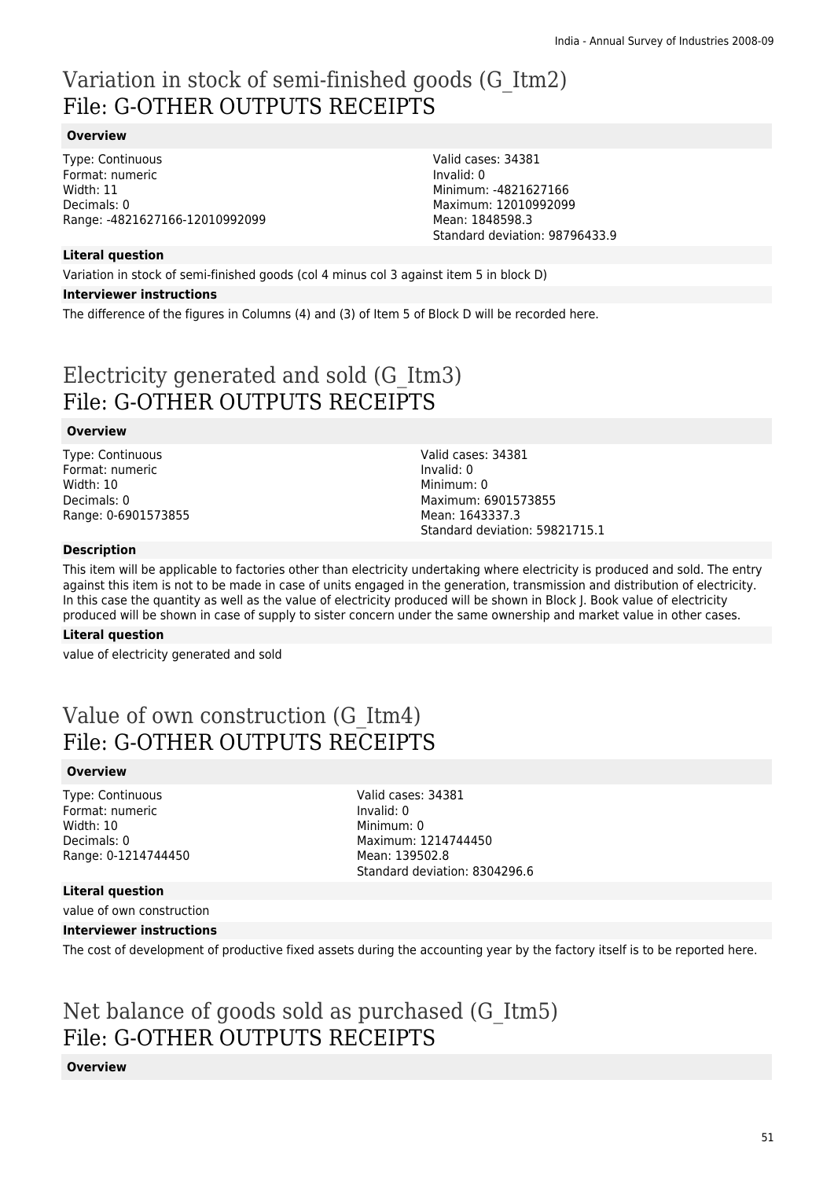# Variation in stock of semi-finished goods (G_Itm2)
# File: G-OTHER OUTPUTS RECEIPTS

### Overview

Type: Continuous
Format: numeric
Width: 11
Decimals: 0
Range: -4821627166-12010992099

Valid cases: 34381
Invalid: 0
Minimum: -4821627166
Maximum: 12010992099
Mean: 1848598.3
Standard deviation: 98796433.9

### Literal question

Variation in stock of semi-finished goods (col 4 minus col 3 against item 5 in block D)

### Interviewer instructions

The difference of the figures in Columns (4) and (3) of Item 5 of Block D will be recorded here.

# Electricity generated and sold (G_Itm3)
# File: G-OTHER OUTPUTS RECEIPTS

### Overview

Type: Continuous
Format: numeric
Width: 10
Decimals: 0
Range: 0-6901573855

Valid cases: 34381
Invalid: 0
Minimum: 0
Maximum: 6901573855
Mean: 1643337.3
Standard deviation: 59821715.1

### Description

This item will be applicable to factories other than electricity undertaking where electricity is produced and sold. The entry against this item is not to be made in case of units engaged in the generation, transmission and distribution of electricity. In this case the quantity as well as the value of electricity produced will be shown in Block J. Book value of electricity produced will be shown in case of supply to sister concern under the same ownership and market value in other cases.

### Literal question

value of electricity generated and sold

# Value of own construction (G_Itm4)
# File: G-OTHER OUTPUTS RECEIPTS

### Overview

Type: Continuous
Format: numeric
Width: 10
Decimals: 0
Range: 0-1214744450

Valid cases: 34381
Invalid: 0
Minimum: 0
Maximum: 1214744450
Mean: 139502.8
Standard deviation: 8304296.6

### Literal question

value of own construction

### Interviewer instructions

The cost of development of productive fixed assets during the accounting year by the factory itself is to be reported here.

# Net balance of goods sold as purchased (G_Itm5)
# File: G-OTHER OUTPUTS RECEIPTS

### Overview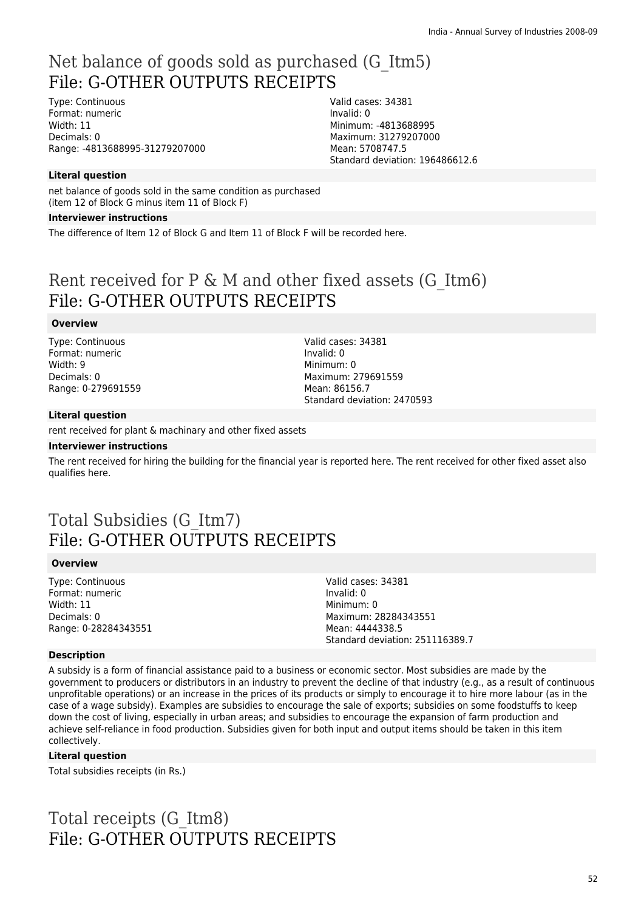# Net balance of goods sold as purchased (G_Itm5)
## File: G-OTHER OUTPUTS RECEIPTS

Type: Continuous
Format: numeric
Width: 11
Decimals: 0
Range: -4813688995-31279207000

Valid cases: 34381
Invalid: 0
Minimum: -4813688995
Maximum: 31279207000
Mean: 5708747.5
Standard deviation: 196486612.6

**Literal question**

net balance of goods sold in the same condition as purchased
(item 12 of Block G minus item 11 of Block F)

**Interviewer instructions**

The difference of Item 12 of Block G and Item 11 of Block F will be recorded here.

# Rent received for P & M and other fixed assets (G_Itm6)
## File: G-OTHER OUTPUTS RECEIPTS

**Overview**

Type: Continuous
Format: numeric
Width: 9
Decimals: 0
Range: 0-279691559

Valid cases: 34381
Invalid: 0
Minimum: 0
Maximum: 279691559
Mean: 86156.7
Standard deviation: 2470593

**Literal question**

rent received for plant & machinary and other fixed assets

**Interviewer instructions**

The rent received for hiring the building for the financial year is reported here. The rent received for other fixed asset also qualifies here.

# Total Subsidies (G_Itm7)
## File: G-OTHER OUTPUTS RECEIPTS

**Overview**

Type: Continuous
Format: numeric
Width: 11
Decimals: 0
Range: 0-28284343551

Valid cases: 34381
Invalid: 0
Minimum: 0
Maximum: 28284343551
Mean: 4444338.5
Standard deviation: 251116389.7

**Description**

A subsidy is a form of financial assistance paid to a business or economic sector. Most subsidies are made by the government to producers or distributors in an industry to prevent the decline of that industry (e.g., as a result of continuous unprofitable operations) or an increase in the prices of its products or simply to encourage it to hire more labour (as in the case of a wage subsidy). Examples are subsidies to encourage the sale of exports; subsidies on some foodstuffs to keep down the cost of living, especially in urban areas; and subsidies to encourage the expansion of farm production and achieve self-reliance in food production. Subsidies given for both input and output items should be taken in this item collectively.

**Literal question**

Total subsidies receipts (in Rs.)

# Total receipts (G_Itm8)
## File: G-OTHER OUTPUTS RECEIPTS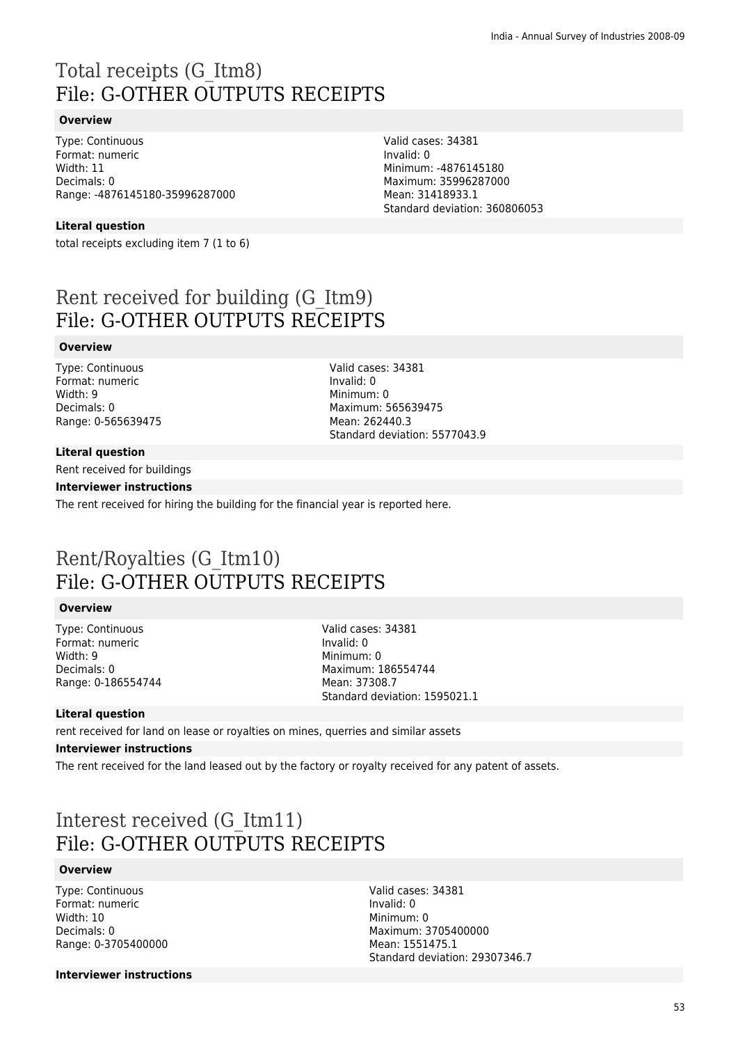# Total receipts (G_Itm8)
File: G-OTHER OUTPUTS RECEIPTS

### Overview

Type: Continuous
Format: numeric
Width: 11
Decimals: 0
Range: -4876145180-35996287000

Valid cases: 34381
Invalid: 0
Minimum: -4876145180
Maximum: 35996287000
Mean: 31418933.1
Standard deviation: 360806053

### Literal question

total receipts excluding item 7 (1 to 6)

# Rent received for building (G_Itm9)
File: G-OTHER OUTPUTS RECEIPTS

### Overview

Type: Continuous
Format: numeric
Width: 9
Decimals: 0
Range: 0-565639475

Valid cases: 34381
Invalid: 0
Minimum: 0
Maximum: 565639475
Mean: 262440.3
Standard deviation: 5577043.9

### Literal question

Rent received for buildings

### Interviewer instructions

The rent received for hiring the building for the financial year is reported here.

# Rent/Royalties (G_Itm10)
File: G-OTHER OUTPUTS RECEIPTS

### Overview

Type: Continuous
Format: numeric
Width: 9
Decimals: 0
Range: 0-186554744

Valid cases: 34381
Invalid: 0
Minimum: 0
Maximum: 186554744
Mean: 37308.7
Standard deviation: 1595021.1

### Literal question

rent received for land on lease or royalties on mines, querries and similar assets

### Interviewer instructions

The rent received for the land leased out by the factory or royalty received for any patent of assets.

# Interest received (G_Itm11)
File: G-OTHER OUTPUTS RECEIPTS

### Overview

Type: Continuous
Format: numeric
Width: 10
Decimals: 0
Range: 0-3705400000

Valid cases: 34381
Invalid: 0
Minimum: 0
Maximum: 3705400000
Mean: 1551475.1
Standard deviation: 29307346.7

### Interviewer instructions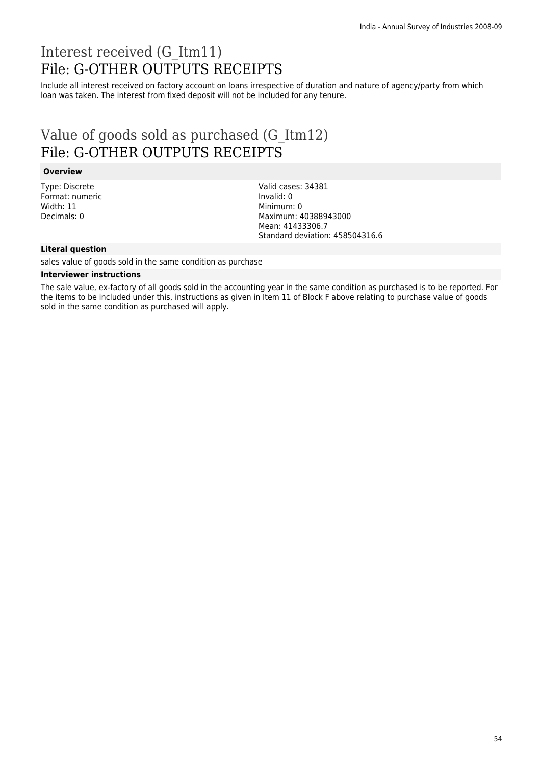# Interest received (G_Itm11)
## File: G-OTHER OUTPUTS RECEIPTS

Include all interest received on factory account on loans irrespective of duration and nature of agency/party from which loan was taken. The interest from fixed deposit will not be included for any tenure.

# Value of goods sold as purchased (G_Itm12)
## File: G-OTHER OUTPUTS RECEIPTS

### Overview

Type: Discrete
Format: numeric
Width: 11
Decimals: 0

Valid cases: 34381
Invalid: 0
Minimum: 0
Maximum: 40388943000
Mean: 41433306.7
Standard deviation: 458504316.6

### Literal question

sales value of goods sold in the same condition as purchase

### Interviewer instructions

The sale value, ex-factory of all goods sold in the accounting year in the same condition as purchased is to be reported. For the items to be included under this, instructions as given in Item 11 of Block F above relating to purchase value of goods sold in the same condition as purchased will apply.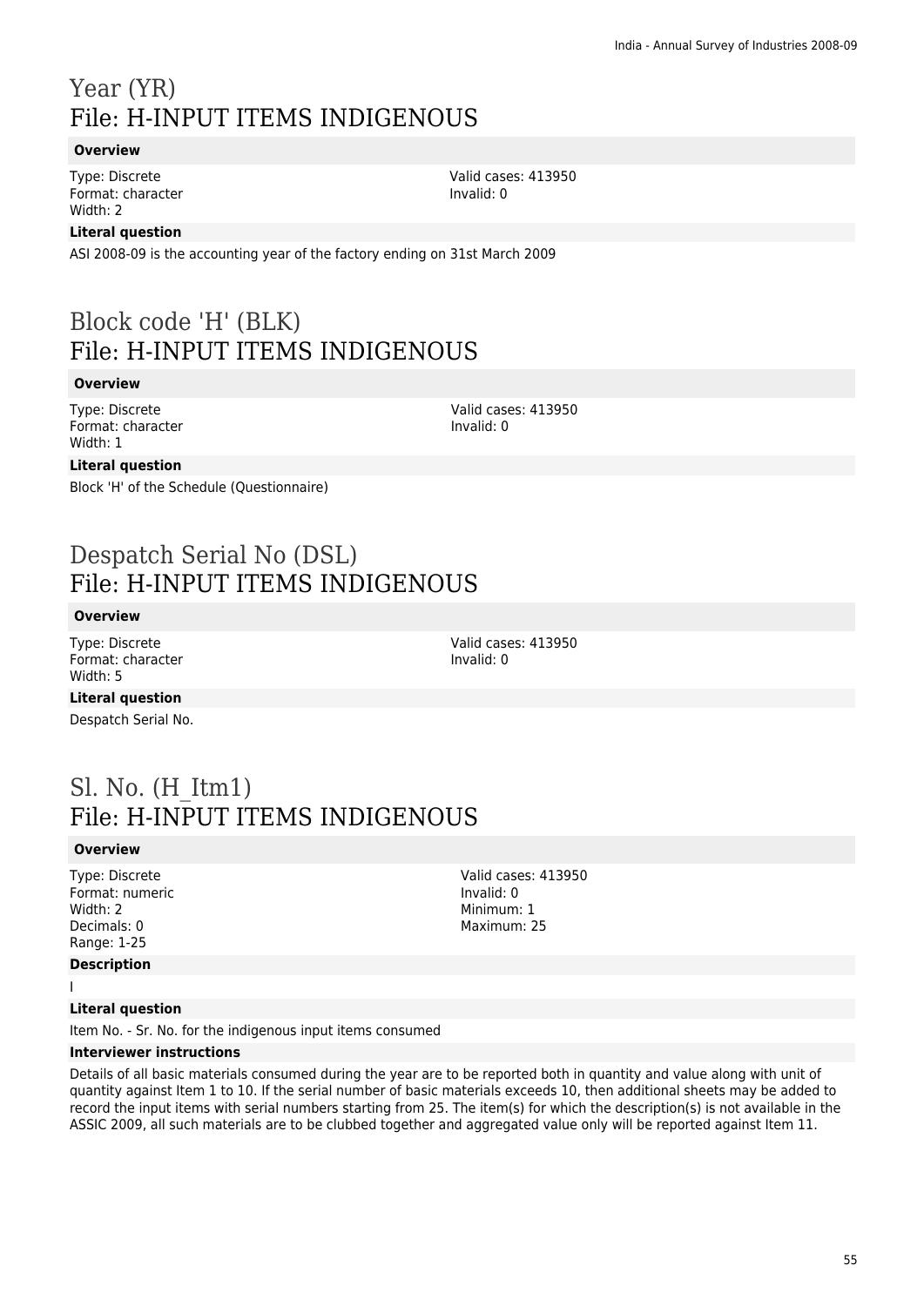# Year (YR)
## File: H-INPUT ITEMS INDIGENOUS

**Overview**

Type: Discrete
Format: character
Width: 2

Valid cases: 413950
Invalid: 0

**Literal question**

ASI 2008-09 is the accounting year of the factory ending on 31st March 2009

# Block code 'H' (BLK)
## File: H-INPUT ITEMS INDIGENOUS

**Overview**

Type: Discrete
Format: character
Width: 1

Valid cases: 413950
Invalid: 0

**Literal question**

Block 'H' of the Schedule (Questionnaire)

# Despatch Serial No (DSL)
## File: H-INPUT ITEMS INDIGENOUS

**Overview**

Type: Discrete
Format: character
Width: 5

Valid cases: 413950
Invalid: 0

**Literal question**

Despatch Serial No.

# Sl. No. (H_Itm1)
## File: H-INPUT ITEMS INDIGENOUS

**Overview**

Type: Discrete
Format: numeric
Width: 2
Decimals: 0
Range: 1-25

Valid cases: 413950
Invalid: 0
Minimum: 1
Maximum: 25

**Description**

I

**Literal question**

Item No. - Sr. No. for the indigenous input items consumed

**Interviewer instructions**

Details of all basic materials consumed during the year are to be reported both in quantity and value along with unit of quantity against Item 1 to 10. If the serial number of basic materials exceeds 10, then additional sheets may be added to record the input items with serial numbers starting from 25. The item(s) for which the description(s) is not available in the ASSIC 2009, all such materials are to be clubbed together and aggregated value only will be reported against Item 11.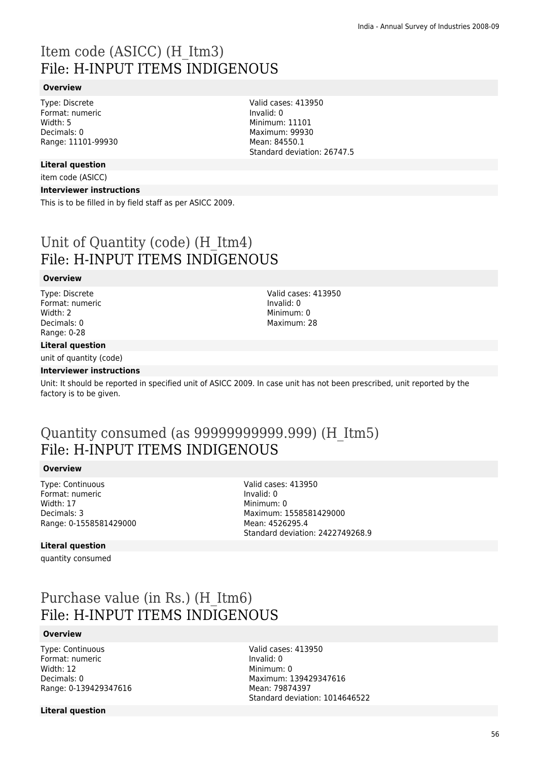# Item code (ASICC) (H_Itm3)
# File: H-INPUT ITEMS INDIGENOUS

### Overview

Type: Discrete
Format: numeric
Width: 5
Decimals: 0
Range: 11101-99930

Valid cases: 413950
Invalid: 0
Minimum: 11101
Maximum: 99930
Mean: 84550.1
Standard deviation: 26747.5

### Literal question

item code (ASICC)

### Interviewer instructions

This is to be filled in by field staff as per ASICC 2009.

# Unit of Quantity (code) (H_Itm4)
# File: H-INPUT ITEMS INDIGENOUS

### Overview

Type: Discrete
Format: numeric
Width: 2
Decimals: 0
Range: 0-28

Valid cases: 413950
Invalid: 0
Minimum: 0
Maximum: 28

### Literal question

unit of quantity (code)

### Interviewer instructions

Unit: It should be reported in specified unit of ASICC 2009. In case unit has not been prescribed, unit reported by the factory is to be given.

# Quantity consumed (as 99999999999.999) (H_Itm5)
# File: H-INPUT ITEMS INDIGENOUS

### Overview

Type: Continuous
Format: numeric
Width: 17
Decimals: 3
Range: 0-1558581429000

Valid cases: 413950
Invalid: 0
Minimum: 0
Maximum: 1558581429000
Mean: 4526295.4
Standard deviation: 2422749268.9

### Literal question

quantity consumed

# Purchase value (in Rs.) (H_Itm6)
# File: H-INPUT ITEMS INDIGENOUS

### Overview

Type: Continuous
Format: numeric
Width: 12
Decimals: 0
Range: 0-139429347616

Valid cases: 413950
Invalid: 0
Minimum: 0
Maximum: 139429347616
Mean: 79874397
Standard deviation: 1014646522

### Literal question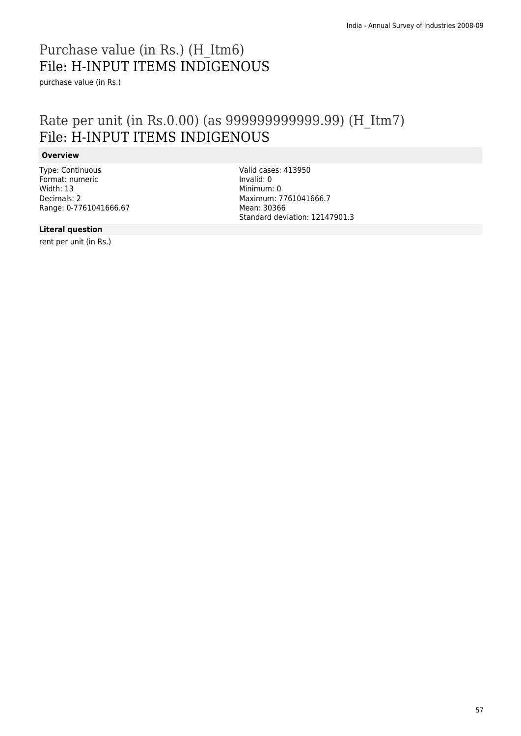# Purchase value (in Rs.) (H_Itm6)
## File: H-INPUT ITEMS INDIGENOUS

purchase value (in Rs.)

# Rate per unit (in Rs.0.00) (as 999999999999.99) (H_Itm7)
## File: H-INPUT ITEMS INDIGENOUS

### Overview

Type: Continuous
Format: numeric
Width: 13
Decimals: 2
Range: 0-7761041666.67

Valid cases: 413950
Invalid: 0
Minimum: 0
Maximum: 7761041666.7
Mean: 30366
Standard deviation: 12147901.3

### Literal question

rent per unit (in Rs.)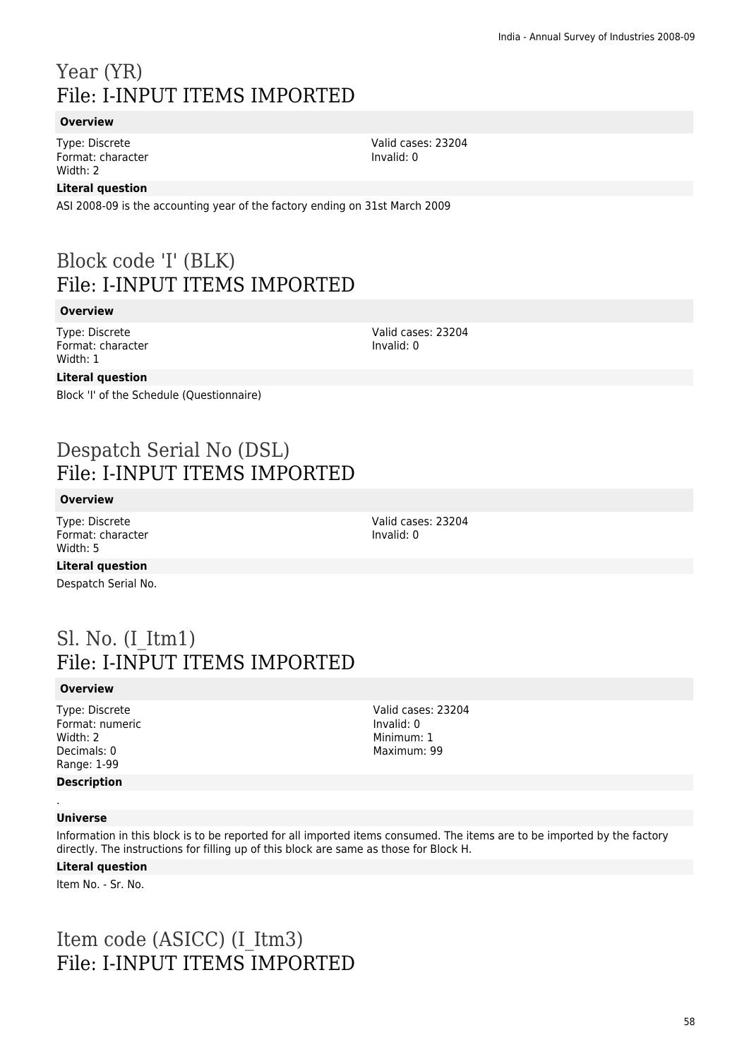# Year (YR)
# File: I-INPUT ITEMS IMPORTED

**Overview**

Type: Discrete
Format: character
Width: 2

Valid cases: 23204
Invalid: 0

**Literal question**

ASI 2008-09 is the accounting year of the factory ending on 31st March 2009

# Block code 'I' (BLK)
# File: I-INPUT ITEMS IMPORTED

**Overview**

Type: Discrete
Format: character
Width: 1

Valid cases: 23204
Invalid: 0

**Literal question**

Block 'I' of the Schedule (Questionnaire)

# Despatch Serial No (DSL)
# File: I-INPUT ITEMS IMPORTED

**Overview**

Type: Discrete
Format: character
Width: 5

Valid cases: 23204
Invalid: 0

**Literal question**

Despatch Serial No.

# Sl. No. (I_Itm1)
# File: I-INPUT ITEMS IMPORTED

**Overview**

Type: Discrete
Format: numeric
Width: 2
Decimals: 0
Range: 1-99

Valid cases: 23204
Invalid: 0
Minimum: 1
Maximum: 99

**Description**

.

**Universe**

Information in this block is to be reported for all imported items consumed. The items are to be imported by the factory directly. The instructions for filling up of this block are same as those for Block H.

**Literal question**

Item No. - Sr. No.

# Item code (ASICC) (I_Itm3)
# File: I-INPUT ITEMS IMPORTED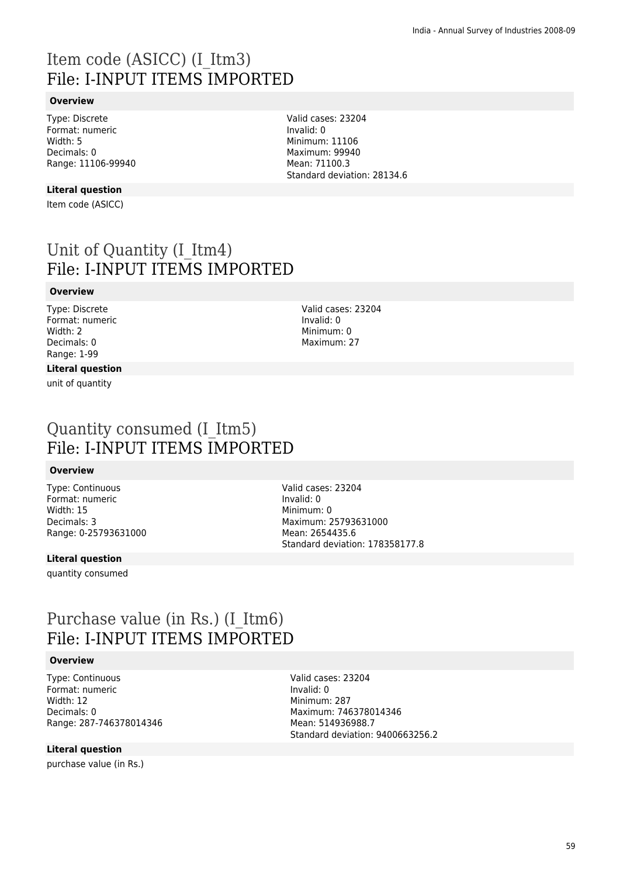# Item code (ASICC) (I_Itm3)
## File: I-INPUT ITEMS IMPORTED

### Overview

Type: Discrete
Format: numeric
Width: 5
Decimals: 0
Range: 11106-99940

Valid cases: 23204
Invalid: 0
Minimum: 11106
Maximum: 99940
Mean: 71100.3
Standard deviation: 28134.6

### Literal question

Item code (ASICC)

# Unit of Quantity (I_Itm4)
## File: I-INPUT ITEMS IMPORTED

### Overview

Type: Discrete
Format: numeric
Width: 2
Decimals: 0
Range: 1-99

Valid cases: 23204
Invalid: 0
Minimum: 0
Maximum: 27

### Literal question

unit of quantity

# Quantity consumed (I_Itm5)
## File: I-INPUT ITEMS IMPORTED

### Overview

Type: Continuous
Format: numeric
Width: 15
Decimals: 3
Range: 0-25793631000

Valid cases: 23204
Invalid: 0
Minimum: 0
Maximum: 25793631000
Mean: 2654435.6
Standard deviation: 178358177.8

### Literal question

quantity consumed

# Purchase value (in Rs.) (I_Itm6)
## File: I-INPUT ITEMS IMPORTED

### Overview

Type: Continuous
Format: numeric
Width: 12
Decimals: 0
Range: 287-746378014346

Valid cases: 23204
Invalid: 0
Minimum: 287
Maximum: 746378014346
Mean: 514936988.7
Standard deviation: 9400663256.2

### Literal question

purchase value (in Rs.)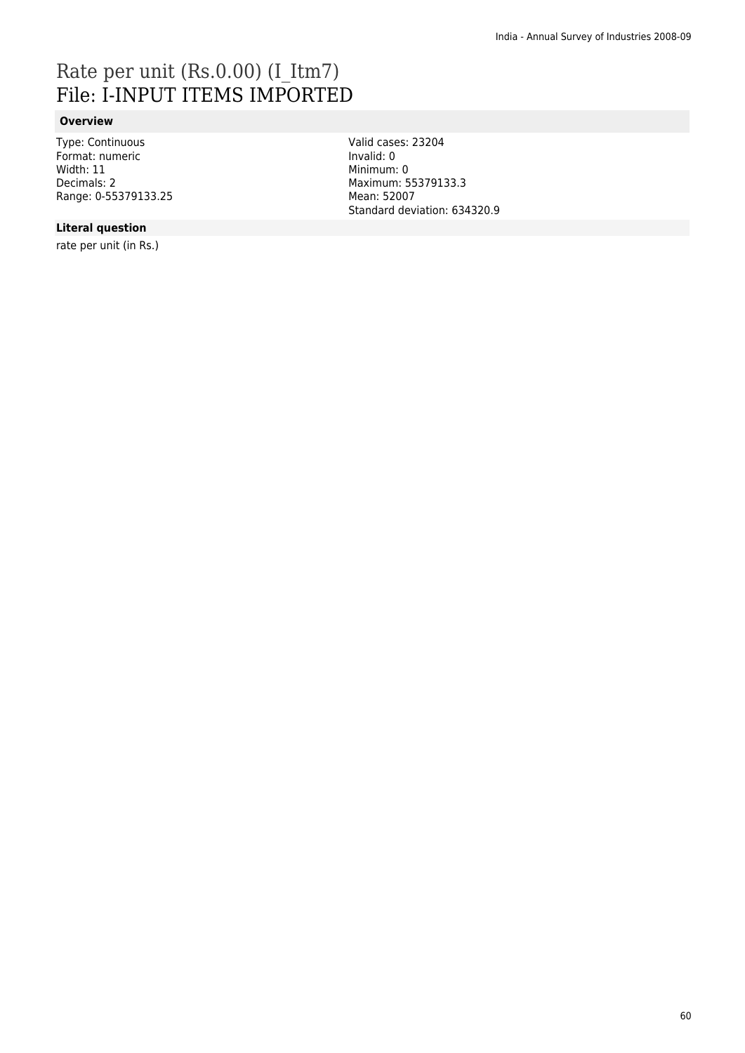# Rate per unit (Rs.0.00) (I_Itm7)
## File: I-INPUT ITEMS IMPORTED

### Overview

Type: Continuous
Format: numeric
Width: 11
Decimals: 2
Range: 0-55379133.25

Valid cases: 23204
Invalid: 0
Minimum: 0
Maximum: 55379133.3
Mean: 52007
Standard deviation: 634320.9

### Literal question

rate per unit (in Rs.)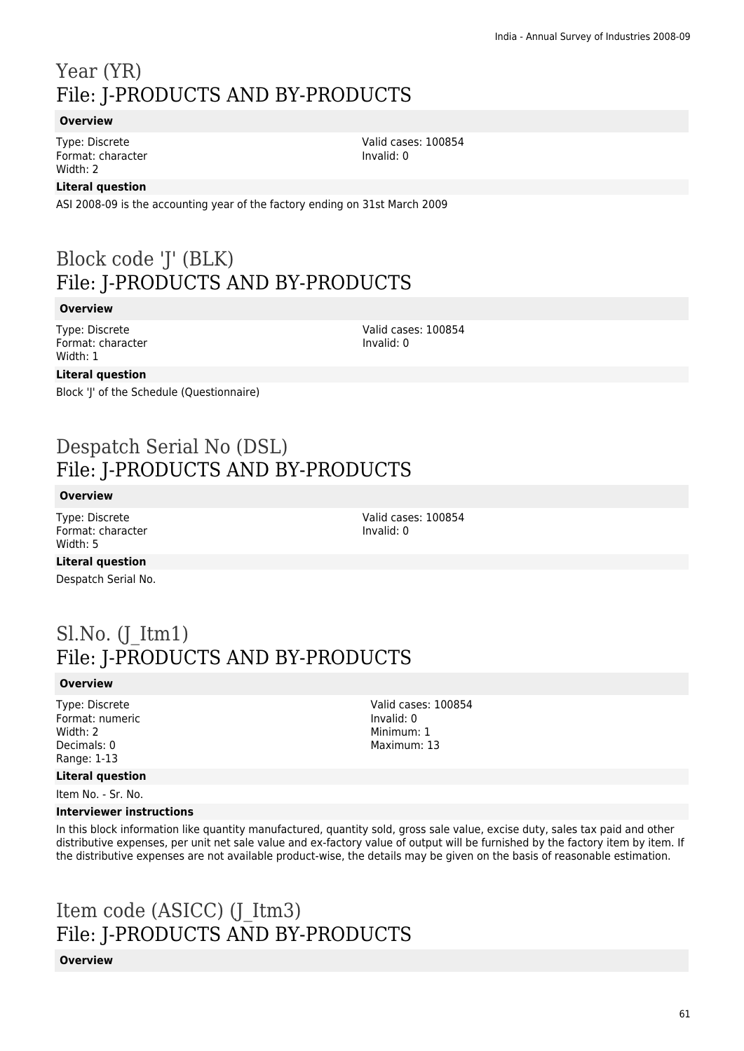# Year (YR)
## File: J-PRODUCTS AND BY-PRODUCTS

**Overview**

Type: Discrete
Format: character
Width: 2

Valid cases: 100854
Invalid: 0

**Literal question**

ASI 2008-09 is the accounting year of the factory ending on 31st March 2009

# Block code 'J' (BLK)
## File: J-PRODUCTS AND BY-PRODUCTS

**Overview**

Type: Discrete
Format: character
Width: 1

Valid cases: 100854
Invalid: 0

**Literal question**

Block 'J' of the Schedule (Questionnaire)

# Despatch Serial No (DSL)
## File: J-PRODUCTS AND BY-PRODUCTS

**Overview**

Type: Discrete
Format: character
Width: 5

Valid cases: 100854
Invalid: 0

**Literal question**

Despatch Serial No.

# Sl.No. (J_Itm1)
## File: J-PRODUCTS AND BY-PRODUCTS

**Overview**

Type: Discrete
Format: numeric
Width: 2
Decimals: 0
Range: 1-13

Valid cases: 100854
Invalid: 0
Minimum: 1
Maximum: 13

**Literal question**

Item No. - Sr. No.

**Interviewer instructions**

In this block information like quantity manufactured, quantity sold, gross sale value, excise duty, sales tax paid and other distributive expenses, per unit net sale value and ex-factory value of output will be furnished by the factory item by item. If the distributive expenses are not available product-wise, the details may be given on the basis of reasonable estimation.

# Item code (ASICC) (J_Itm3)
## File: J-PRODUCTS AND BY-PRODUCTS

**Overview**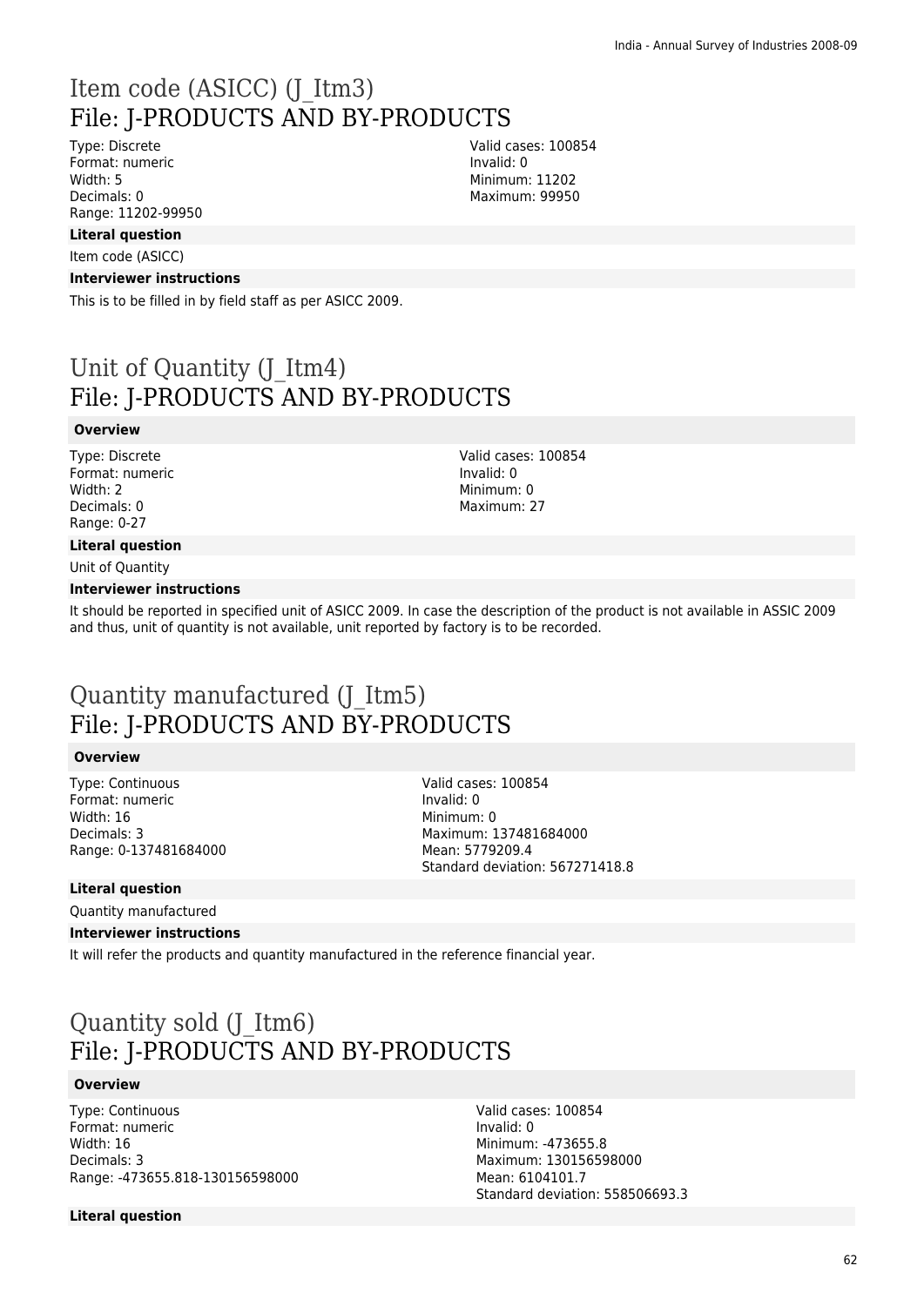# Item code (ASICC) (J_Itm3)
## File: J-PRODUCTS AND BY-PRODUCTS

Type: Discrete
Format: numeric
Width: 5
Decimals: 0
Range: 11202-99950

Valid cases: 100854
Invalid: 0
Minimum: 11202
Maximum: 99950

**Literal question**

Item code (ASICC)

**Interviewer instructions**

This is to be filled in by field staff as per ASICC 2009.

# Unit of Quantity (J_Itm4)
## File: J-PRODUCTS AND BY-PRODUCTS

**Overview**

Type: Discrete
Format: numeric
Width: 2
Decimals: 0
Range: 0-27

Valid cases: 100854
Invalid: 0
Minimum: 0
Maximum: 27

**Literal question**

Unit of Quantity

**Interviewer instructions**

It should be reported in specified unit of ASICC 2009. In case the description of the product is not available in ASSIC 2009 and thus, unit of quantity is not available, unit reported by factory is to be recorded.

# Quantity manufactured (J_Itm5)
## File: J-PRODUCTS AND BY-PRODUCTS

**Overview**

Type: Continuous
Format: numeric
Width: 16
Decimals: 3
Range: 0-137481684000

Valid cases: 100854
Invalid: 0
Minimum: 0
Maximum: 137481684000
Mean: 5779209.4
Standard deviation: 567271418.8

**Literal question**

Quantity manufactured

**Interviewer instructions**

It will refer the products and quantity manufactured in the reference financial year.

# Quantity sold (J_Itm6)
## File: J-PRODUCTS AND BY-PRODUCTS

**Overview**

Type: Continuous
Format: numeric
Width: 16
Decimals: 3
Range: -473655.818-130156598000

Valid cases: 100854
Invalid: 0
Minimum: -473655.8
Maximum: 130156598000
Mean: 6104101.7
Standard deviation: 558506693.3

**Literal question**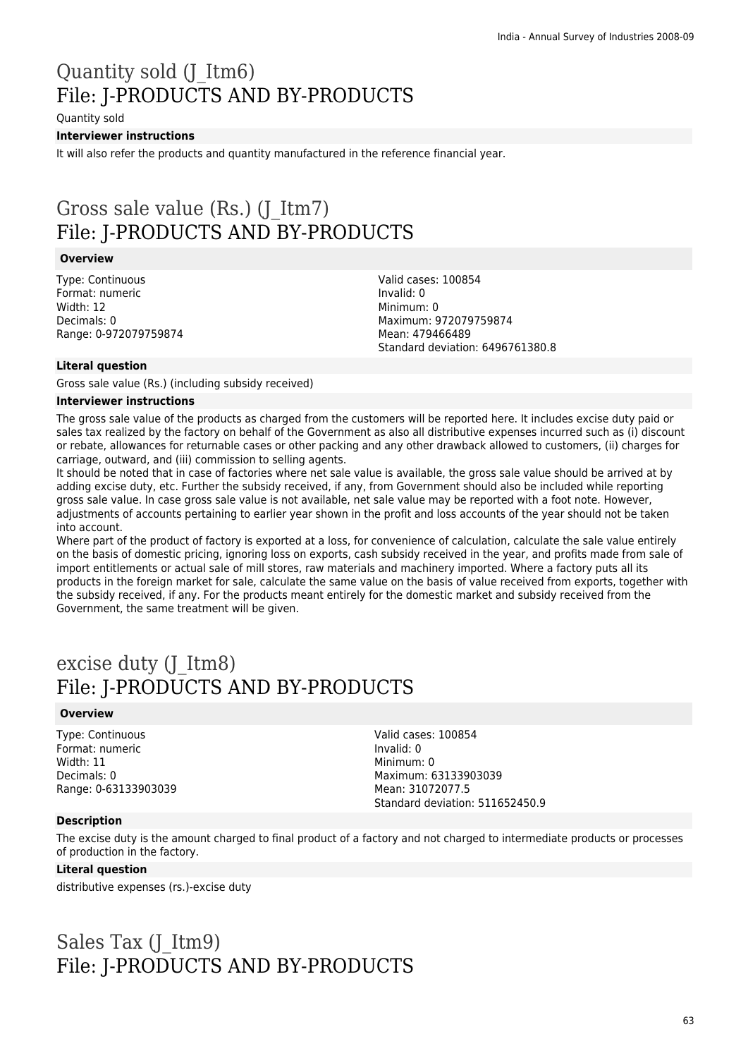# Quantity sold (J_Itm6)
# File: J-PRODUCTS AND BY-PRODUCTS

Quantity sold

**Interviewer instructions**

It will also refer the products and quantity manufactured in the reference financial year.

# Gross sale value (Rs.) (J_Itm7)
# File: J-PRODUCTS AND BY-PRODUCTS

**Overview**

Type: Continuous
Format: numeric
Width: 12
Decimals: 0
Range: 0-972079759874

Valid cases: 100854
Invalid: 0
Minimum: 0
Maximum: 972079759874
Mean: 479466489
Standard deviation: 6496761380.8

**Literal question**

Gross sale value (Rs.) (including subsidy received)

**Interviewer instructions**

The gross sale value of the products as charged from the customers will be reported here. It includes excise duty paid or sales tax realized by the factory on behalf of the Government as also all distributive expenses incurred such as (i) discount or rebate, allowances for returnable cases or other packing and any other drawback allowed to customers, (ii) charges for carriage, outward, and (iii) commission to selling agents.
It should be noted that in case of factories where net sale value is available, the gross sale value should be arrived at by adding excise duty, etc. Further the subsidy received, if any, from Government should also be included while reporting gross sale value. In case gross sale value is not available, net sale value may be reported with a foot note. However, adjustments of accounts pertaining to earlier year shown in the profit and loss accounts of the year should not be taken into account.
Where part of the product of factory is exported at a loss, for convenience of calculation, calculate the sale value entirely on the basis of domestic pricing, ignoring loss on exports, cash subsidy received in the year, and profits made from sale of import entitlements or actual sale of mill stores, raw materials and machinery imported. Where a factory puts all its products in the foreign market for sale, calculate the same value on the basis of value received from exports, together with the subsidy received, if any. For the products meant entirely for the domestic market and subsidy received from the Government, the same treatment will be given.

# excise duty (J_Itm8)
# File: J-PRODUCTS AND BY-PRODUCTS

**Overview**

Type: Continuous
Format: numeric
Width: 11
Decimals: 0
Range: 0-63133903039

Valid cases: 100854
Invalid: 0
Minimum: 0
Maximum: 63133903039
Mean: 31072077.5
Standard deviation: 511652450.9

**Description**

The excise duty is the amount charged to final product of a factory and not charged to intermediate products or processes of production in the factory.

**Literal question**

distributive expenses (rs.)-excise duty

# Sales Tax (J_Itm9)
# File: J-PRODUCTS AND BY-PRODUCTS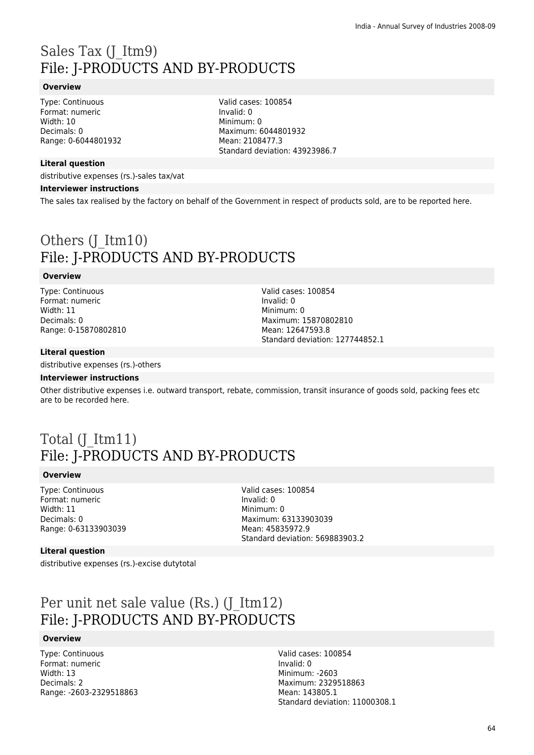# Sales Tax (J_Itm9)
# File: J-PRODUCTS AND BY-PRODUCTS

**Overview**

Type: Continuous
Format: numeric
Width: 10
Decimals: 0
Range: 0-6044801932

Valid cases: 100854
Invalid: 0
Minimum: 0
Maximum: 6044801932
Mean: 2108477.3
Standard deviation: 43923986.7

**Literal question**

distributive expenses (rs.)-sales tax/vat

**Interviewer instructions**

The sales tax realised by the factory on behalf of the Government in respect of products sold, are to be reported here.

# Others (J_Itm10)
# File: J-PRODUCTS AND BY-PRODUCTS

**Overview**

Type: Continuous
Format: numeric
Width: 11
Decimals: 0
Range: 0-15870802810

Valid cases: 100854
Invalid: 0
Minimum: 0
Maximum: 15870802810
Mean: 12647593.8
Standard deviation: 127744852.1

**Literal question**

distributive expenses (rs.)-others

**Interviewer instructions**

Other distributive expenses i.e. outward transport, rebate, commission, transit insurance of goods sold, packing fees etc are to be recorded here.

# Total (J_Itm11)
# File: J-PRODUCTS AND BY-PRODUCTS

**Overview**

Type: Continuous
Format: numeric
Width: 11
Decimals: 0
Range: 0-63133903039

Valid cases: 100854
Invalid: 0
Minimum: 0
Maximum: 63133903039
Mean: 45835972.9
Standard deviation: 569883903.2

**Literal question**

distributive expenses (rs.)-excise dutytotal

# Per unit net sale value (Rs.) (J_Itm12)
# File: J-PRODUCTS AND BY-PRODUCTS

**Overview**

Type: Continuous
Format: numeric
Width: 13
Decimals: 2
Range: -2603-2329518863

Valid cases: 100854
Invalid: 0
Minimum: -2603
Maximum: 2329518863
Mean: 143805.1
Standard deviation: 11000308.1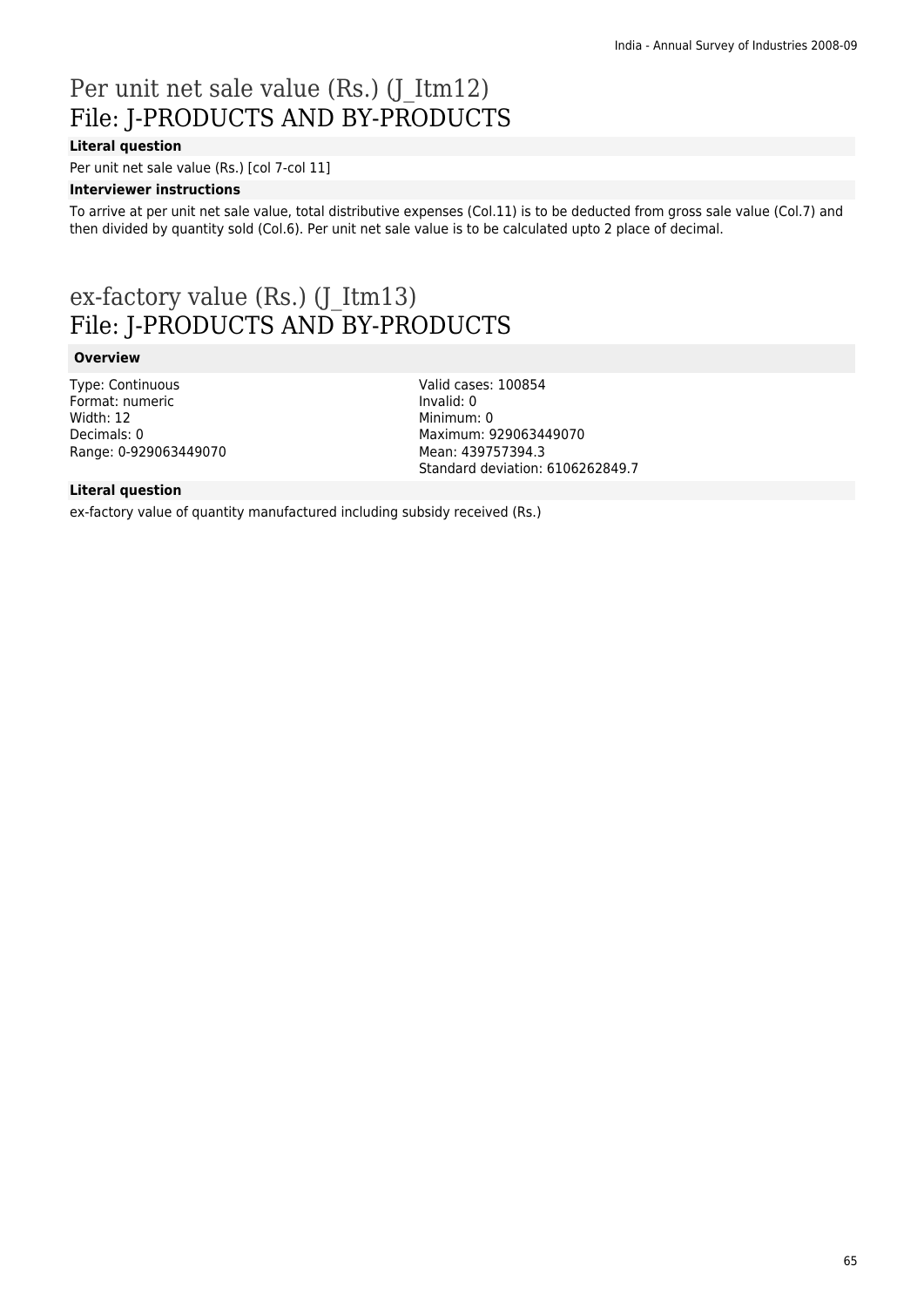# Per unit net sale value (Rs.) (J_Itm12)
## File: J-PRODUCTS AND BY-PRODUCTS

**Literal question**

Per unit net sale value (Rs.) [col 7-col 11]

**Interviewer instructions**

To arrive at per unit net sale value, total distributive expenses (Col.11) is to be deducted from gross sale value (Col.7) and then divided by quantity sold (Col.6). Per unit net sale value is to be calculated upto 2 place of decimal.

# ex-factory value (Rs.) (J_Itm13)
## File: J-PRODUCTS AND BY-PRODUCTS

**Overview**

Type: Continuous
Format: numeric
Width: 12
Decimals: 0
Range: 0-929063449070

Valid cases: 100854
Invalid: 0
Minimum: 0
Maximum: 929063449070
Mean: 439757394.3
Standard deviation: 6106262849.7

**Literal question**

ex-factory value of quantity manufactured including subsidy received (Rs.)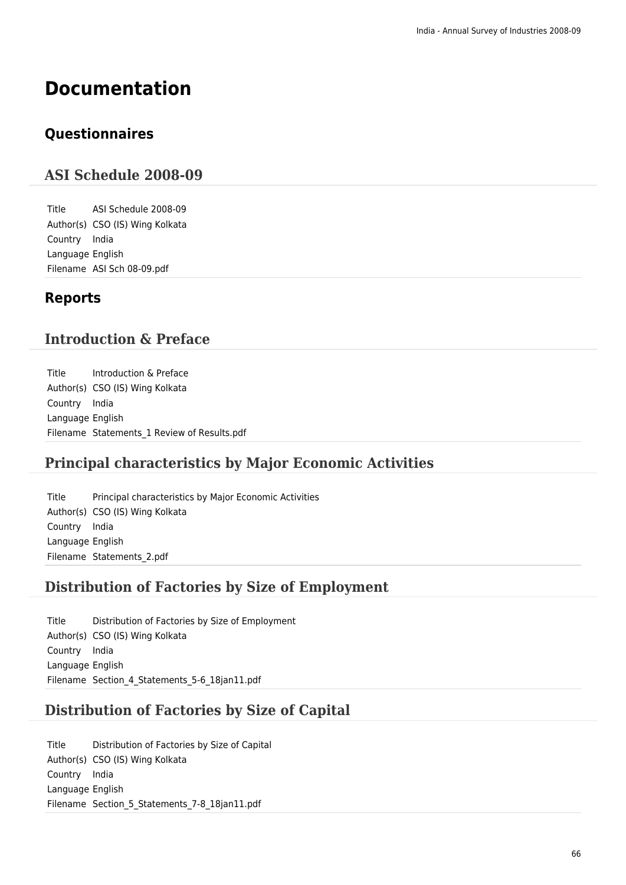# Documentation

## Questionnaires

### ASI Schedule 2008-09

| | |
|---|---|
| Title | ASI Schedule 2008-09 |
| Author(s) | CSO (IS) Wing Kolkata |
| Country | India |
| Language | English |
| Filename | ASI Sch 08-09.pdf |

## Reports

### Introduction & Preface

| | |
|---|---|
| Title | Introduction & Preface |
| Author(s) | CSO (IS) Wing Kolkata |
| Country | India |
| Language | English |
| Filename | Statements_1 Review of Results.pdf |

### Principal characteristics by Major Economic Activities

| | |
|---|---|
| Title | Principal characteristics by Major Economic Activities |
| Author(s) | CSO (IS) Wing Kolkata |
| Country | India |
| Language | English |
| Filename | Statements_2.pdf |

### Distribution of Factories by Size of Employment

| | |
|---|---|
| Title | Distribution of Factories by Size of Employment |
| Author(s) | CSO (IS) Wing Kolkata |
| Country | India |
| Language | English |
| Filename | Section_4_Statements_5-6_18jan11.pdf |

### Distribution of Factories by Size of Capital

| | |
|---|---|
| Title | Distribution of Factories by Size of Capital |
| Author(s) | CSO (IS) Wing Kolkata |
| Country | India |
| Language | English |
| Filename | Section_5_Statements_7-8_18jan11.pdf |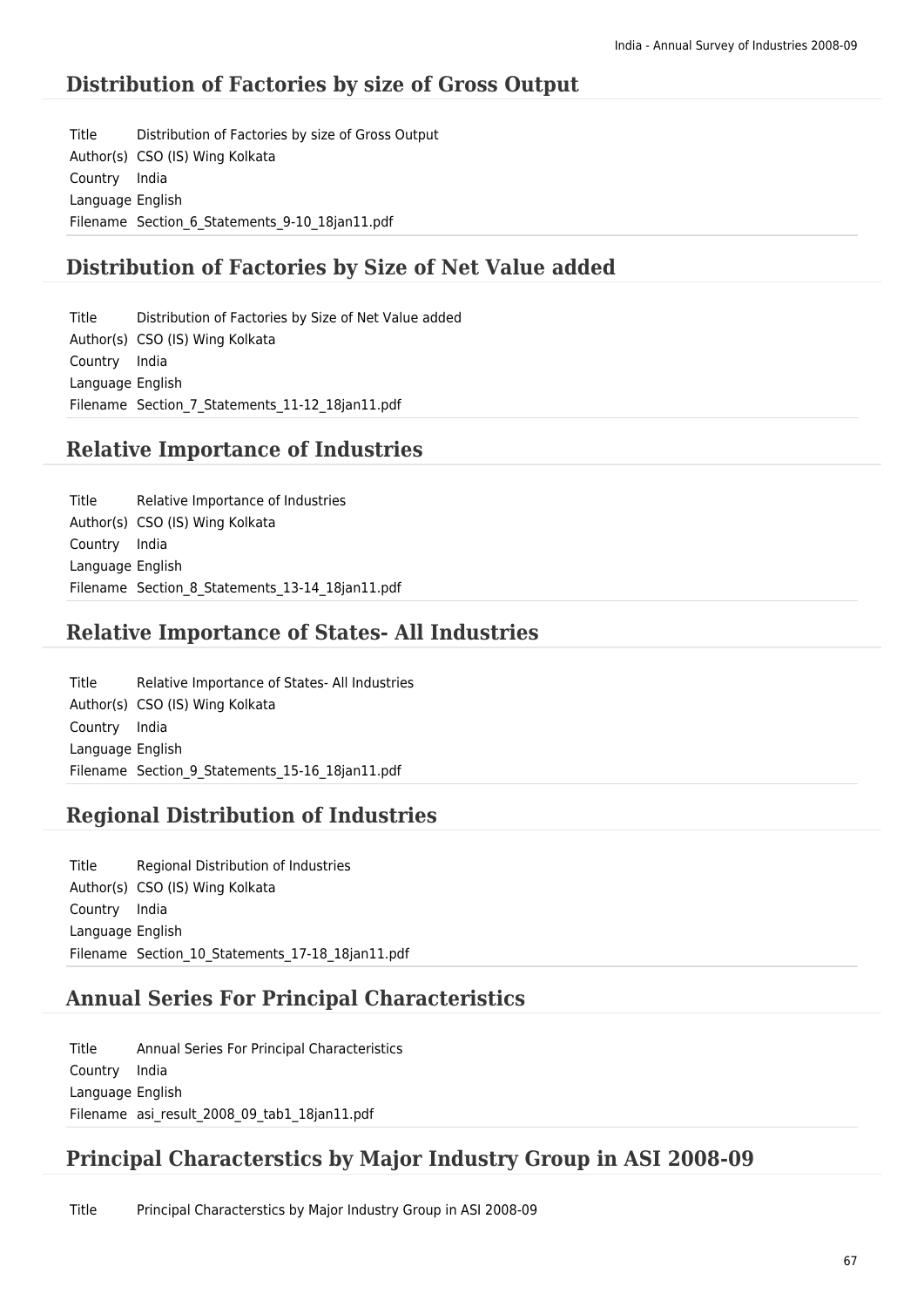## Distribution of Factories by size of Gross Output

| | |
|---|---|
| Title | Distribution of Factories by size of Gross Output |
| Author(s) | CSO (IS) Wing Kolkata |
| Country | India |
| Language | English |
| Filename | Section_6_Statements_9-10_18jan11.pdf |

## Distribution of Factories by Size of Net Value added

| | |
|---|---|
| Title | Distribution of Factories by Size of Net Value added |
| Author(s) | CSO (IS) Wing Kolkata |
| Country | India |
| Language | English |
| Filename | Section_7_Statements_11-12_18jan11.pdf |

## Relative Importance of Industries

| | |
|---|---|
| Title | Relative Importance of Industries |
| Author(s) | CSO (IS) Wing Kolkata |
| Country | India |
| Language | English |
| Filename | Section_8_Statements_13-14_18jan11.pdf |

## Relative Importance of States- All Industries

| | |
|---|---|
| Title | Relative Importance of States- All Industries |
| Author(s) | CSO (IS) Wing Kolkata |
| Country | India |
| Language | English |
| Filename | Section_9_Statements_15-16_18jan11.pdf |

## Regional Distribution of Industries

| | |
|---|---|
| Title | Regional Distribution of Industries |
| Author(s) | CSO (IS) Wing Kolkata |
| Country | India |
| Language | English |
| Filename | Section_10_Statements_17-18_18jan11.pdf |

## Annual Series For Principal Characteristics

| | |
|---|---|
| Title | Annual Series For Principal Characteristics |
| Country | India |
| Language | English |
| Filename | asi_result_2008_09_tab1_18jan11.pdf |

## Principal Characterstics by Major Industry Group in ASI 2008-09

| | |
|---|---|
| Title | Principal Characterstics by Major Industry Group in ASI 2008-09 |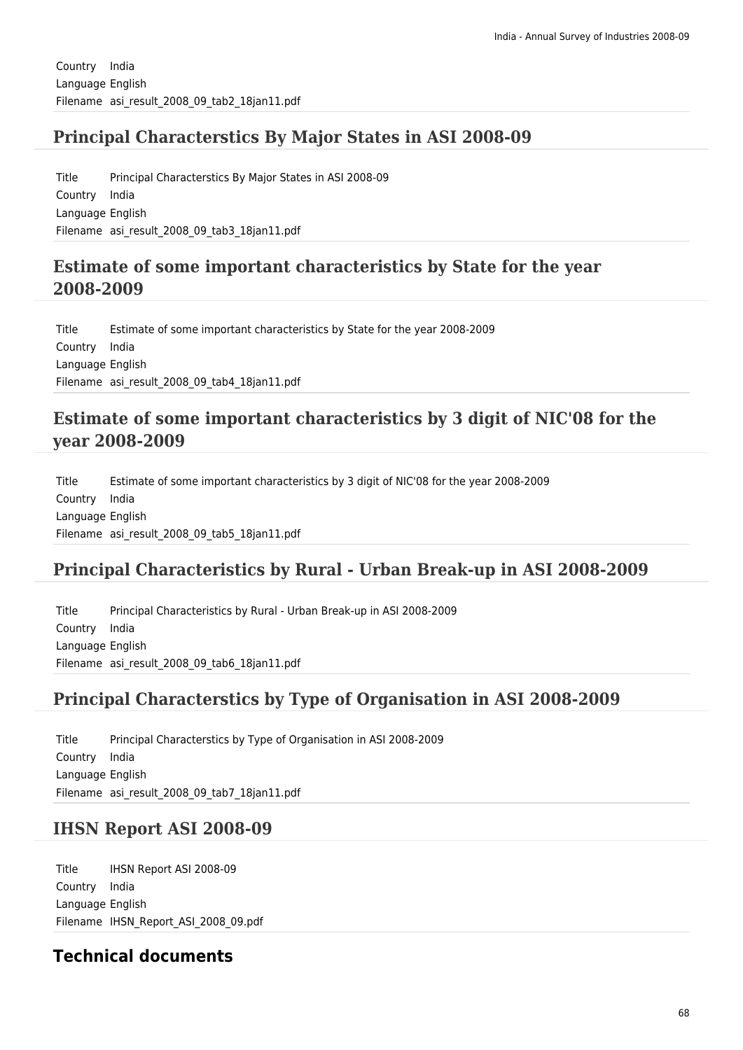| | |
|---|---|
| Country | India |
| Language | English |
| Filename | asi_result_2008_09_tab2_18jan11.pdf |

## Principal Characterstics By Major States in ASI 2008-09

| | |
|---|---|
| Title | Principal Characterstics By Major States in ASI 2008-09 |
| Country | India |
| Language | English |
| Filename | asi_result_2008_09_tab3_18jan11.pdf |

## Estimate of some important characteristics by State for the year 2008-2009

| | |
|---|---|
| Title | Estimate of some important characteristics by State for the year 2008-2009 |
| Country | India |
| Language | English |
| Filename | asi_result_2008_09_tab4_18jan11.pdf |

## Estimate of some important characteristics by 3 digit of NIC'08 for the year 2008-2009

| | |
|---|---|
| Title | Estimate of some important characteristics by 3 digit of NIC'08 for the year 2008-2009 |
| Country | India |
| Language | English |
| Filename | asi_result_2008_09_tab5_18jan11.pdf |

## Principal Characteristics by Rural - Urban Break-up in ASI 2008-2009

| | |
|---|---|
| Title | Principal Characteristics by Rural - Urban Break-up in ASI 2008-2009 |
| Country | India |
| Language | English |
| Filename | asi_result_2008_09_tab6_18jan11.pdf |

## Principal Characterstics by Type of Organisation in ASI 2008-2009

| | |
|---|---|
| Title | Principal Characterstics by Type of Organisation in ASI 2008-2009 |
| Country | India |
| Language | English |
| Filename | asi_result_2008_09_tab7_18jan11.pdf |

## IHSN Report ASI 2008-09

| | |
|---|---|
| Title | IHSN Report ASI 2008-09 |
| Country | India |
| Language | English |
| Filename | IHSN_Report_ASI_2008_09.pdf |

# Technical documents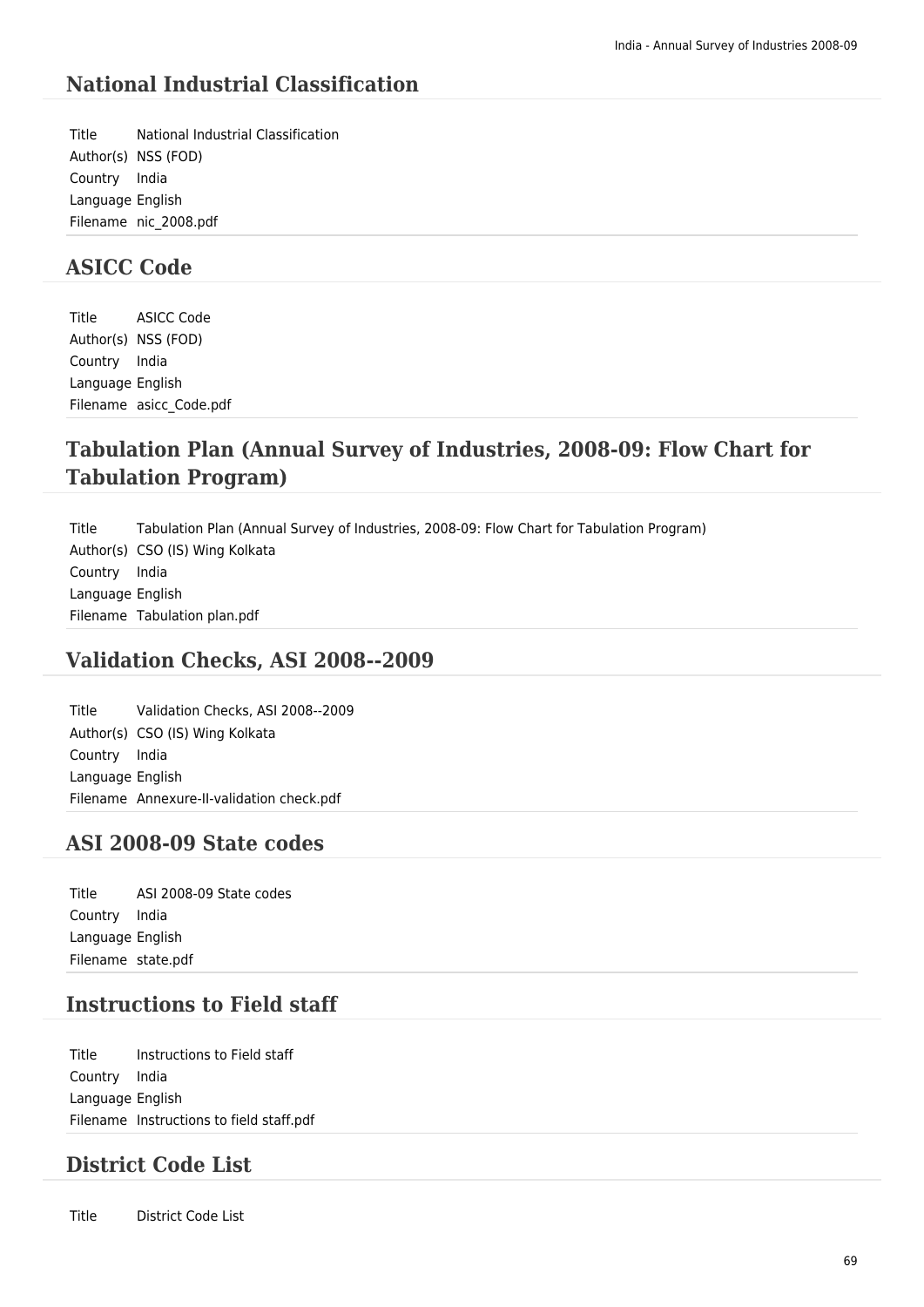## National Industrial Classification

| | |
|---|---|
| Title | National Industrial Classification |
| Author(s) | NSS (FOD) |
| Country | India |
| Language | English |
| Filename | nic_2008.pdf |

## ASICC Code

| | |
|---|---|
| Title | ASICC Code |
| Author(s) | NSS (FOD) |
| Country | India |
| Language | English |
| Filename | asicc_Code.pdf |

## Tabulation Plan (Annual Survey of Industries, 2008-09: Flow Chart for Tabulation Program)

| | |
|---|---|
| Title | Tabulation Plan (Annual Survey of Industries, 2008-09: Flow Chart for Tabulation Program) |
| Author(s) | CSO (IS) Wing Kolkata |
| Country | India |
| Language | English |
| Filename | Tabulation plan.pdf |

## Validation Checks, ASI 2008--2009

| | |
|---|---|
| Title | Validation Checks, ASI 2008--2009 |
| Author(s) | CSO (IS) Wing Kolkata |
| Country | India |
| Language | English |
| Filename | Annexure-II-validation check.pdf |

## ASI 2008-09 State codes

| | |
|---|---|
| Title | ASI 2008-09 State codes |
| Country | India |
| Language | English |
| Filename | state.pdf |

## Instructions to Field staff

| | |
|---|---|
| Title | Instructions to Field staff |
| Country | India |
| Language | English |
| Filename | Instructions to field staff.pdf |

## District Code List

| | |
|---|---|
| Title | District Code List |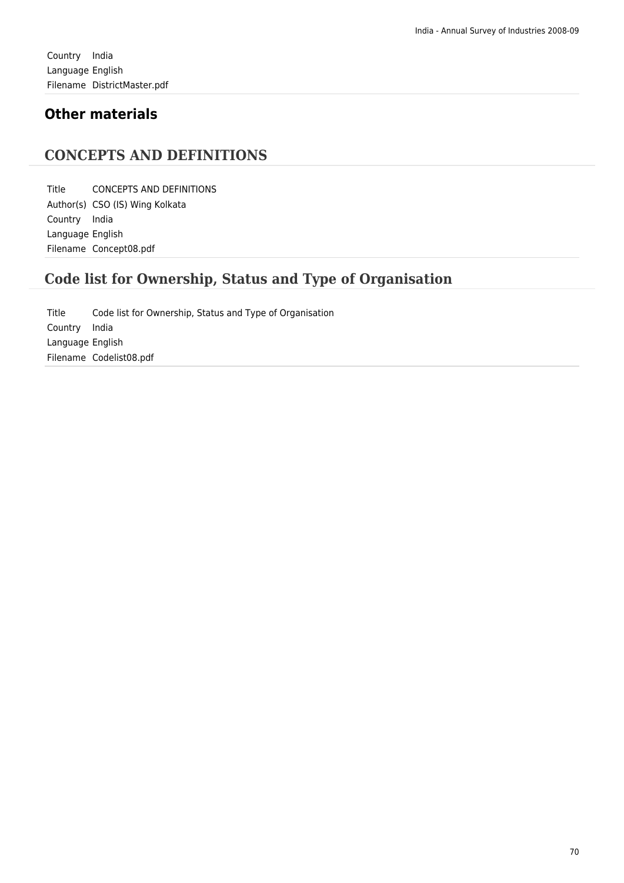| | |
|---|---|
| Country | India |
| Language | English |
| Filename | DistrictMaster.pdf |

## Other materials

## CONCEPTS AND DEFINITIONS

| | |
|---|---|
| Title | CONCEPTS AND DEFINITIONS |
| Author(s) | CSO (IS) Wing Kolkata |
| Country | India |
| Language | English |
| Filename | Concept08.pdf |

## Code list for Ownership, Status and Type of Organisation

| | |
|---|---|
| Title | Code list for Ownership, Status and Type of Organisation |
| Country | India |
| Language | English |
| Filename | Codelist08.pdf |